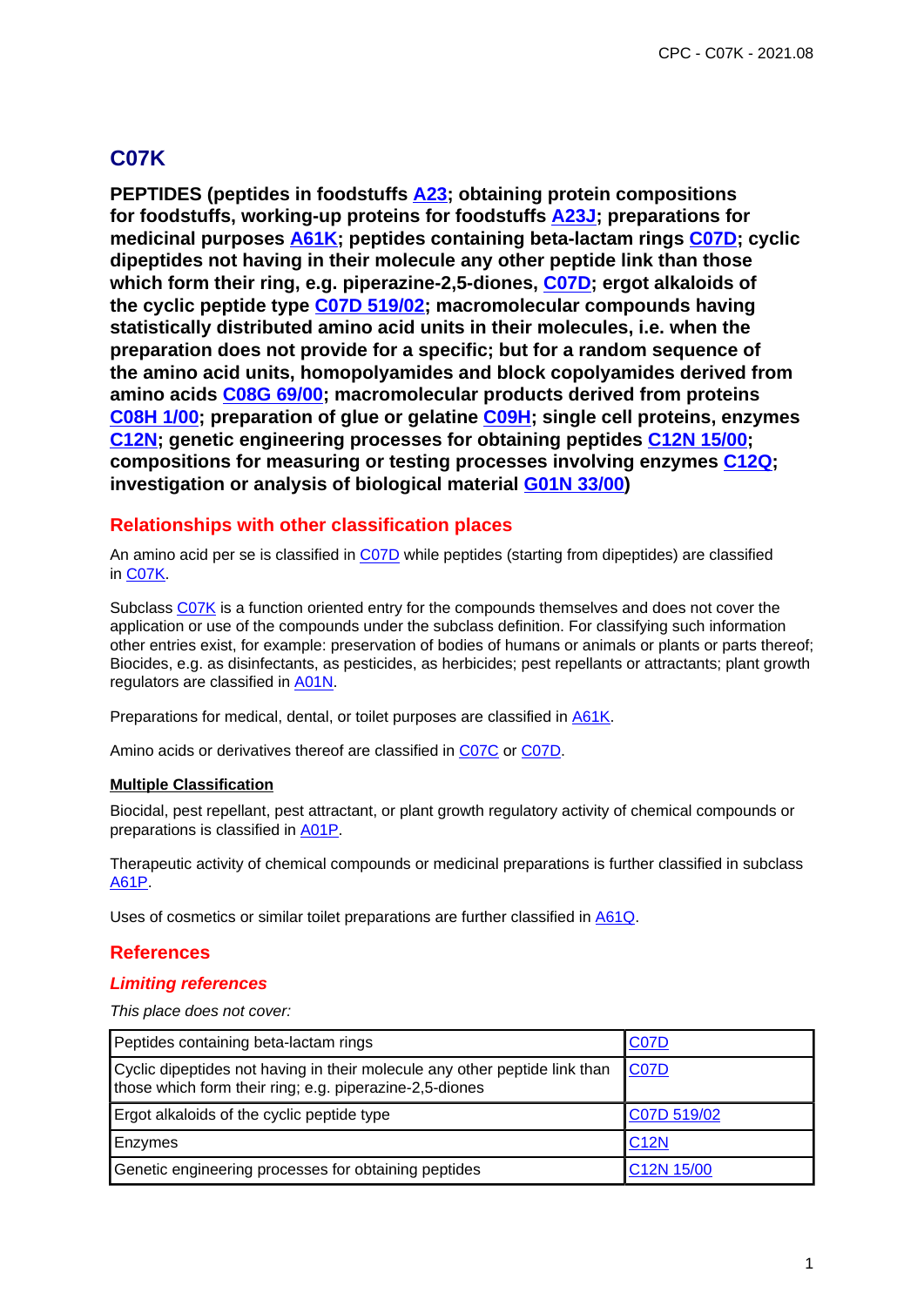# C07K

**PEPTIDES (peptides in foodstuffs A23; obtaining protein compositions for foodstuffs, working-up proteins for foodstuffs A23J; preparations for medicinal purposes A61K; peptides containing beta-lactam rings C07D; cyclic dipeptides not having in their molecule any other peptide link than those which form their ring, e.g. piperazine-2,5-diones, C07D; ergot alkaloids of the cyclic peptide type C07D 519/02; macromolecular compounds having statistically distributed amino acid units in their molecules, i.e. when the preparation does not provide for a specific; but for a random sequence of the amino acid units, homopolyamides and block copolyamides derived from amino acids C08G 69/00; macromolecular products derived from proteins C08H 1/00; preparation of glue or gelatine C09H; single cell proteins, enzymes C12N; genetic engineering processes for obtaining peptides C12N 15/00; compositions for measuring or testing processes involving enzymes C12Q; investigation or analysis of biological material G01N 33/00)**

## Relationships with other classification places

An amino acid per se is classified in C07D while peptides (starting from dipeptides) are classified in C07K.

Subclass C07K is a function oriented entry for the compounds themselves and does not cover the application or use of the compounds under the subclass definition. For classifying such information other entries exist, for example: preservation of bodies of humans or animals or plants or parts thereof; Biocides, e.g. as disinfectants, as pesticides, as herbicides; pest repellants or attractants; plant growth regulators are classified in A01N.

Preparations for medical, dental, or toilet purposes are classified in A61K.

Amino acids or derivatives thereof are classified in C07C or C07D.

**Multiple Classification**

Biocidal, pest repellant, pest attractant, or plant growth regulatory activity of chemical compounds or preparations is classified in A01P.

Therapeutic activity of chemical compounds or medicinal preparations is further classified in subclass A61P.

Uses of cosmetics or similar toilet preparations are further classified in A61Q.

## References

### *Limiting references*

*This place does not cover:*

| | |
|---|---|
| Peptides containing beta-lactam rings | C07D |
| Cyclic dipeptides not having in their molecule any other peptide link than those which form their ring; e.g. piperazine-2,5-diones | C07D |
| Ergot alkaloids of the cyclic peptide type | C07D 519/02 |
| Enzymes | C12N |
| Genetic engineering processes for obtaining peptides | C12N 15/00 |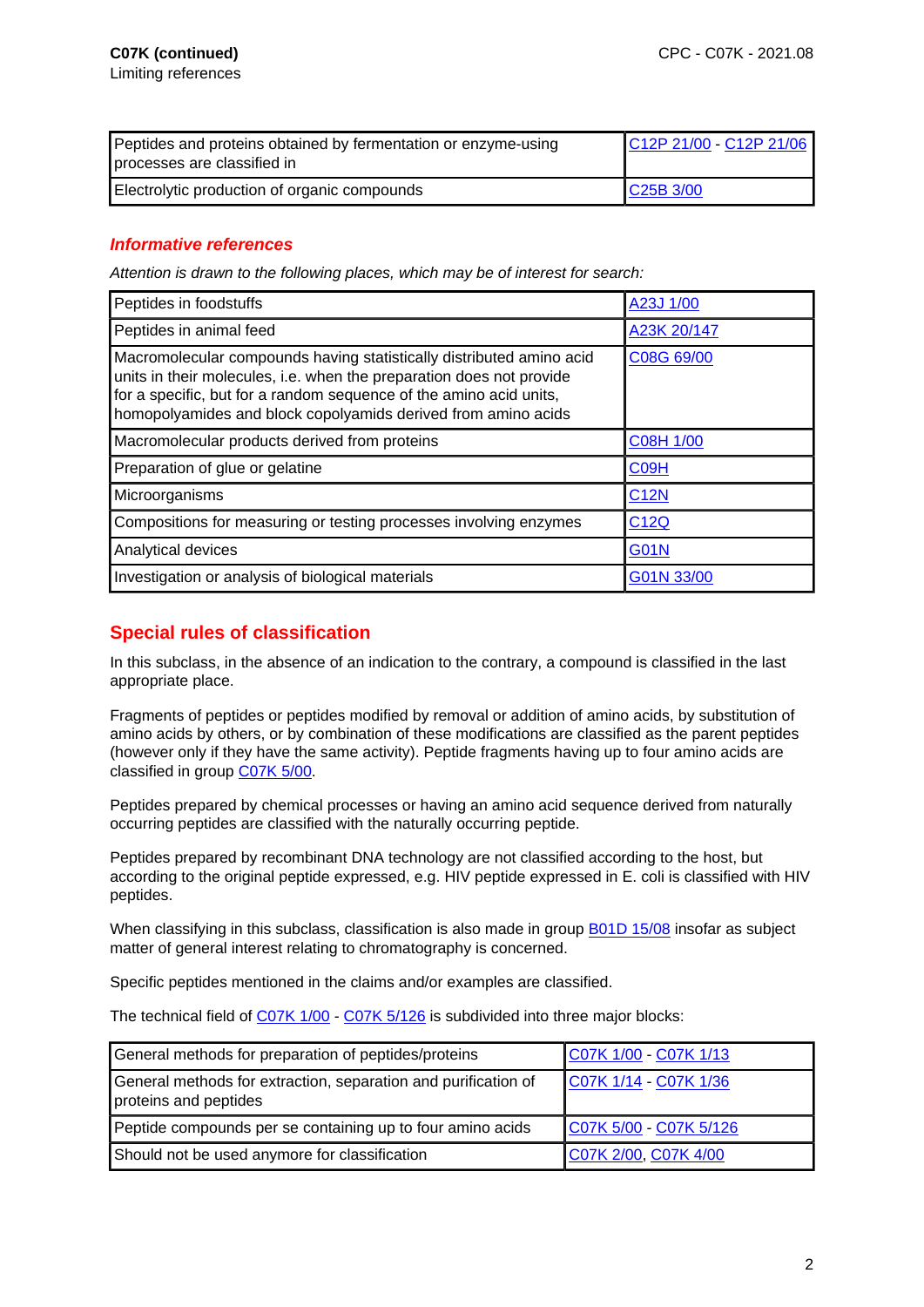**C07K (continued)**
Limiting references

| | |
|---|---|
| Peptides and proteins obtained by fermentation or enzyme-using processes are classified in | C12P 21/00 - C12P 21/06 |
| Electrolytic production of organic compounds | C25B 3/00 |

### *Informative references*

*Attention is drawn to the following places, which may be of interest for search:*

| | |
|---|---|
| Peptides in foodstuffs | A23J 1/00 |
| Peptides in animal feed | A23K 20/147 |
| Macromolecular compounds having statistically distributed amino acid units in their molecules, i.e. when the preparation does not provide for a specific, but for a random sequence of the amino acid units, homopolyamides and block copolyamids derived from amino acids | C08G 69/00 |
| Macromolecular products derived from proteins | C08H 1/00 |
| Preparation of glue or gelatine | C09H |
| Microorganisms | C12N |
| Compositions for measuring or testing processes involving enzymes | C12Q |
| Analytical devices | G01N |
| Investigation or analysis of biological materials | G01N 33/00 |

## Special rules of classification

In this subclass, in the absence of an indication to the contrary, a compound is classified in the last appropriate place.

Fragments of peptides or peptides modified by removal or addition of amino acids, by substitution of amino acids by others, or by combination of these modifications are classified as the parent peptides (however only if they have the same activity). Peptide fragments having up to four amino acids are classified in group C07K 5/00.

Peptides prepared by chemical processes or having an amino acid sequence derived from naturally occurring peptides are classified with the naturally occurring peptide.

Peptides prepared by recombinant DNA technology are not classified according to the host, but according to the original peptide expressed, e.g. HIV peptide expressed in E. coli is classified with HIV peptides.

When classifying in this subclass, classification is also made in group B01D 15/08 insofar as subject matter of general interest relating to chromatography is concerned.

Specific peptides mentioned in the claims and/or examples are classified.

The technical field of C07K 1/00 - C07K 5/126 is subdivided into three major blocks:

| | |
|---|---|
| General methods for preparation of peptides/proteins | C07K 1/00 - C07K 1/13 |
| General methods for extraction, separation and purification of proteins and peptides | C07K 1/14 - C07K 1/36 |
| Peptide compounds per se containing up to four amino acids | C07K 5/00 - C07K 5/126 |
| Should not be used anymore for classification | C07K 2/00, C07K 4/00 |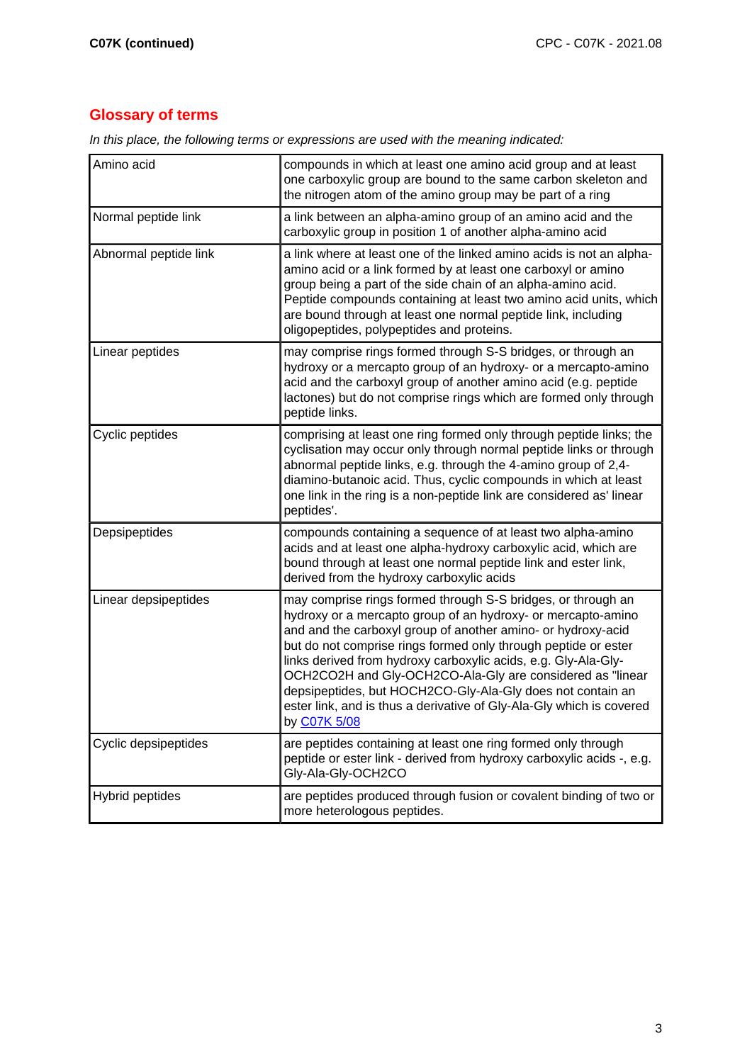## Glossary of terms

*In this place, the following terms or expressions are used with the meaning indicated:*

| | |
|---|---|
| Amino acid | compounds in which at least one amino acid group and at least one carboxylic group are bound to the same carbon skeleton and the nitrogen atom of the amino group may be part of a ring |
| Normal peptide link | a link between an alpha-amino group of an amino acid and the carboxylic group in position 1 of another alpha-amino acid |
| Abnormal peptide link | a link where at least one of the linked amino acids is not an alpha-amino acid or a link formed by at least one carboxyl or amino group being a part of the side chain of an alpha-amino acid. Peptide compounds containing at least two amino acid units, which are bound through at least one normal peptide link, including oligopeptides, polypeptides and proteins. |
| Linear peptides | may comprise rings formed through S-S bridges, or through an hydroxy or a mercapto group of an hydroxy- or a mercapto-amino acid and the carboxyl group of another amino acid (e.g. peptide lactones) but do not comprise rings which are formed only through peptide links. |
| Cyclic peptides | comprising at least one ring formed only through peptide links; the cyclisation may occur only through normal peptide links or through abnormal peptide links, e.g. through the 4-amino group of 2,4-diamino-butanoic acid. Thus, cyclic compounds in which at least one link in the ring is a non-peptide link are considered as' linear peptides'. |
| Depsipeptides | compounds containing a sequence of at least two alpha-amino acids and at least one alpha-hydroxy carboxylic acid, which are bound through at least one normal peptide link and ester link, derived from the hydroxy carboxylic acids |
| Linear depsipeptides | may comprise rings formed through S-S bridges, or through an hydroxy or a mercapto group of an hydroxy- or mercapto-amino and and the carboxyl group of another amino- or hydroxy-acid but do not comprise rings formed only through peptide or ester links derived from hydroxy carboxylic acids, e.g. Gly-Ala-Gly-OCH2CO2H and Gly-OCH2CO-Ala-Gly are considered as "linear depsipeptides, but HOCH2CO-Gly-Ala-Gly does not contain an ester link, and is thus a derivative of Gly-Ala-Gly which is covered by C07K 5/08 |
| Cyclic depsipeptides | are peptides containing at least one ring formed only through peptide or ester link - derived from hydroxy carboxylic acids -, e.g. Gly-Ala-Gly-OCH2CO |
| Hybrid peptides | are peptides produced through fusion or covalent binding of two or more heterologous peptides. |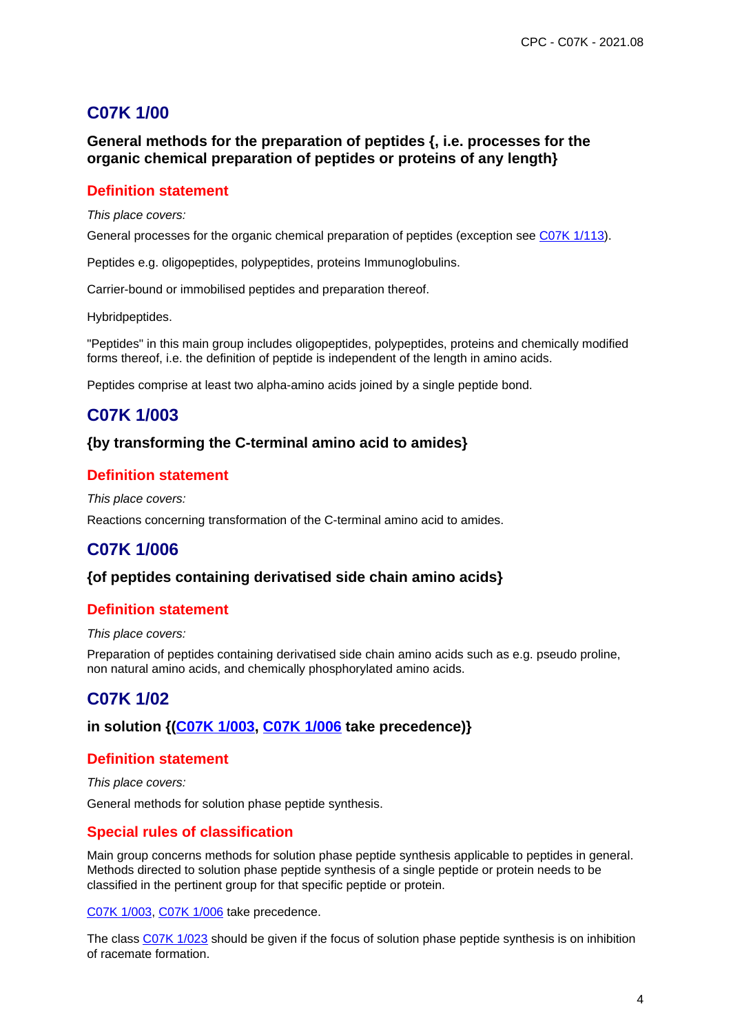## C07K 1/00

### General methods for the preparation of peptides {, i.e. processes for the organic chemical preparation of peptides or proteins of any length}

#### Definition statement

*This place covers:*

General processes for the organic chemical preparation of peptides (exception see C07K 1/113).

Peptides e.g. oligopeptides, polypeptides, proteins Immunoglobulins.

Carrier-bound or immobilised peptides and preparation thereof.

Hybridpeptides.

"Peptides" in this main group includes oligopeptides, polypeptides, proteins and chemically modified forms thereof, i.e. the definition of peptide is independent of the length in amino acids.

Peptides comprise at least two alpha-amino acids joined by a single peptide bond.

## C07K 1/003

### {by transforming the C-terminal amino acid to amides}

#### Definition statement

*This place covers:*

Reactions concerning transformation of the C-terminal amino acid to amides.

## C07K 1/006

### {of peptides containing derivatised side chain amino acids}

#### Definition statement

*This place covers:*

Preparation of peptides containing derivatised side chain amino acids such as e.g. pseudo proline, non natural amino acids, and chemically phosphorylated amino acids.

## C07K 1/02

### in solution {(C07K 1/003, C07K 1/006 take precedence)}

#### Definition statement

*This place covers:*

General methods for solution phase peptide synthesis.

#### Special rules of classification

Main group concerns methods for solution phase peptide synthesis applicable to peptides in general. Methods directed to solution phase peptide synthesis of a single peptide or protein needs to be classified in the pertinent group for that specific peptide or protein.

C07K 1/003, C07K 1/006 take precedence.

The class C07K 1/023 should be given if the focus of solution phase peptide synthesis is on inhibition of racemate formation.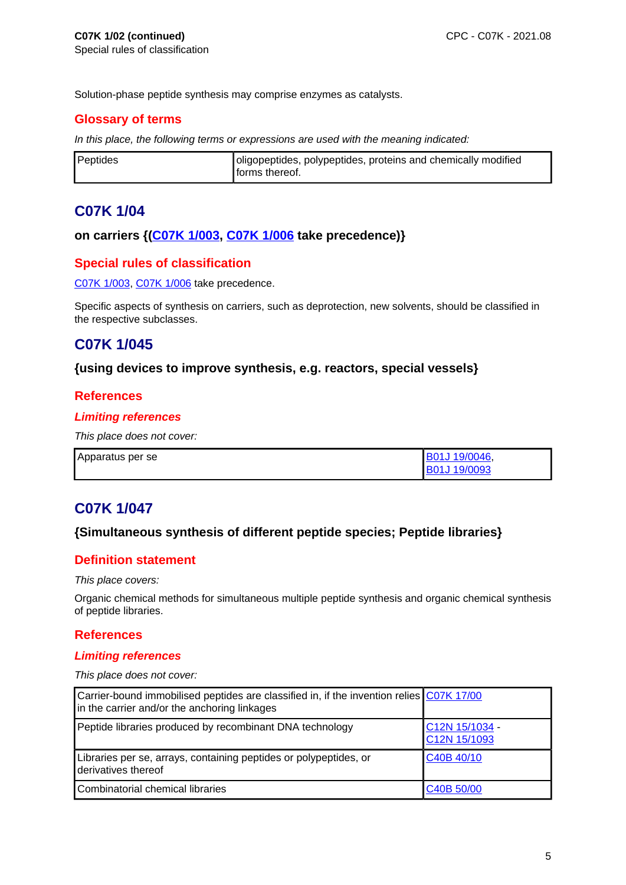Special rules of classification

Solution-phase peptide synthesis may comprise enzymes as catalysts.

### Glossary of terms

*In this place, the following terms or expressions are used with the meaning indicated:*

| | |
|---|---|
| Peptides | oligopeptides, polypeptides, proteins and chemically modified forms thereof. |

## C07K 1/04

**on carriers {(C07K 1/003, C07K 1/006 take precedence)}**

### Special rules of classification

C07K 1/003, C07K 1/006 take precedence.

Specific aspects of synthesis on carriers, such as deprotection, new solvents, should be classified in the respective subclasses.

## C07K 1/045

**{using devices to improve synthesis, e.g. reactors, special vessels}**

### References

#### *Limiting references*

*This place does not cover:*

| | |
|---|---|
| Apparatus per se | B01J 19/0046, B01J 19/0093 |

## C07K 1/047

**{Simultaneous synthesis of different peptide species; Peptide libraries}**

### Definition statement

*This place covers:*

Organic chemical methods for simultaneous multiple peptide synthesis and organic chemical synthesis of peptide libraries.

### References

#### *Limiting references*

*This place does not cover:*

| | |
|---|---|
| Carrier-bound immobilised peptides are classified in, if the invention relies in the carrier and/or the anchoring linkages | C07K 17/00 |
| Peptide libraries produced by recombinant DNA technology | C12N 15/1034 - C12N 15/1093 |
| Libraries per se, arrays, containing peptides or polypeptides, or derivatives thereof | C40B 40/10 |
| Combinatorial chemical libraries | C40B 50/00 |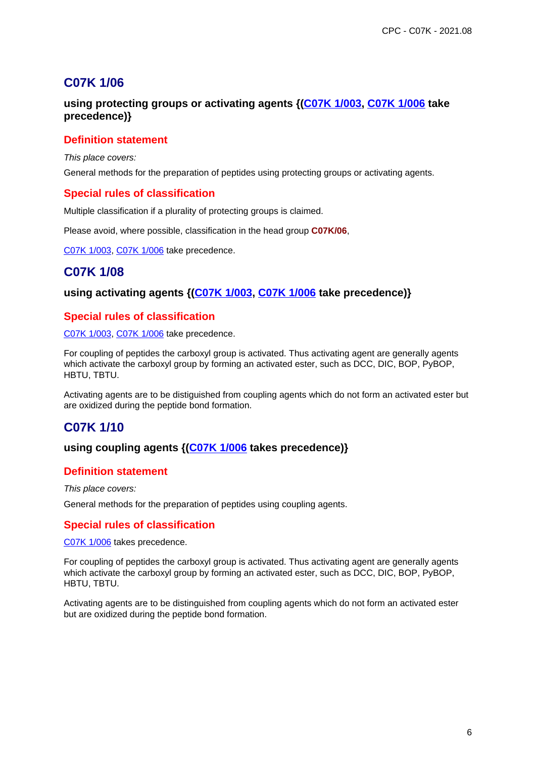## C07K 1/06

### using protecting groups or activating agents {(C07K 1/003, C07K 1/006 take precedence)}

#### Definition statement

*This place covers:*

General methods for the preparation of peptides using protecting groups or activating agents.

#### Special rules of classification

Multiple classification if a plurality of protecting groups is claimed.

Please avoid, where possible, classification in the head group **C07K/06**,

C07K 1/003, C07K 1/006 take precedence.

## C07K 1/08

### using activating agents {(C07K 1/003, C07K 1/006 take precedence)}

#### Special rules of classification

C07K 1/003, C07K 1/006 take precedence.

For coupling of peptides the carboxyl group is activated. Thus activating agent are generally agents which activate the carboxyl group by forming an activated ester, such as DCC, DIC, BOP, PyBOP, HBTU, TBTU.

Activating agents are to be distiguished from coupling agents which do not form an activated ester but are oxidized during the peptide bond formation.

## C07K 1/10

### using coupling agents {(C07K 1/006 takes precedence)}

#### Definition statement

*This place covers:*

General methods for the preparation of peptides using coupling agents.

#### Special rules of classification

C07K 1/006 takes precedence.

For coupling of peptides the carboxyl group is activated. Thus activating agent are generally agents which activate the carboxyl group by forming an activated ester, such as DCC, DIC, BOP, PyBOP, HBTU, TBTU.

Activating agents are to be distinguished from coupling agents which do not form an activated ester but are oxidized during the peptide bond formation.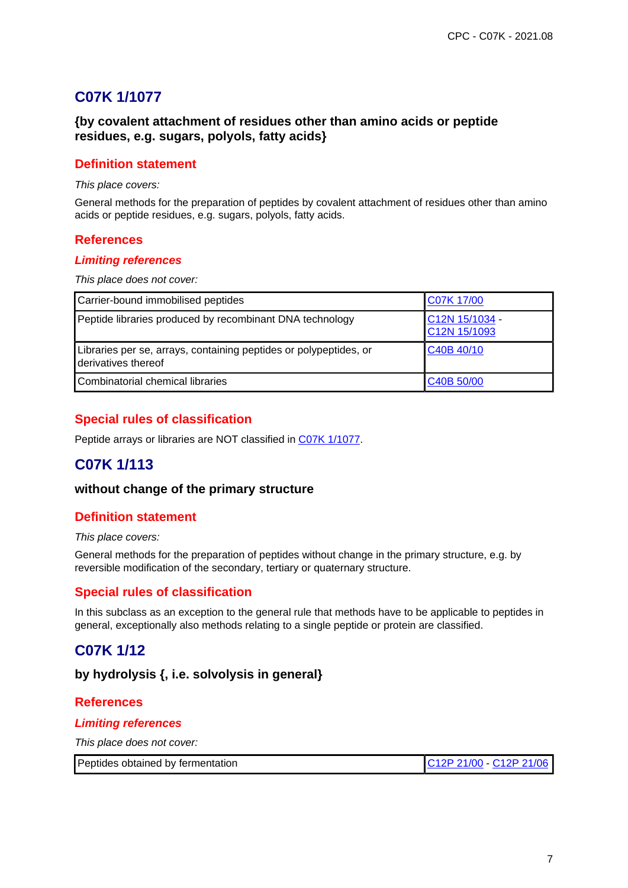## C07K 1/1077

### {by covalent attachment of residues other than amino acids or peptide residues, e.g. sugars, polyols, fatty acids}

#### Definition statement

*This place covers:*

General methods for the preparation of peptides by covalent attachment of residues other than amino acids or peptide residues, e.g. sugars, polyols, fatty acids.

#### References

##### *Limiting references*

*This place does not cover:*

| | |
|---|---|
| Carrier-bound immobilised peptides | C07K 17/00 |
| Peptide libraries produced by recombinant DNA technology | C12N 15/1034 - C12N 15/1093 |
| Libraries per se, arrays, containing peptides or polypeptides, or derivatives thereof | C40B 40/10 |
| Combinatorial chemical libraries | C40B 50/00 |

#### Special rules of classification

Peptide arrays or libraries are NOT classified in C07K 1/1077.

## C07K 1/113

### without change of the primary structure

#### Definition statement

*This place covers:*

General methods for the preparation of peptides without change in the primary structure, e.g. by reversible modification of the secondary, tertiary or quaternary structure.

#### Special rules of classification

In this subclass as an exception to the general rule that methods have to be applicable to peptides in general, exceptionally also methods relating to a single peptide or protein are classified.

## C07K 1/12

### by hydrolysis {, i.e. solvolysis in general}

#### References

##### *Limiting references*

*This place does not cover:*

| | |
|---|---|
| Peptides obtained by fermentation | C12P 21/00 - C12P 21/06 |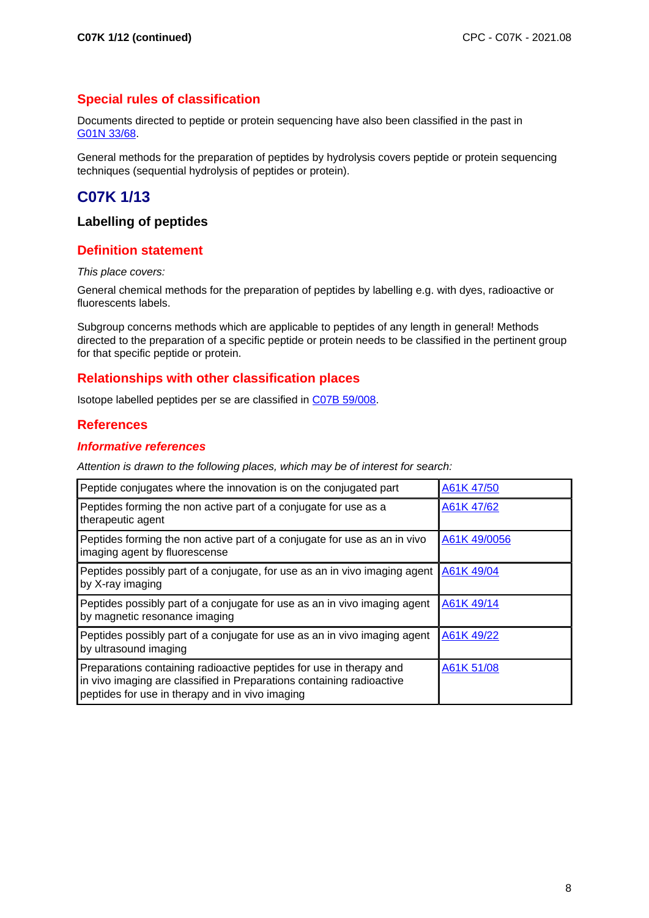## Special rules of classification

Documents directed to peptide or protein sequencing have also been classified in the past in G01N 33/68.

General methods for the preparation of peptides by hydrolysis covers peptide or protein sequencing techniques (sequential hydrolysis of peptides or protein).

# C07K 1/13

### Labelling of peptides

## Definition statement

*This place covers:*

General chemical methods for the preparation of peptides by labelling e.g. with dyes, radioactive or fluorescents labels.

Subgroup concerns methods which are applicable to peptides of any length in general! Methods directed to the preparation of a specific peptide or protein needs to be classified in the pertinent group for that specific peptide or protein.

## Relationships with other classification places

Isotope labelled peptides per se are classified in C07B 59/008.

## References

### *Informative references*

*Attention is drawn to the following places, which may be of interest for search:*

| Peptide conjugates where the innovation is on the conjugated part | A61K 47/50 |
|---|---|
| Peptides forming the non active part of a conjugate for use as a therapeutic agent | A61K 47/62 |
| Peptides forming the non active part of a conjugate for use as an in vivo imaging agent by fluorescense | A61K 49/0056 |
| Peptides possibly part of a conjugate, for use as an in vivo imaging agent by X-ray imaging | A61K 49/04 |
| Peptides possibly part of a conjugate for use as an in vivo imaging agent by magnetic resonance imaging | A61K 49/14 |
| Peptides possibly part of a conjugate for use as an in vivo imaging agent by ultrasound imaging | A61K 49/22 |
| Preparations containing radioactive peptides for use in therapy and in vivo imaging are classified in Preparations containing radioactive peptides for use in therapy and in vivo imaging | A61K 51/08 |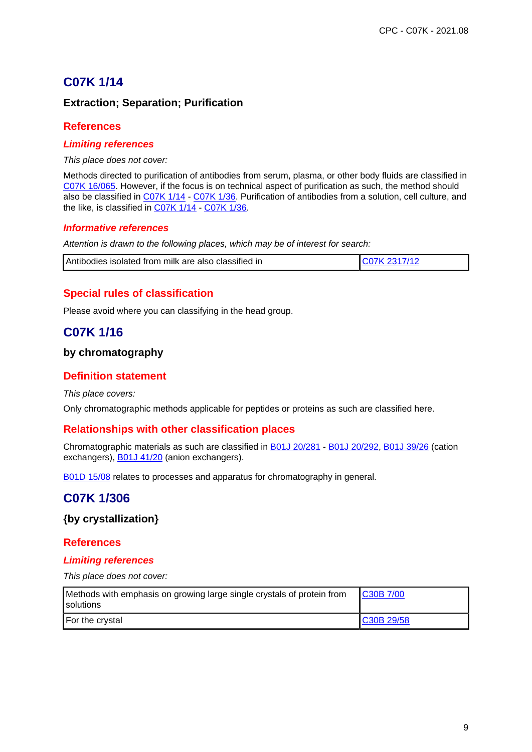## C07K 1/14

### Extraction; Separation; Purification

### References

#### *Limiting references*

*This place does not cover:*

Methods directed to purification of antibodies from serum, plasma, or other body fluids are classified in C07K 16/065. However, if the focus is on technical aspect of purification as such, the method should also be classified in C07K 1/14 - C07K 1/36. Purification of antibodies from a solution, cell culture, and the like, is classified in C07K 1/14 - C07K 1/36.

#### *Informative references*

*Attention is drawn to the following places, which may be of interest for search:*

| | |
|---|---|
| Antibodies isolated from milk are also classified in | C07K 2317/12 |

### Special rules of classification

Please avoid where you can classifying in the head group.

## C07K 1/16

### by chromatography

### Definition statement

*This place covers:*

Only chromatographic methods applicable for peptides or proteins as such are classified here.

### Relationships with other classification places

Chromatographic materials as such are classified in B01J 20/281 - B01J 20/292, B01J 39/26 (cation exchangers), B01J 41/20 (anion exchangers).

B01D 15/08 relates to processes and apparatus for chromatography in general.

## C07K 1/306

### {by crystallization}

### References

#### *Limiting references*

*This place does not cover:*

| | |
|---|---|
| Methods with emphasis on growing large single crystals of protein from solutions | C30B 7/00 |
| For the crystal | C30B 29/58 |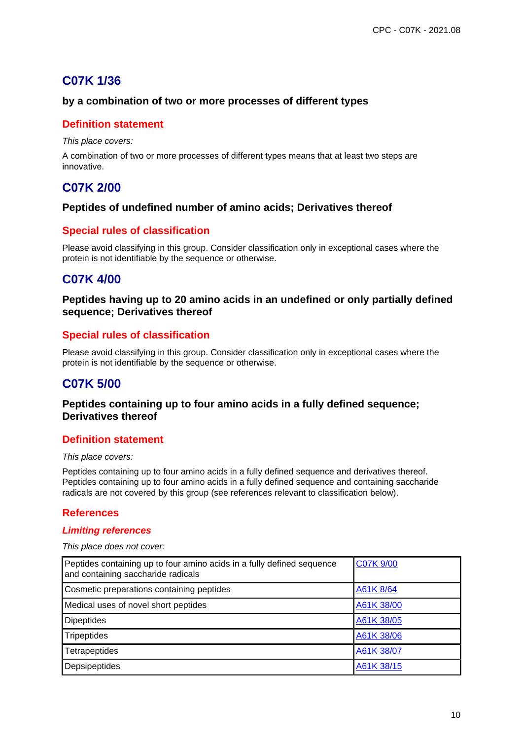## C07K 1/36

**by a combination of two or more processes of different types**

### Definition statement

*This place covers:*

A combination of two or more processes of different types means that at least two steps are innovative.

## C07K 2/00

**Peptides of undefined number of amino acids; Derivatives thereof**

### Special rules of classification

Please avoid classifying in this group. Consider classification only in exceptional cases where the protein is not identifiable by the sequence or otherwise.

## C07K 4/00

**Peptides having up to 20 amino acids in an undefined or only partially defined sequence; Derivatives thereof**

### Special rules of classification

Please avoid classifying in this group. Consider classification only in exceptional cases where the protein is not identifiable by the sequence or otherwise.

## C07K 5/00

**Peptides containing up to four amino acids in a fully defined sequence; Derivatives thereof**

### Definition statement

*This place covers:*

Peptides containing up to four amino acids in a fully defined sequence and derivatives thereof. Peptides containing up to four amino acids in a fully defined sequence and containing saccharide radicals are not covered by this group (see references relevant to classification below).

### References

#### *Limiting references*

*This place does not cover:*

| | |
|---|---|
| Peptides containing up to four amino acids in a fully defined sequence and containing saccharide radicals | C07K 9/00 |
| Cosmetic preparations containing peptides | A61K 8/64 |
| Medical uses of novel short peptides | A61K 38/00 |
| Dipeptides | A61K 38/05 |
| Tripeptides | A61K 38/06 |
| Tetrapeptides | A61K 38/07 |
| Depsipeptides | A61K 38/15 |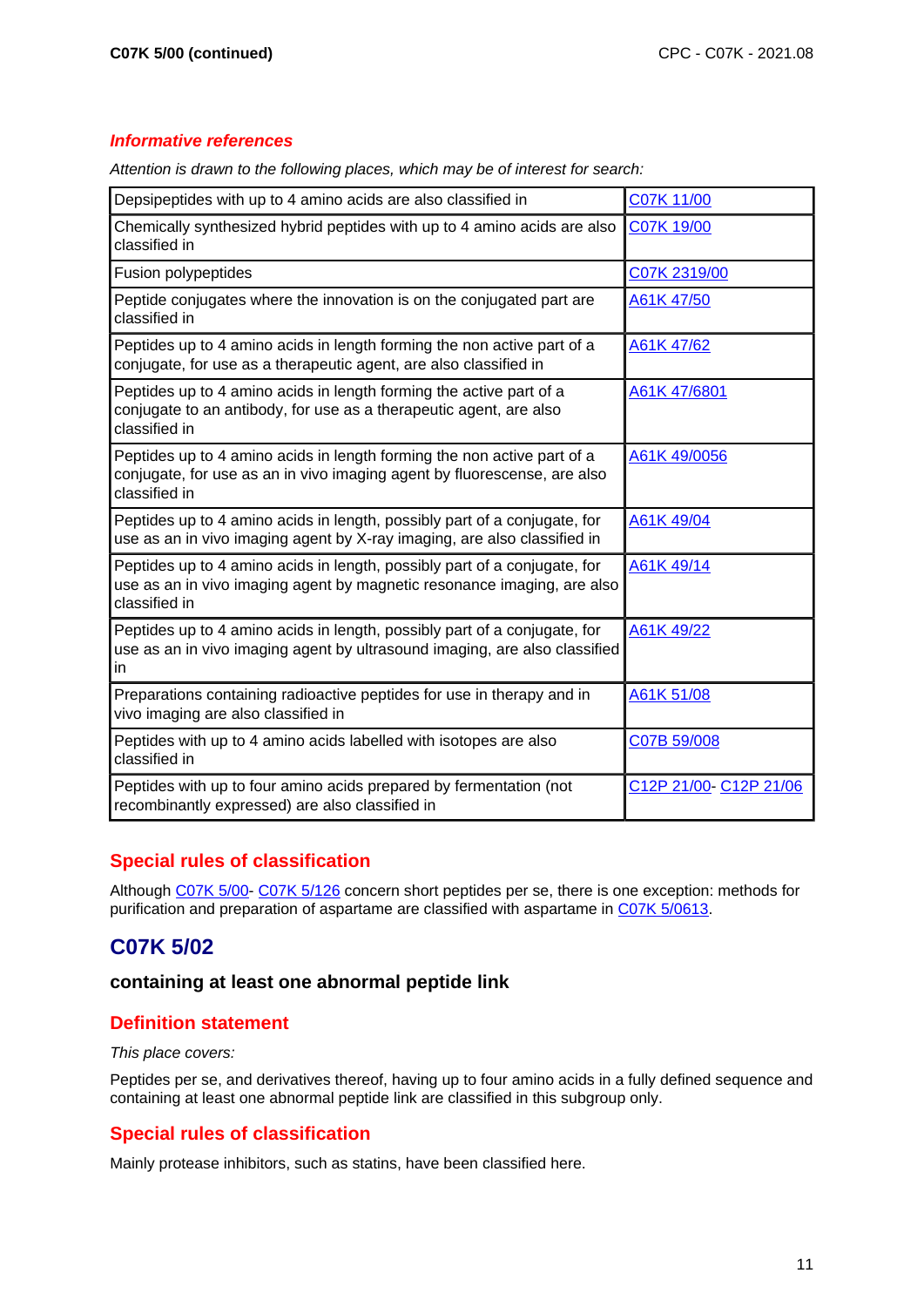### Informative references

*Attention is drawn to the following places, which may be of interest for search:*

| | |
|---|---|
| Depsipeptides with up to 4 amino acids are also classified in | C07K 11/00 |
| Chemically synthesized hybrid peptides with up to 4 amino acids are also classified in | C07K 19/00 |
| Fusion polypeptides | C07K 2319/00 |
| Peptide conjugates where the innovation is on the conjugated part are classified in | A61K 47/50 |
| Peptides up to 4 amino acids in length forming the non active part of a conjugate, for use as a therapeutic agent, are also classified in | A61K 47/62 |
| Peptides up to 4 amino acids in length forming the active part of a conjugate to an antibody, for use as a therapeutic agent, are also classified in | A61K 47/6801 |
| Peptides up to 4 amino acids in length forming the non active part of a conjugate, for use as an in vivo imaging agent by fluorescense, are also classified in | A61K 49/0056 |
| Peptides up to 4 amino acids in length, possibly part of a conjugate, for use as an in vivo imaging agent by X-ray imaging, are also classified in | A61K 49/04 |
| Peptides up to 4 amino acids in length, possibly part of a conjugate, for use as an in vivo imaging agent by magnetic resonance imaging, are also classified in | A61K 49/14 |
| Peptides up to 4 amino acids in length, possibly part of a conjugate, for use as an in vivo imaging agent by ultrasound imaging, are also classified in | A61K 49/22 |
| Preparations containing radioactive peptides for use in therapy and in vivo imaging are also classified in | A61K 51/08 |
| Peptides with up to 4 amino acids labelled with isotopes are also classified in | C07B 59/008 |
| Peptides with up to four amino acids prepared by fermentation (not recombinantly expressed) are also classified in | C12P 21/00- C12P 21/06 |

### Special rules of classification

Although C07K 5/00- C07K 5/126 concern short peptides per se, there is one exception: methods for purification and preparation of aspartame are classified with aspartame in C07K 5/0613.

## C07K 5/02

#### containing at least one abnormal peptide link

### Definition statement

*This place covers:*

Peptides per se, and derivatives thereof, having up to four amino acids in a fully defined sequence and containing at least one abnormal peptide link are classified in this subgroup only.

### Special rules of classification

Mainly protease inhibitors, such as statins, have been classified here.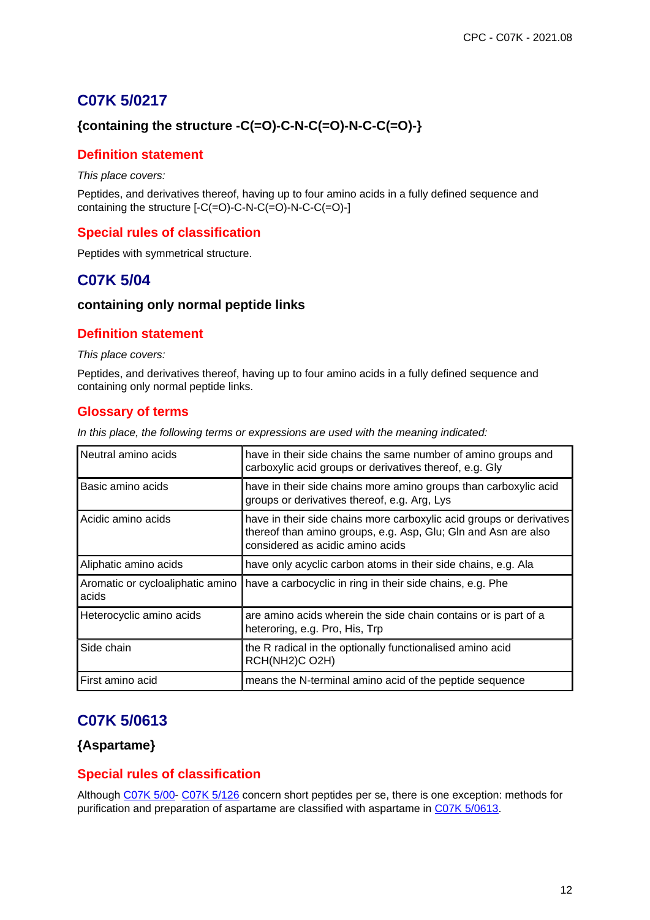## C07K 5/0217

### {containing the structure -C(=O)-C-N-C(=O)-N-C-C(=O)-}

#### Definition statement

*This place covers:*

Peptides, and derivatives thereof, having up to four amino acids in a fully defined sequence and containing the structure [-C(=O)-C-N-C(=O)-N-C-C(=O)-]

#### Special rules of classification

Peptides with symmetrical structure.

## C07K 5/04

### containing only normal peptide links

#### Definition statement

*This place covers:*

Peptides, and derivatives thereof, having up to four amino acids in a fully defined sequence and containing only normal peptide links.

#### Glossary of terms

*In this place, the following terms or expressions are used with the meaning indicated:*

| | |
|---|---|
| Neutral amino acids | have in their side chains the same number of amino groups and carboxylic acid groups or derivatives thereof, e.g. Gly |
| Basic amino acids | have in their side chains more amino groups than carboxylic acid groups or derivatives thereof, e.g. Arg, Lys |
| Acidic amino acids | have in their side chains more carboxylic acid groups or derivatives thereof than amino groups, e.g. Asp, Glu; Gln and Asn are also considered as acidic amino acids |
| Aliphatic amino acids | have only acyclic carbon atoms in their side chains, e.g. Ala |
| Aromatic or cycloaliphatic amino acids | have a carbocyclic in ring in their side chains, e.g. Phe |
| Heterocyclic amino acids | are amino acids wherein the side chain contains or is part of a heteroring, e.g. Pro, His, Trp |
| Side chain | the R radical in the optionally functionalised amino acid RCH(NH2)C O2H) |
| First amino acid | means the N-terminal amino acid of the peptide sequence |

## C07K 5/0613

### {Aspartame}

#### Special rules of classification

Although C07K 5/00- C07K 5/126 concern short peptides per se, there is one exception: methods for purification and preparation of aspartame are classified with aspartame in C07K 5/0613.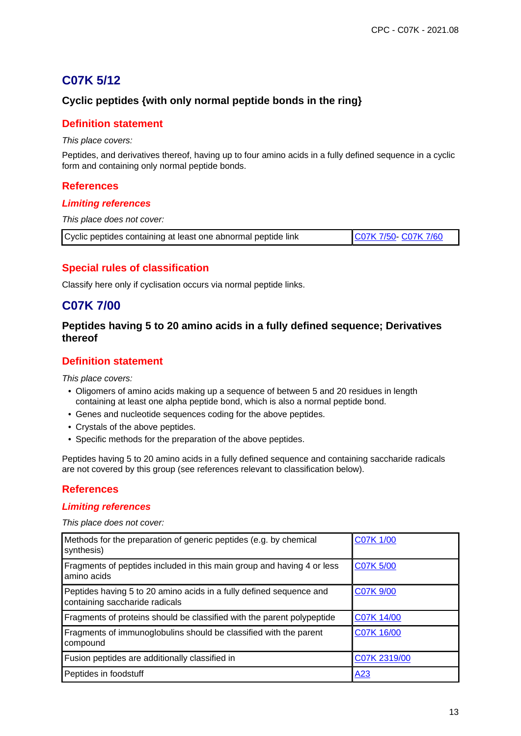## C07K 5/12

### Cyclic peptides {with only normal peptide bonds in the ring}

#### Definition statement

*This place covers:*

Peptides, and derivatives thereof, having up to four amino acids in a fully defined sequence in a cyclic form and containing only normal peptide bonds.

#### References

##### *Limiting references*

*This place does not cover:*

| Cyclic peptides containing at least one abnormal peptide link | C07K 7/50- C07K 7/60 |
|---|---|

#### Special rules of classification

Classify here only if cyclisation occurs via normal peptide links.

## C07K 7/00

### Peptides having 5 to 20 amino acids in a fully defined sequence; Derivatives thereof

#### Definition statement

*This place covers:*

- Oligomers of amino acids making up a sequence of between 5 and 20 residues in length containing at least one alpha peptide bond, which is also a normal peptide bond.
- Genes and nucleotide sequences coding for the above peptides.
- Crystals of the above peptides.
- Specific methods for the preparation of the above peptides.

Peptides having 5 to 20 amino acids in a fully defined sequence and containing saccharide radicals are not covered by this group (see references relevant to classification below).

#### References

##### *Limiting references*

*This place does not cover:*

| Methods for the preparation of generic peptides (e.g. by chemical synthesis) | C07K 1/00 |
|---|---|
| Fragments of peptides included in this main group and having 4 or less amino acids | C07K 5/00 |
| Peptides having 5 to 20 amino acids in a fully defined sequence and containing saccharide radicals | C07K 9/00 |
| Fragments of proteins should be classified with the parent polypeptide | C07K 14/00 |
| Fragments of immunoglobulins should be classified with the parent compound | C07K 16/00 |
| Fusion peptides are additionally classified in | C07K 2319/00 |
| Peptides in foodstuff | A23 |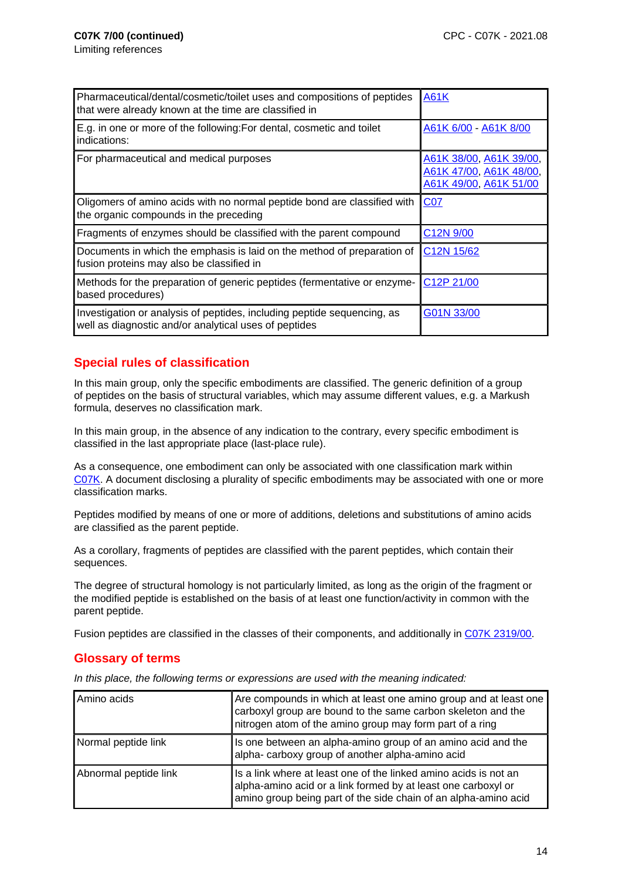**C07K 7/00 (continued)**

Limiting references

| | |
|---|---|
| Pharmaceutical/dental/cosmetic/toilet uses and compositions of peptides that were already known at the time are classified in | A61K |
| E.g. in one or more of the following:For dental, cosmetic and toilet indications: | A61K 6/00 - A61K 8/00 |
| For pharmaceutical and medical purposes | A61K 38/00, A61K 39/00, A61K 47/00, A61K 48/00, A61K 49/00, A61K 51/00 |
| Oligomers of amino acids with no normal peptide bond are classified with the organic compounds in the preceding | C07 |
| Fragments of enzymes should be classified with the parent compound | C12N 9/00 |
| Documents in which the emphasis is laid on the method of preparation of fusion proteins may also be classified in | C12N 15/62 |
| Methods for the preparation of generic peptides (fermentative or enzyme-based procedures) | C12P 21/00 |
| Investigation or analysis of peptides, including peptide sequencing, as well as diagnostic and/or analytical uses of peptides | G01N 33/00 |

## Special rules of classification

In this main group, only the specific embodiments are classified. The generic definition of a group of peptides on the basis of structural variables, which may assume different values, e.g. a Markush formula, deserves no classification mark.

In this main group, in the absence of any indication to the contrary, every specific embodiment is classified in the last appropriate place (last-place rule).

As a consequence, one embodiment can only be associated with one classification mark within C07K. A document disclosing a plurality of specific embodiments may be associated with one or more classification marks.

Peptides modified by means of one or more of additions, deletions and substitutions of amino acids are classified as the parent peptide.

As a corollary, fragments of peptides are classified with the parent peptides, which contain their sequences.

The degree of structural homology is not particularly limited, as long as the origin of the fragment or the modified peptide is established on the basis of at least one function/activity in common with the parent peptide.

Fusion peptides are classified in the classes of their components, and additionally in C07K 2319/00.

## Glossary of terms

*In this place, the following terms or expressions are used with the meaning indicated:*

| | |
|---|---|
| Amino acids | Are compounds in which at least one amino group and at least one carboxyl group are bound to the same carbon skeleton and the nitrogen atom of the amino group may form part of a ring |
| Normal peptide link | Is one between an alpha-amino group of an amino acid and the alpha- carboxy group of another alpha-amino acid |
| Abnormal peptide link | Is a link where at least one of the linked amino acids is not an alpha-amino acid or a link formed by at least one carboxyl or amino group being part of the side chain of an alpha-amino acid |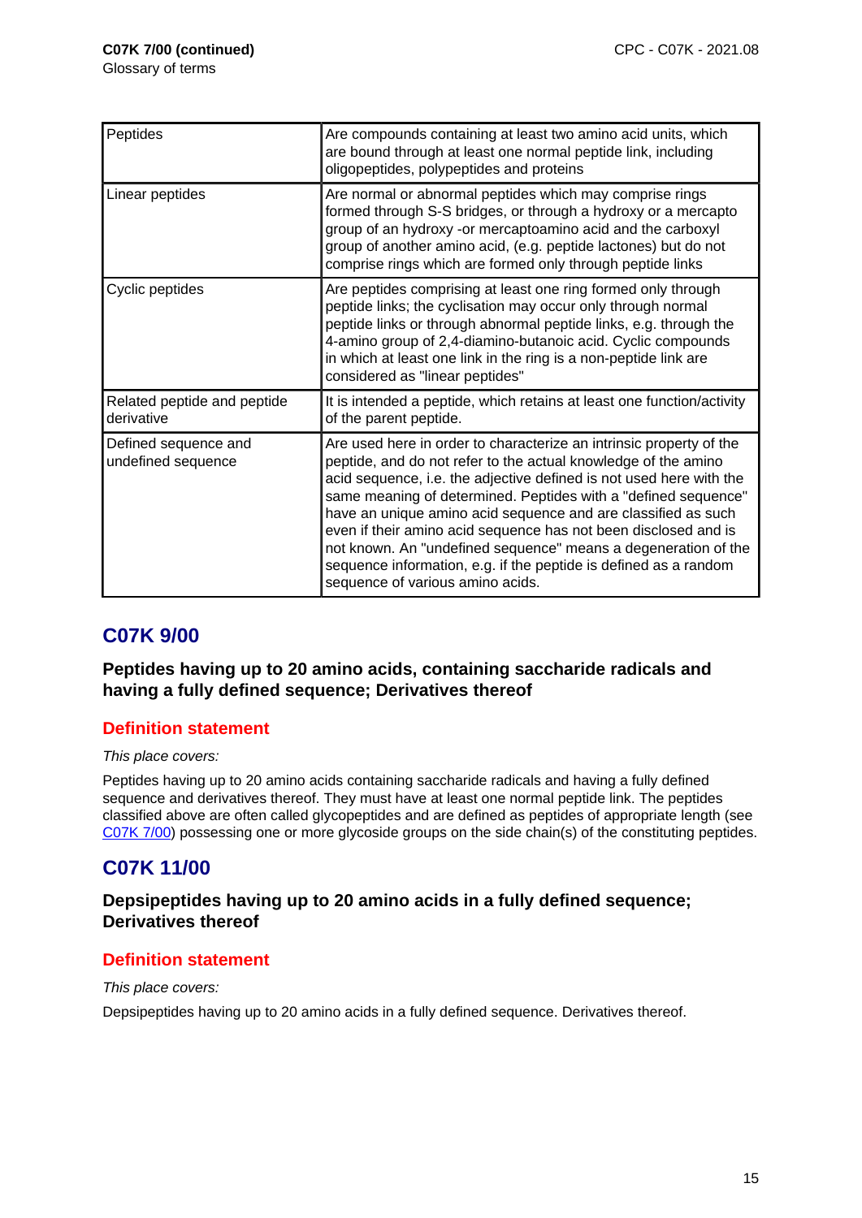**C07K 7/00 (continued)**
Glossary of terms

| | |
|---|---|
| Peptides | Are compounds containing at least two amino acid units, which are bound through at least one normal peptide link, including oligopeptides, polypeptides and proteins |
| Linear peptides | Are normal or abnormal peptides which may comprise rings formed through S-S bridges, or through a hydroxy or a mercapto group of an hydroxy -or mercaptoamino acid and the carboxyl group of another amino acid, (e.g. peptide lactones) but do not comprise rings which are formed only through peptide links |
| Cyclic peptides | Are peptides comprising at least one ring formed only through peptide links; the cyclisation may occur only through normal peptide links or through abnormal peptide links, e.g. through the 4-amino group of 2,4-diamino-butanoic acid. Cyclic compounds in which at least one link in the ring is a non-peptide link are considered as "linear peptides" |
| Related peptide and peptide derivative | It is intended a peptide, which retains at least one function/activity of the parent peptide. |
| Defined sequence and undefined sequence | Are used here in order to characterize an intrinsic property of the peptide, and do not refer to the actual knowledge of the amino acid sequence, i.e. the adjective defined is not used here with the same meaning of determined. Peptides with a "defined sequence" have an unique amino acid sequence and are classified as such even if their amino acid sequence has not been disclosed and is not known. An "undefined sequence" means a degeneration of the sequence information, e.g. if the peptide is defined as a random sequence of various amino acids. |

## C07K 9/00

### Peptides having up to 20 amino acids, containing saccharide radicals and having a fully defined sequence; Derivatives thereof

#### Definition statement

*This place covers:*

Peptides having up to 20 amino acids containing saccharide radicals and having a fully defined sequence and derivatives thereof. They must have at least one normal peptide link. The peptides classified above are often called glycopeptides and are defined as peptides of appropriate length (see C07K 7/00) possessing one or more glycoside groups on the side chain(s) of the constituting peptides.

## C07K 11/00

### Depsipeptides having up to 20 amino acids in a fully defined sequence; Derivatives thereof

#### Definition statement

*This place covers:*

Depsipeptides having up to 20 amino acids in a fully defined sequence. Derivatives thereof.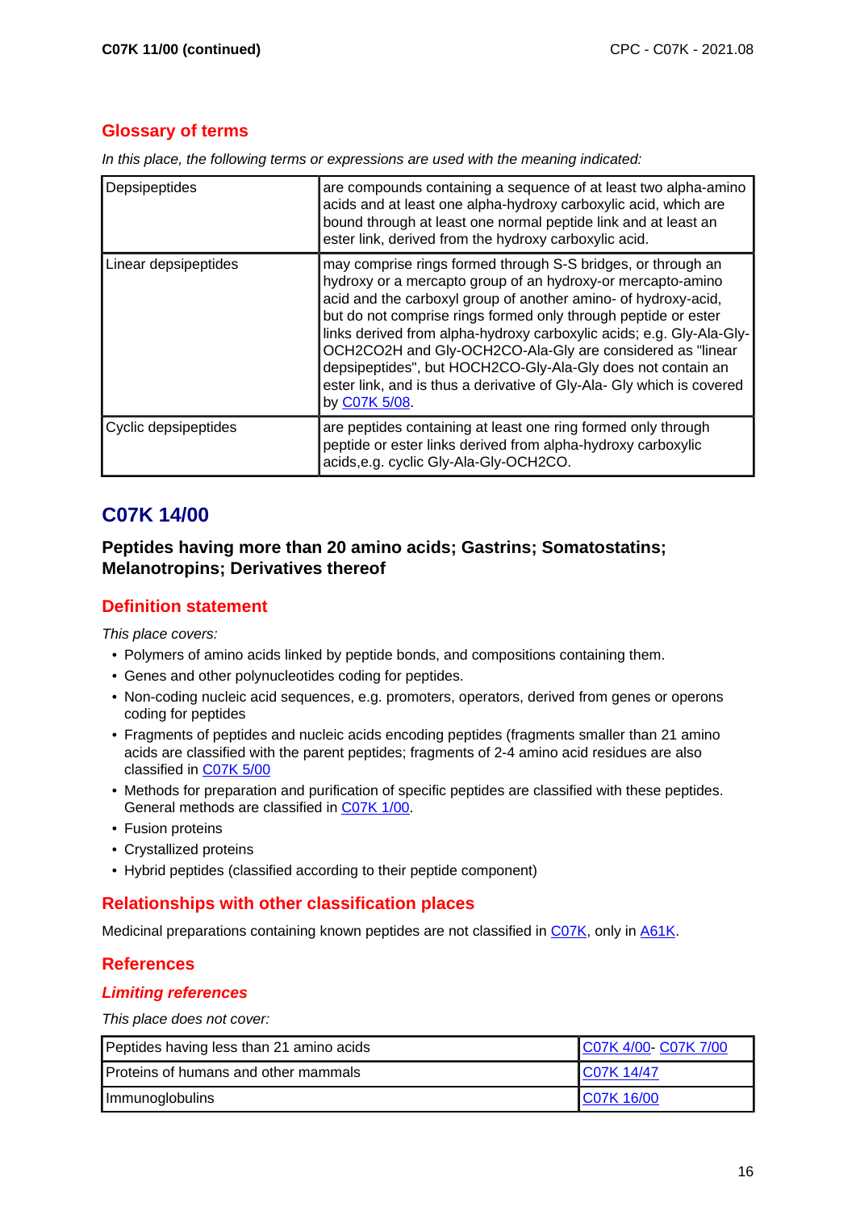## Glossary of terms

*In this place, the following terms or expressions are used with the meaning indicated:*

| | |
|---|---|
| Depsipeptides | are compounds containing a sequence of at least two alpha-amino acids and at least one alpha-hydroxy carboxylic acid, which are bound through at least one normal peptide link and at least an ester link, derived from the hydroxy carboxylic acid. |
| Linear depsipeptides | may comprise rings formed through S-S bridges, or through an hydroxy or a mercapto group of an hydroxy-or mercapto-amino acid and the carboxyl group of another amino- of hydroxy-acid, but do not comprise rings formed only through peptide or ester links derived from alpha-hydroxy carboxylic acids; e.g. Gly-Ala-Gly-OCH2CO2H and Gly-OCH2CO-Ala-Gly are considered as "linear depsipeptides", but HOCH2CO-Gly-Ala-Gly does not contain an ester link, and is thus a derivative of Gly-Ala- Gly which is covered by C07K 5/08. |
| Cyclic depsipeptides | are peptides containing at least one ring formed only through peptide or ester links derived from alpha-hydroxy carboxylic acids,e.g. cyclic Gly-Ala-Gly-OCH2CO. |

# C07K 14/00

### Peptides having more than 20 amino acids; Gastrins; Somatostatins; Melanotropins; Derivatives thereof

## Definition statement

*This place covers:*

- Polymers of amino acids linked by peptide bonds, and compositions containing them.
- Genes and other polynucleotides coding for peptides.
- Non-coding nucleic acid sequences, e.g. promoters, operators, derived from genes or operons coding for peptides
- Fragments of peptides and nucleic acids encoding peptides (fragments smaller than 21 amino acids are classified with the parent peptides; fragments of 2-4 amino acid residues are also classified in C07K 5/00
- Methods for preparation and purification of specific peptides are classified with these peptides. General methods are classified in C07K 1/00.
- Fusion proteins
- Crystallized proteins
- Hybrid peptides (classified according to their peptide component)

## Relationships with other classification places

Medicinal preparations containing known peptides are not classified in C07K, only in A61K.

## References

### *Limiting references*

*This place does not cover:*

| | |
|---|---|
| Peptides having less than 21 amino acids | C07K 4/00- C07K 7/00 |
| Proteins of humans and other mammals | C07K 14/47 |
| Immunoglobulins | C07K 16/00 |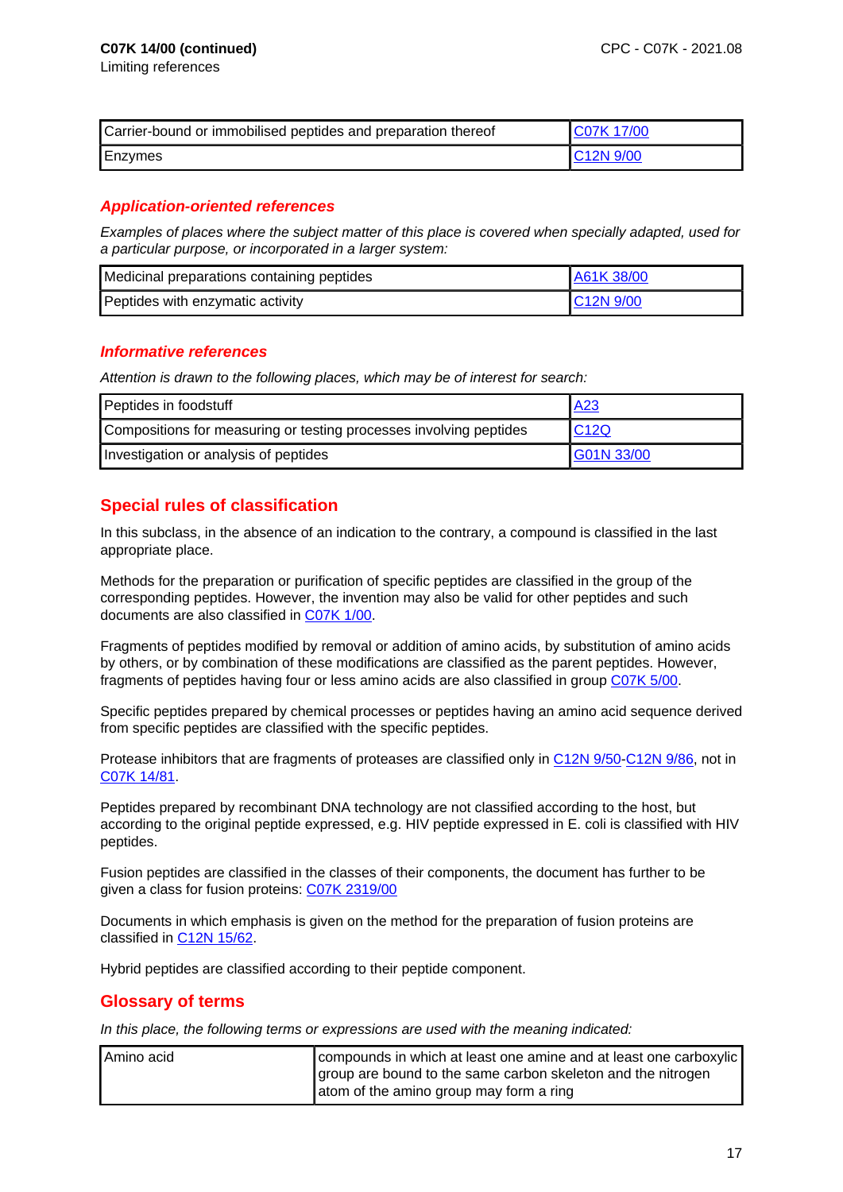**C07K 14/00 (continued)**
Limiting references

| Carrier-bound or immobilised peptides and preparation thereof | C07K 17/00 |
|---|---|
| Enzymes | C12N 9/00 |

### *Application-oriented references*

*Examples of places where the subject matter of this place is covered when specially adapted, used for a particular purpose, or incorporated in a larger system:*

| Medicinal preparations containing peptides | A61K 38/00 |
|---|---|
| Peptides with enzymatic activity | C12N 9/00 |

### *Informative references*

*Attention is drawn to the following places, which may be of interest for search:*

| Peptides in foodstuff | A23 |
|---|---|
| Compositions for measuring or testing processes involving peptides | C12Q |
| Investigation or analysis of peptides | G01N 33/00 |

## Special rules of classification

In this subclass, in the absence of an indication to the contrary, a compound is classified in the last appropriate place.

Methods for the preparation or purification of specific peptides are classified in the group of the corresponding peptides. However, the invention may also be valid for other peptides and such documents are also classified in C07K 1/00.

Fragments of peptides modified by removal or addition of amino acids, by substitution of amino acids by others, or by combination of these modifications are classified as the parent peptides. However, fragments of peptides having four or less amino acids are also classified in group C07K 5/00.

Specific peptides prepared by chemical processes or peptides having an amino acid sequence derived from specific peptides are classified with the specific peptides.

Protease inhibitors that are fragments of proteases are classified only in C12N 9/50-C12N 9/86, not in C07K 14/81.

Peptides prepared by recombinant DNA technology are not classified according to the host, but according to the original peptide expressed, e.g. HIV peptide expressed in E. coli is classified with HIV peptides.

Fusion peptides are classified in the classes of their components, the document has further to be given a class for fusion proteins: C07K 2319/00

Documents in which emphasis is given on the method for the preparation of fusion proteins are classified in C12N 15/62.

Hybrid peptides are classified according to their peptide component.

## Glossary of terms

*In this place, the following terms or expressions are used with the meaning indicated:*

| Amino acid | compounds in which at least one amine and at least one carboxylic group are bound to the same carbon skeleton and the nitrogen atom of the amino group may form a ring |
|---|---|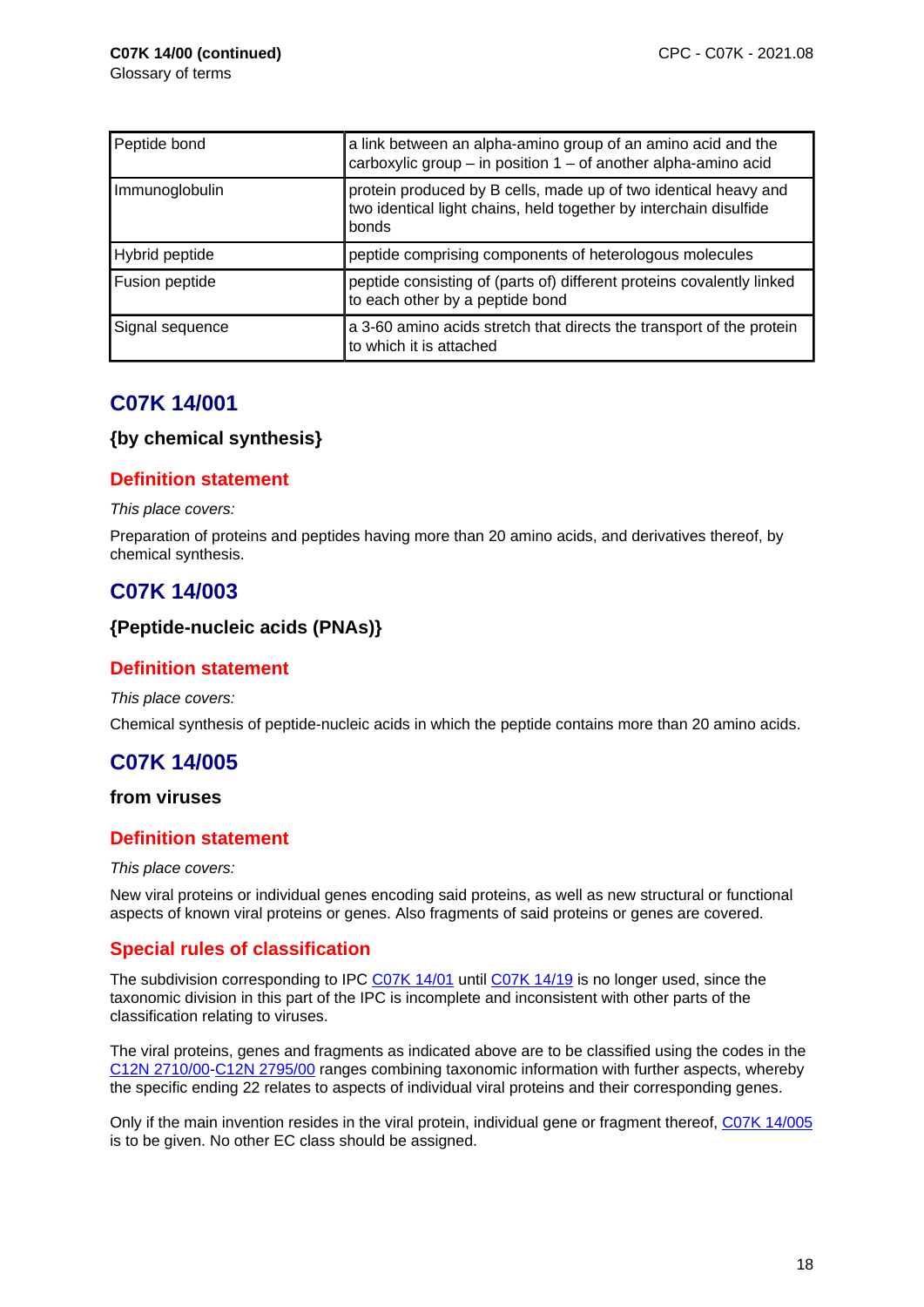| Peptide bond | a link between an alpha-amino group of an amino acid and the carboxylic group – in position 1 – of another alpha-amino acid |
|---|---|
| Immunoglobulin | protein produced by B cells, made up of two identical heavy and two identical light chains, held together by interchain disulfide bonds |
| Hybrid peptide | peptide comprising components of heterologous molecules |
| Fusion peptide | peptide consisting of (parts of) different proteins covalently linked to each other by a peptide bond |
| Signal sequence | a 3-60 amino acids stretch that directs the transport of the protein to which it is attached |

## C07K 14/001

### {by chemical synthesis}

#### Definition statement

*This place covers:*

Preparation of proteins and peptides having more than 20 amino acids, and derivatives thereof, by chemical synthesis.

## C07K 14/003

### {Peptide-nucleic acids (PNAs)}

#### Definition statement

*This place covers:*

Chemical synthesis of peptide-nucleic acids in which the peptide contains more than 20 amino acids.

## C07K 14/005

### from viruses

#### Definition statement

*This place covers:*

New viral proteins or individual genes encoding said proteins, as well as new structural or functional aspects of known viral proteins or genes. Also fragments of said proteins or genes are covered.

#### Special rules of classification

The subdivision corresponding to IPC C07K 14/01 until C07K 14/19 is no longer used, since the taxonomic division in this part of the IPC is incomplete and inconsistent with other parts of the classification relating to viruses.

The viral proteins, genes and fragments as indicated above are to be classified using the codes in the C12N 2710/00-C12N 2795/00 ranges combining taxonomic information with further aspects, whereby the specific ending 22 relates to aspects of individual viral proteins and their corresponding genes.

Only if the main invention resides in the viral protein, individual gene or fragment thereof, C07K 14/005 is to be given. No other EC class should be assigned.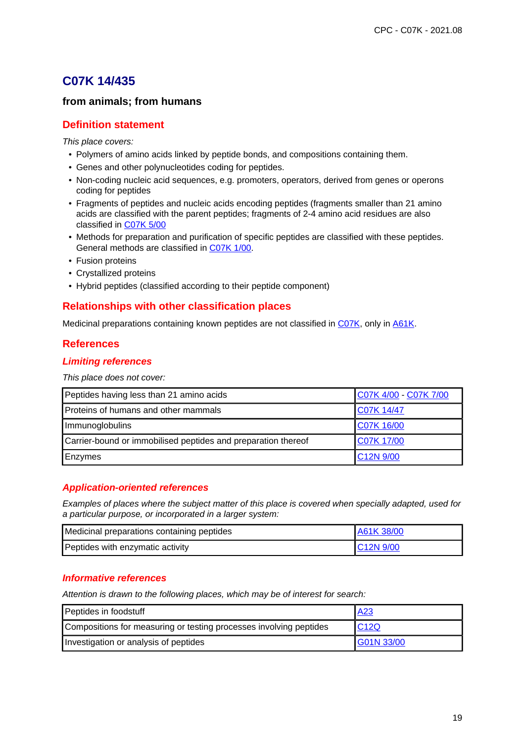# C07K 14/435

**from animals; from humans**

## Definition statement

*This place covers:*

- Polymers of amino acids linked by peptide bonds, and compositions containing them.
- Genes and other polynucleotides coding for peptides.
- Non-coding nucleic acid sequences, e.g. promoters, operators, derived from genes or operons coding for peptides
- Fragments of peptides and nucleic acids encoding peptides (fragments smaller than 21 amino acids are classified with the parent peptides; fragments of 2-4 amino acid residues are also classified in C07K 5/00
- Methods for preparation and purification of specific peptides are classified with these peptides. General methods are classified in C07K 1/00.
- Fusion proteins
- Crystallized proteins
- Hybrid peptides (classified according to their peptide component)

## Relationships with other classification places

Medicinal preparations containing known peptides are not classified in C07K, only in A61K.

## References

### *Limiting references*

*This place does not cover:*

| | |
|---|---|
| Peptides having less than 21 amino acids | C07K 4/00 - C07K 7/00 |
| Proteins of humans and other mammals | C07K 14/47 |
| Immunoglobulins | C07K 16/00 |
| Carrier-bound or immobilised peptides and preparation thereof | C07K 17/00 |
| Enzymes | C12N 9/00 |

### *Application-oriented references*

*Examples of places where the subject matter of this place is covered when specially adapted, used for a particular purpose, or incorporated in a larger system:*

| | |
|---|---|
| Medicinal preparations containing peptides | A61K 38/00 |
| Peptides with enzymatic activity | C12N 9/00 |

### *Informative references*

*Attention is drawn to the following places, which may be of interest for search:*

| | |
|---|---|
| Peptides in foodstuff | A23 |
| Compositions for measuring or testing processes involving peptides | C12Q |
| Investigation or analysis of peptides | G01N 33/00 |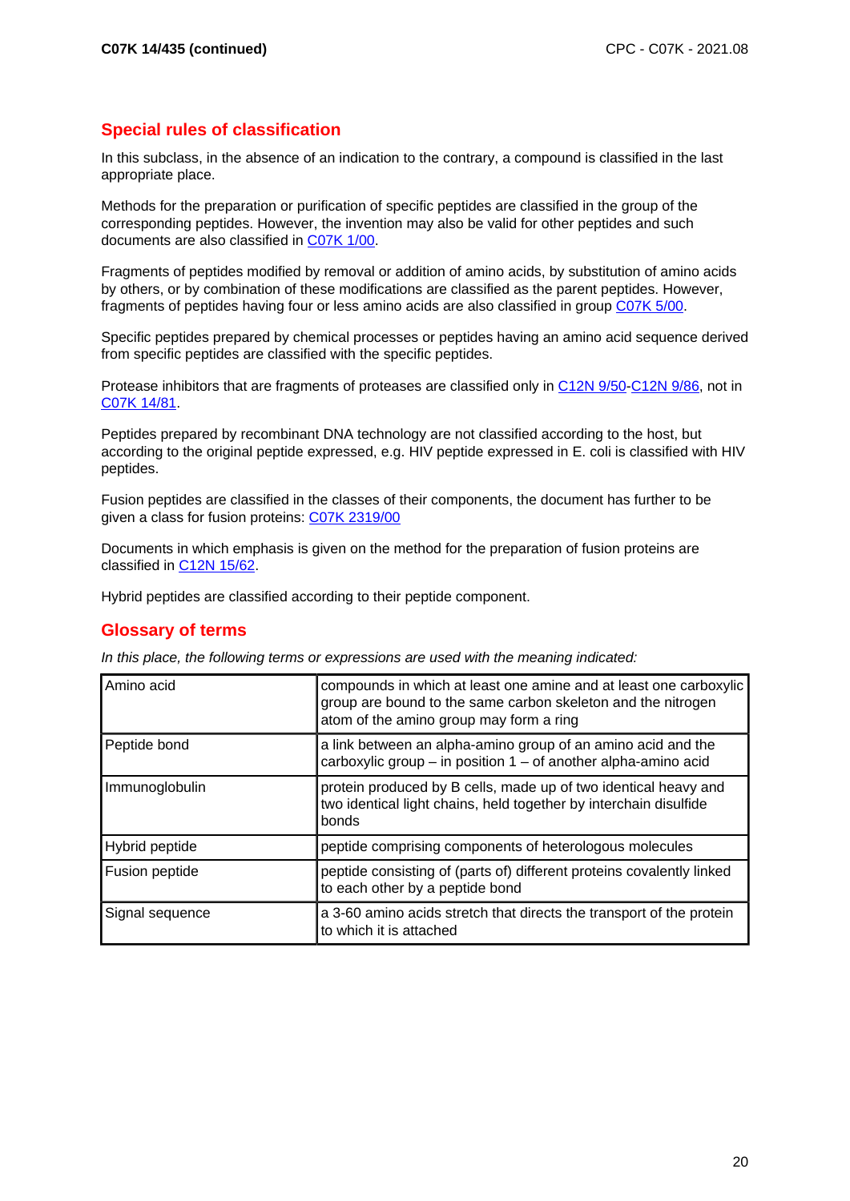## Special rules of classification

In this subclass, in the absence of an indication to the contrary, a compound is classified in the last appropriate place.

Methods for the preparation or purification of specific peptides are classified in the group of the corresponding peptides. However, the invention may also be valid for other peptides and such documents are also classified in C07K 1/00.

Fragments of peptides modified by removal or addition of amino acids, by substitution of amino acids by others, or by combination of these modifications are classified as the parent peptides. However, fragments of peptides having four or less amino acids are also classified in group C07K 5/00.

Specific peptides prepared by chemical processes or peptides having an amino acid sequence derived from specific peptides are classified with the specific peptides.

Protease inhibitors that are fragments of proteases are classified only in C12N 9/50-C12N 9/86, not in C07K 14/81.

Peptides prepared by recombinant DNA technology are not classified according to the host, but according to the original peptide expressed, e.g. HIV peptide expressed in E. coli is classified with HIV peptides.

Fusion peptides are classified in the classes of their components, the document has further to be given a class for fusion proteins: C07K 2319/00

Documents in which emphasis is given on the method for the preparation of fusion proteins are classified in C12N 15/62.

Hybrid peptides are classified according to their peptide component.

## Glossary of terms

*In this place, the following terms or expressions are used with the meaning indicated:*

| | |
|---|---|
| Amino acid | compounds in which at least one amine and at least one carboxylic group are bound to the same carbon skeleton and the nitrogen atom of the amino group may form a ring |
| Peptide bond | a link between an alpha-amino group of an amino acid and the carboxylic group – in position 1 – of another alpha-amino acid |
| Immunoglobulin | protein produced by B cells, made up of two identical heavy and two identical light chains, held together by interchain disulfide bonds |
| Hybrid peptide | peptide comprising components of heterologous molecules |
| Fusion peptide | peptide consisting of (parts of) different proteins covalently linked to each other by a peptide bond |
| Signal sequence | a 3-60 amino acids stretch that directs the transport of the protein to which it is attached |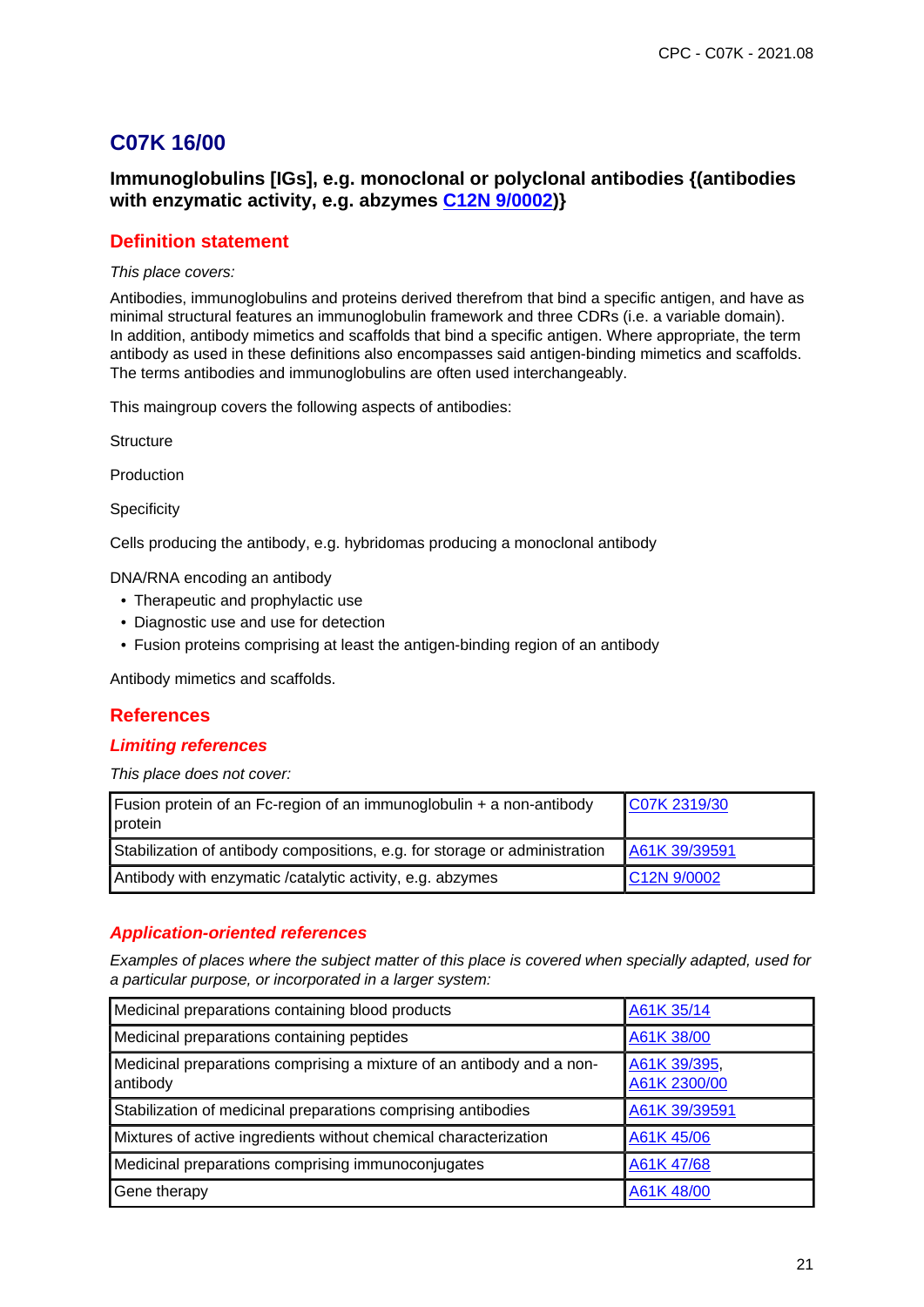# C07K 16/00

**Immunoglobulins [IGs], e.g. monoclonal or polyclonal antibodies {(antibodies with enzymatic activity, e.g. abzymes C12N 9/0002)}**

## Definition statement

*This place covers:*

Antibodies, immunoglobulins and proteins derived therefrom that bind a specific antigen, and have as minimal structural features an immunoglobulin framework and three CDRs (i.e. a variable domain). In addition, antibody mimetics and scaffolds that bind a specific antigen. Where appropriate, the term antibody as used in these definitions also encompasses said antigen-binding mimetics and scaffolds. The terms antibodies and immunoglobulins are often used interchangeably.

This maingroup covers the following aspects of antibodies:

Structure

Production

Specificity

Cells producing the antibody, e.g. hybridomas producing a monoclonal antibody

DNA/RNA encoding an antibody

- Therapeutic and prophylactic use
- Diagnostic use and use for detection
- Fusion proteins comprising at least the antigen-binding region of an antibody

Antibody mimetics and scaffolds.

## References

### *Limiting references*

*This place does not cover:*

| | |
|---|---|
| Fusion protein of an Fc-region of an immunoglobulin + a non-antibody protein | C07K 2319/30 |
| Stabilization of antibody compositions, e.g. for storage or administration | A61K 39/39591 |
| Antibody with enzymatic /catalytic activity, e.g. abzymes | C12N 9/0002 |

### *Application-oriented references*

*Examples of places where the subject matter of this place is covered when specially adapted, used for a particular purpose, or incorporated in a larger system:*

| | |
|---|---|
| Medicinal preparations containing blood products | A61K 35/14 |
| Medicinal preparations containing peptides | A61K 38/00 |
| Medicinal preparations comprising a mixture of an antibody and a non-antibody | A61K 39/395, A61K 2300/00 |
| Stabilization of medicinal preparations comprising antibodies | A61K 39/39591 |
| Mixtures of active ingredients without chemical characterization | A61K 45/06 |
| Medicinal preparations comprising immunoconjugates | A61K 47/68 |
| Gene therapy | A61K 48/00 |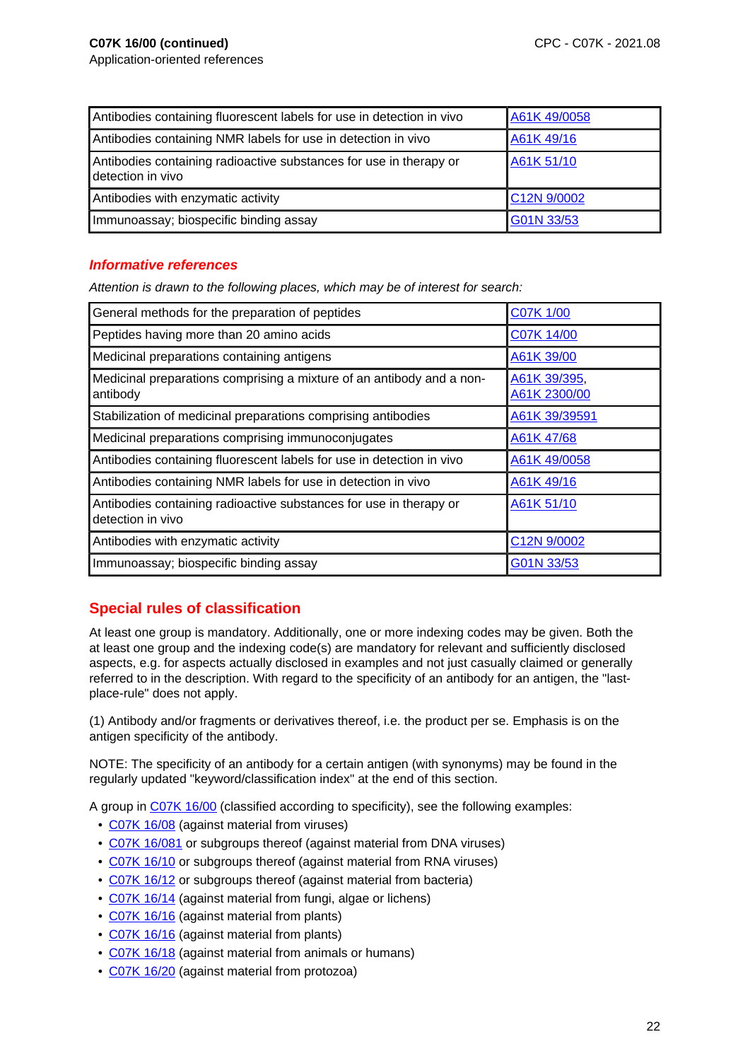**C07K 16/00 (continued)**
Application-oriented references

| | |
|---|---|
| Antibodies containing fluorescent labels for use in detection in vivo | A61K 49/0058 |
| Antibodies containing NMR labels for use in detection in vivo | A61K 49/16 |
| Antibodies containing radioactive substances for use in therapy or detection in vivo | A61K 51/10 |
| Antibodies with enzymatic activity | C12N 9/0002 |
| Immunoassay; biospecific binding assay | G01N 33/53 |

### *Informative references*

*Attention is drawn to the following places, which may be of interest for search:*

| | |
|---|---|
| General methods for the preparation of peptides | C07K 1/00 |
| Peptides having more than 20 amino acids | C07K 14/00 |
| Medicinal preparations containing antigens | A61K 39/00 |
| Medicinal preparations comprising a mixture of an antibody and a non-antibody | A61K 39/395, A61K 2300/00 |
| Stabilization of medicinal preparations comprising antibodies | A61K 39/39591 |
| Medicinal preparations comprising immunoconjugates | A61K 47/68 |
| Antibodies containing fluorescent labels for use in detection in vivo | A61K 49/0058 |
| Antibodies containing NMR labels for use in detection in vivo | A61K 49/16 |
| Antibodies containing radioactive substances for use in therapy or detection in vivo | A61K 51/10 |
| Antibodies with enzymatic activity | C12N 9/0002 |
| Immunoassay; biospecific binding assay | G01N 33/53 |

## Special rules of classification

At least one group is mandatory. Additionally, one or more indexing codes may be given. Both the at least one group and the indexing code(s) are mandatory for relevant and sufficiently disclosed aspects, e.g. for aspects actually disclosed in examples and not just casually claimed or generally referred to in the description. With regard to the specificity of an antibody for an antigen, the "last-place-rule" does not apply.

(1) Antibody and/or fragments or derivatives thereof, i.e. the product per se. Emphasis is on the antigen specificity of the antibody.

NOTE: The specificity of an antibody for a certain antigen (with synonyms) may be found in the regularly updated "keyword/classification index" at the end of this section.

A group in C07K 16/00 (classified according to specificity), see the following examples:

- C07K 16/08 (against material from viruses)
- C07K 16/081 or subgroups thereof (against material from DNA viruses)
- C07K 16/10 or subgroups thereof (against material from RNA viruses)
- C07K 16/12 or subgroups thereof (against material from bacteria)
- C07K 16/14 (against material from fungi, algae or lichens)
- C07K 16/16 (against material from plants)
- C07K 16/16 (against material from plants)
- C07K 16/18 (against material from animals or humans)
- C07K 16/20 (against material from protozoa)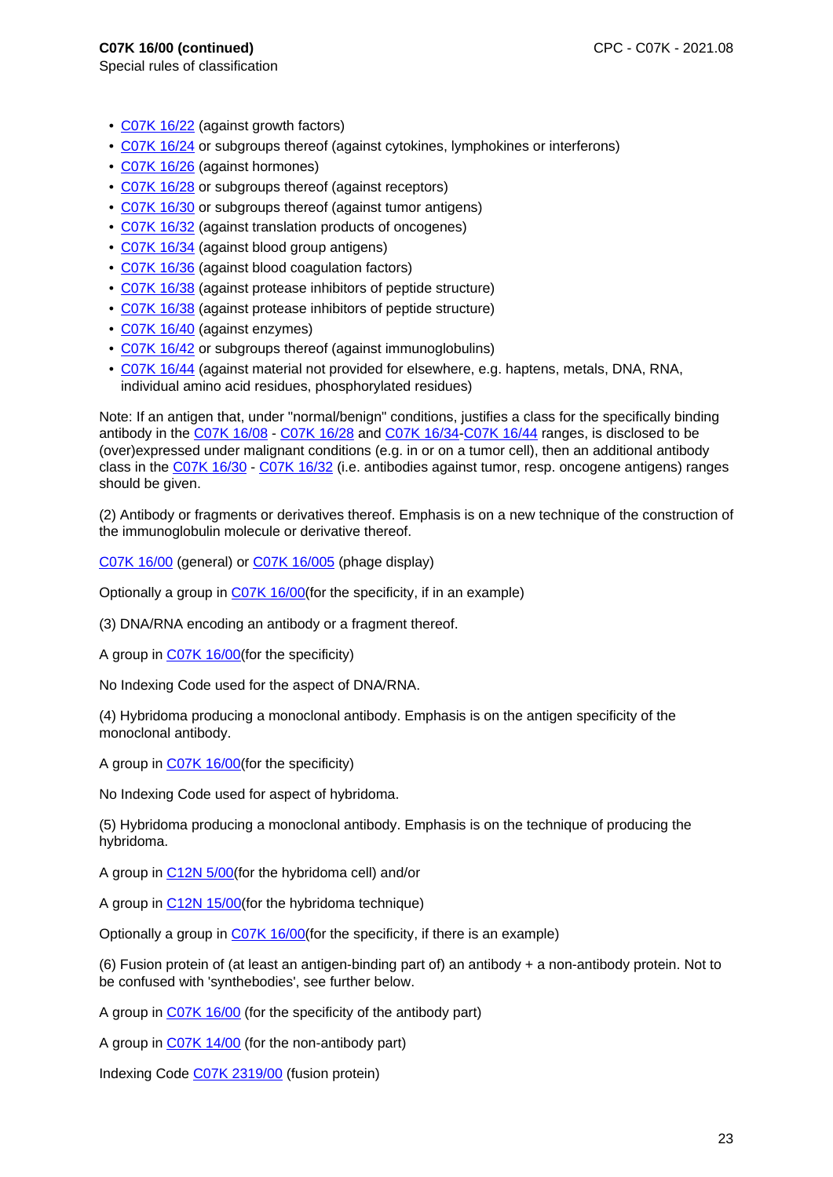**C07K 16/00 (continued)**
Special rules of classification

- C07K 16/22 (against growth factors)
- C07K 16/24 or subgroups thereof (against cytokines, lymphokines or interferons)
- C07K 16/26 (against hormones)
- C07K 16/28 or subgroups thereof (against receptors)
- C07K 16/30 or subgroups thereof (against tumor antigens)
- C07K 16/32 (against translation products of oncogenes)
- C07K 16/34 (against blood group antigens)
- C07K 16/36 (against blood coagulation factors)
- C07K 16/38 (against protease inhibitors of peptide structure)
- C07K 16/38 (against protease inhibitors of peptide structure)
- C07K 16/40 (against enzymes)
- C07K 16/42 or subgroups thereof (against immunoglobulins)
- C07K 16/44 (against material not provided for elsewhere, e.g. haptens, metals, DNA, RNA, individual amino acid residues, phosphorylated residues)

Note: If an antigen that, under "normal/benign" conditions, justifies a class for the specifically binding antibody in the C07K 16/08 - C07K 16/28 and C07K 16/34-C07K 16/44 ranges, is disclosed to be (over)expressed under malignant conditions (e.g. in or on a tumor cell), then an additional antibody class in the C07K 16/30 - C07K 16/32 (i.e. antibodies against tumor, resp. oncogene antigens) ranges should be given.

(2) Antibody or fragments or derivatives thereof. Emphasis is on a new technique of the construction of the immunoglobulin molecule or derivative thereof.

C07K 16/00 (general) or C07K 16/005 (phage display)

Optionally a group in C07K 16/00(for the specificity, if in an example)

(3) DNA/RNA encoding an antibody or a fragment thereof.

A group in C07K 16/00(for the specificity)

No Indexing Code used for the aspect of DNA/RNA.

(4) Hybridoma producing a monoclonal antibody. Emphasis is on the antigen specificity of the monoclonal antibody.

A group in C07K 16/00(for the specificity)

No Indexing Code used for aspect of hybridoma.

(5) Hybridoma producing a monoclonal antibody. Emphasis is on the technique of producing the hybridoma.

A group in C12N 5/00(for the hybridoma cell) and/or

A group in C12N 15/00(for the hybridoma technique)

Optionally a group in C07K 16/00(for the specificity, if there is an example)

(6) Fusion protein of (at least an antigen-binding part of) an antibody + a non-antibody protein. Not to be confused with 'synthebodies', see further below.

A group in C07K 16/00 (for the specificity of the antibody part)

A group in C07K 14/00 (for the non-antibody part)

Indexing Code C07K 2319/00 (fusion protein)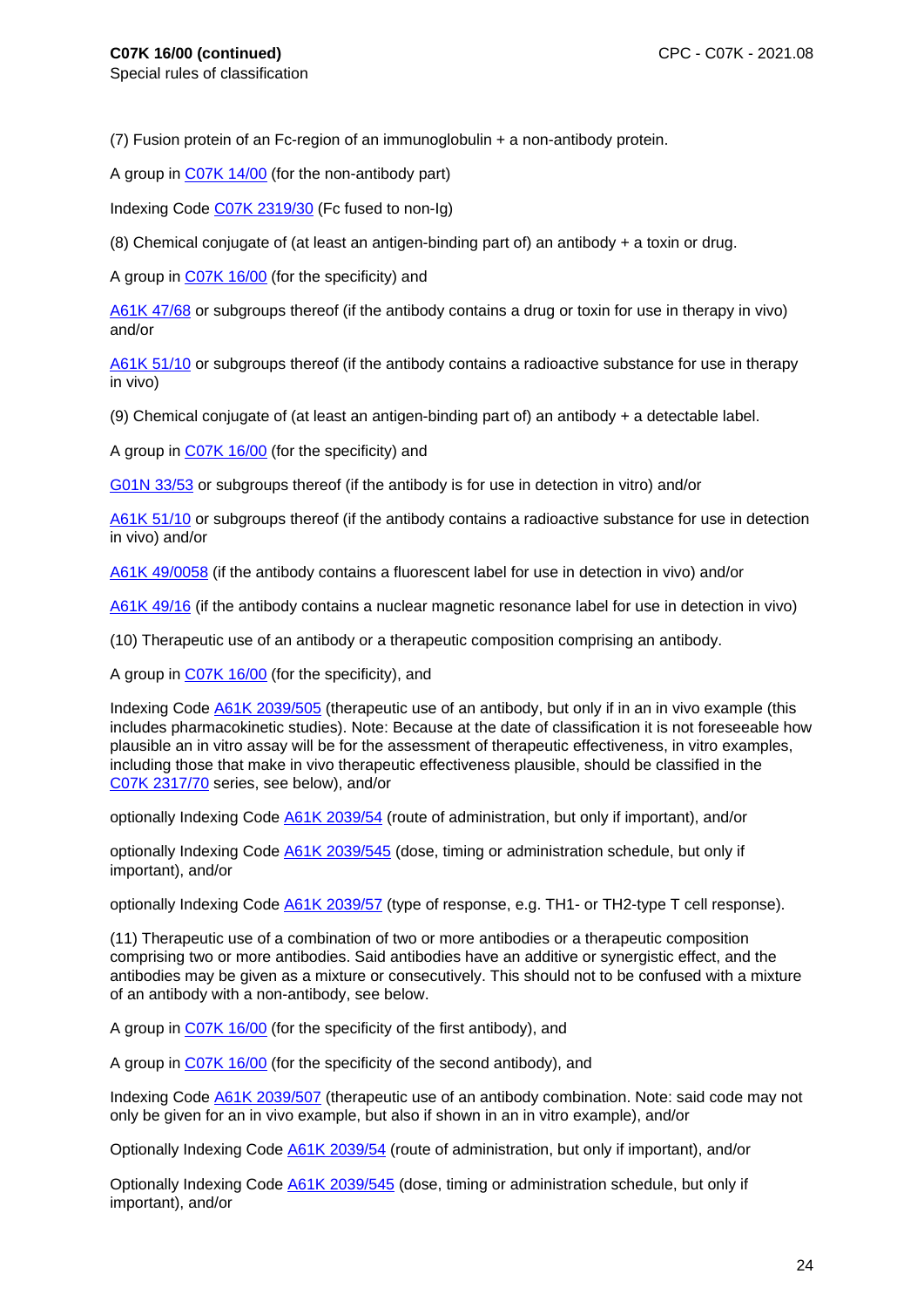**C07K 16/00 (continued)**
Special rules of classification

(7) Fusion protein of an Fc-region of an immunoglobulin + a non-antibody protein.

A group in C07K 14/00 (for the non-antibody part)

Indexing Code C07K 2319/30 (Fc fused to non-Ig)

(8) Chemical conjugate of (at least an antigen-binding part of) an antibody + a toxin or drug.

A group in C07K 16/00 (for the specificity) and

A61K 47/68 or subgroups thereof (if the antibody contains a drug or toxin for use in therapy in vivo) and/or

A61K 51/10 or subgroups thereof (if the antibody contains a radioactive substance for use in therapy in vivo)

(9) Chemical conjugate of (at least an antigen-binding part of) an antibody + a detectable label.

A group in C07K 16/00 (for the specificity) and

G01N 33/53 or subgroups thereof (if the antibody is for use in detection in vitro) and/or

A61K 51/10 or subgroups thereof (if the antibody contains a radioactive substance for use in detection in vivo) and/or

A61K 49/0058 (if the antibody contains a fluorescent label for use in detection in vivo) and/or

A61K 49/16 (if the antibody contains a nuclear magnetic resonance label for use in detection in vivo)

(10) Therapeutic use of an antibody or a therapeutic composition comprising an antibody.

A group in C07K 16/00 (for the specificity), and

Indexing Code A61K 2039/505 (therapeutic use of an antibody, but only if in an in vivo example (this includes pharmacokinetic studies). Note: Because at the date of classification it is not foreseeable how plausible an in vitro assay will be for the assessment of therapeutic effectiveness, in vitro examples, including those that make in vivo therapeutic effectiveness plausible, should be classified in the C07K 2317/70 series, see below), and/or

optionally Indexing Code A61K 2039/54 (route of administration, but only if important), and/or

optionally Indexing Code A61K 2039/545 (dose, timing or administration schedule, but only if important), and/or

optionally Indexing Code A61K 2039/57 (type of response, e.g. TH1- or TH2-type T cell response).

(11) Therapeutic use of a combination of two or more antibodies or a therapeutic composition comprising two or more antibodies. Said antibodies have an additive or synergistic effect, and the antibodies may be given as a mixture or consecutively. This should not to be confused with a mixture of an antibody with a non-antibody, see below.

A group in C07K 16/00 (for the specificity of the first antibody), and

A group in C07K 16/00 (for the specificity of the second antibody), and

Indexing Code A61K 2039/507 (therapeutic use of an antibody combination. Note: said code may not only be given for an in vivo example, but also if shown in an in vitro example), and/or

Optionally Indexing Code A61K 2039/54 (route of administration, but only if important), and/or

Optionally Indexing Code A61K 2039/545 (dose, timing or administration schedule, but only if important), and/or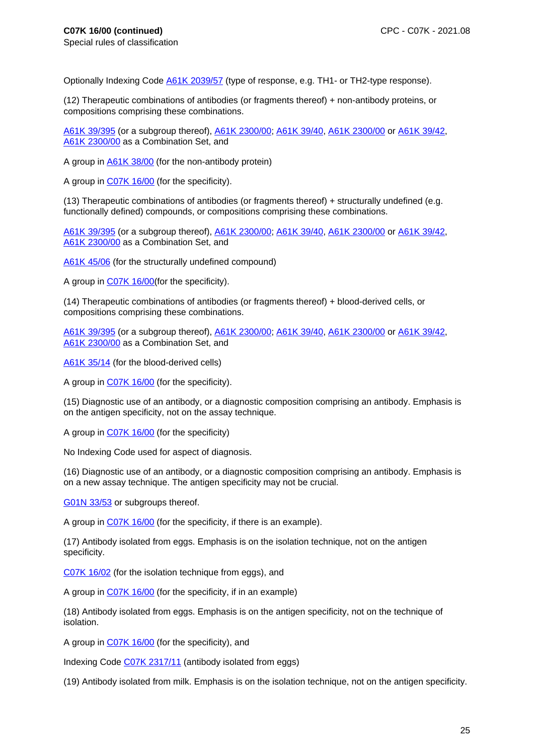**C07K 16/00 (continued)**

Special rules of classification

Optionally Indexing Code A61K 2039/57 (type of response, e.g. TH1- or TH2-type response).

(12) Therapeutic combinations of antibodies (or fragments thereof) + non-antibody proteins, or compositions comprising these combinations.

A61K 39/395 (or a subgroup thereof), A61K 2300/00; A61K 39/40, A61K 2300/00 or A61K 39/42, A61K 2300/00 as a Combination Set, and

A group in A61K 38/00 (for the non-antibody protein)

A group in C07K 16/00 (for the specificity).

(13) Therapeutic combinations of antibodies (or fragments thereof) + structurally undefined (e.g. functionally defined) compounds, or compositions comprising these combinations.

A61K 39/395 (or a subgroup thereof), A61K 2300/00; A61K 39/40, A61K 2300/00 or A61K 39/42, A61K 2300/00 as a Combination Set, and

A61K 45/06 (for the structurally undefined compound)

A group in C07K 16/00(for the specificity).

(14) Therapeutic combinations of antibodies (or fragments thereof) + blood-derived cells, or compositions comprising these combinations.

A61K 39/395 (or a subgroup thereof), A61K 2300/00; A61K 39/40, A61K 2300/00 or A61K 39/42, A61K 2300/00 as a Combination Set, and

A61K 35/14 (for the blood-derived cells)

A group in C07K 16/00 (for the specificity).

(15) Diagnostic use of an antibody, or a diagnostic composition comprising an antibody. Emphasis is on the antigen specificity, not on the assay technique.

A group in C07K 16/00 (for the specificity)

No Indexing Code used for aspect of diagnosis.

(16) Diagnostic use of an antibody, or a diagnostic composition comprising an antibody. Emphasis is on a new assay technique. The antigen specificity may not be crucial.

G01N 33/53 or subgroups thereof.

A group in C07K 16/00 (for the specificity, if there is an example).

(17) Antibody isolated from eggs. Emphasis is on the isolation technique, not on the antigen specificity.

C07K 16/02 (for the isolation technique from eggs), and

A group in C07K 16/00 (for the specificity, if in an example)

(18) Antibody isolated from eggs. Emphasis is on the antigen specificity, not on the technique of isolation.

A group in C07K 16/00 (for the specificity), and

Indexing Code C07K 2317/11 (antibody isolated from eggs)

(19) Antibody isolated from milk. Emphasis is on the isolation technique, not on the antigen specificity.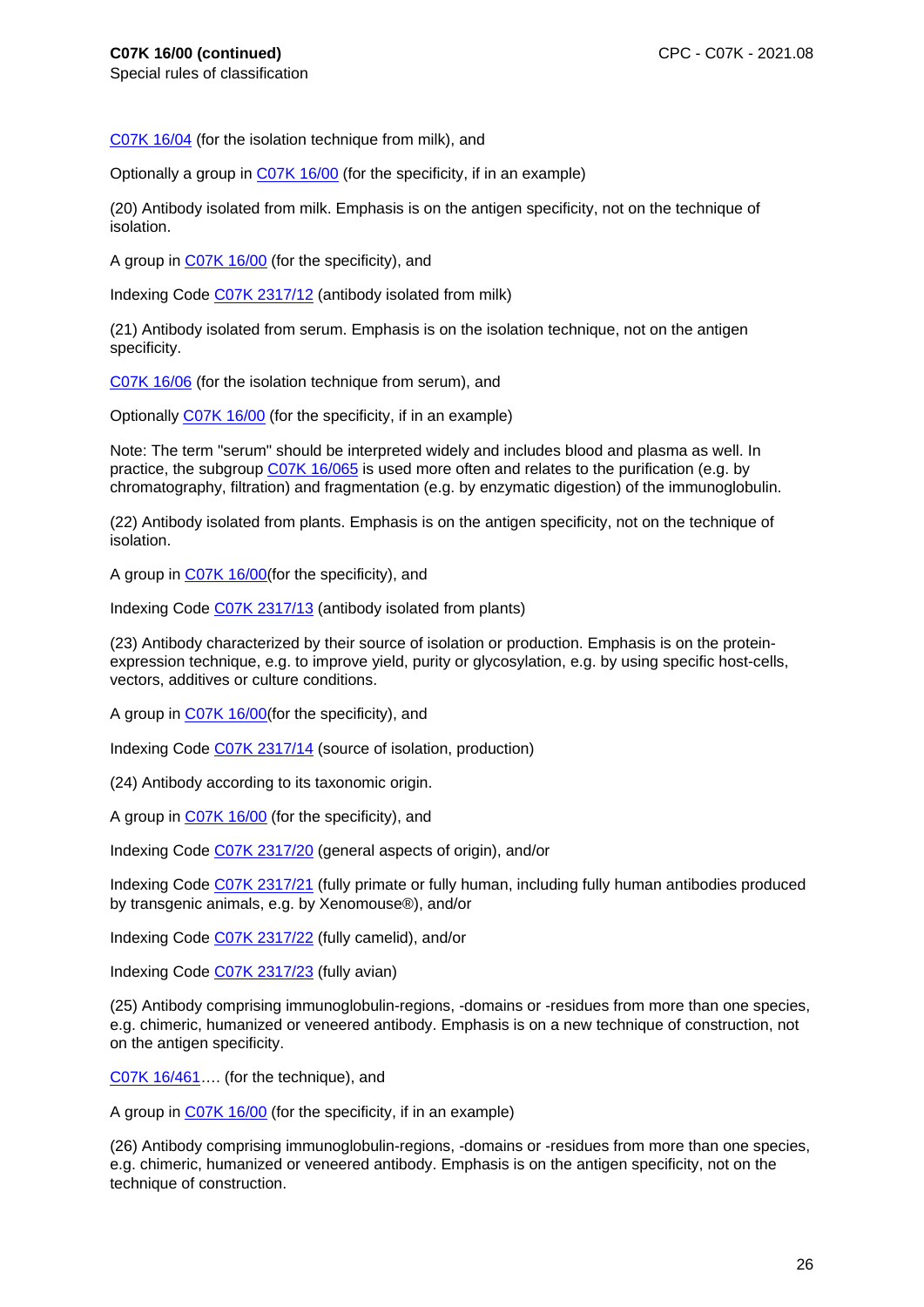**C07K 16/00 (continued)**

Special rules of classification

C07K 16/04 (for the isolation technique from milk), and

Optionally a group in C07K 16/00 (for the specificity, if in an example)

(20) Antibody isolated from milk. Emphasis is on the antigen specificity, not on the technique of isolation.

A group in C07K 16/00 (for the specificity), and

Indexing Code C07K 2317/12 (antibody isolated from milk)

(21) Antibody isolated from serum. Emphasis is on the isolation technique, not on the antigen specificity.

C07K 16/06 (for the isolation technique from serum), and

Optionally C07K 16/00 (for the specificity, if in an example)

Note: The term "serum" should be interpreted widely and includes blood and plasma as well. In practice, the subgroup C07K 16/065 is used more often and relates to the purification (e.g. by chromatography, filtration) and fragmentation (e.g. by enzymatic digestion) of the immunoglobulin.

(22) Antibody isolated from plants. Emphasis is on the antigen specificity, not on the technique of isolation.

A group in C07K 16/00(for the specificity), and

Indexing Code C07K 2317/13 (antibody isolated from plants)

(23) Antibody characterized by their source of isolation or production. Emphasis is on the protein-expression technique, e.g. to improve yield, purity or glycosylation, e.g. by using specific host-cells, vectors, additives or culture conditions.

A group in C07K 16/00(for the specificity), and

Indexing Code C07K 2317/14 (source of isolation, production)

(24) Antibody according to its taxonomic origin.

A group in C07K 16/00 (for the specificity), and

Indexing Code C07K 2317/20 (general aspects of origin), and/or

Indexing Code C07K 2317/21 (fully primate or fully human, including fully human antibodies produced by transgenic animals, e.g. by Xenomouse®), and/or

Indexing Code C07K 2317/22 (fully camelid), and/or

Indexing Code C07K 2317/23 (fully avian)

(25) Antibody comprising immunoglobulin-regions, -domains or -residues from more than one species, e.g. chimeric, humanized or veneered antibody. Emphasis is on a new technique of construction, not on the antigen specificity.

C07K 16/461…. (for the technique), and

A group in C07K 16/00 (for the specificity, if in an example)

(26) Antibody comprising immunoglobulin-regions, -domains or -residues from more than one species, e.g. chimeric, humanized or veneered antibody. Emphasis is on the antigen specificity, not on the technique of construction.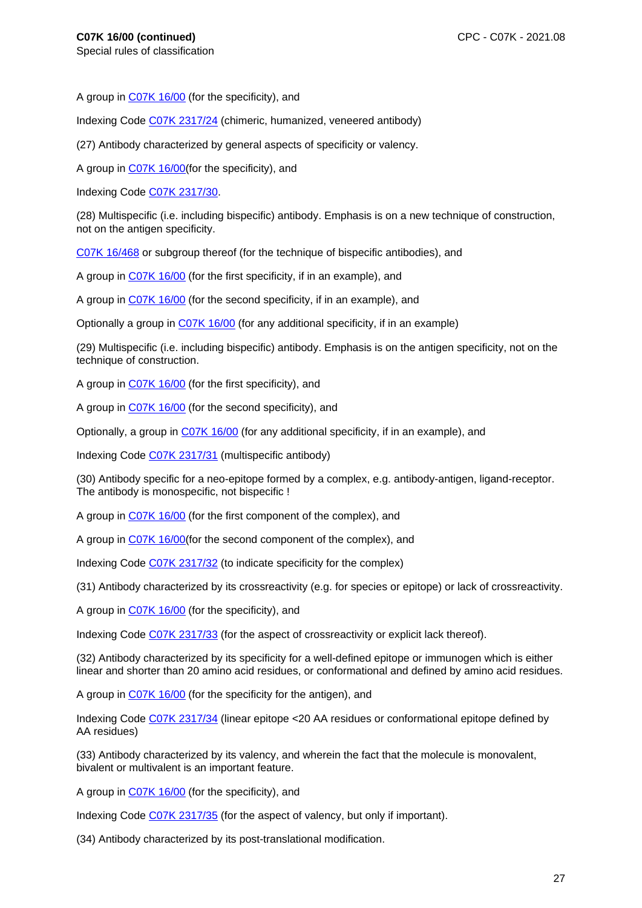A group in C07K 16/00 (for the specificity), and

Indexing Code C07K 2317/24 (chimeric, humanized, veneered antibody)

(27) Antibody characterized by general aspects of specificity or valency.

A group in C07K 16/00(for the specificity), and

Indexing Code C07K 2317/30.

(28) Multispecific (i.e. including bispecific) antibody. Emphasis is on a new technique of construction, not on the antigen specificity.

C07K 16/468 or subgroup thereof (for the technique of bispecific antibodies), and

A group in C07K 16/00 (for the first specificity, if in an example), and

A group in C07K 16/00 (for the second specificity, if in an example), and

Optionally a group in C07K 16/00 (for any additional specificity, if in an example)

(29) Multispecific (i.e. including bispecific) antibody. Emphasis is on the antigen specificity, not on the technique of construction.

A group in C07K 16/00 (for the first specificity), and

A group in C07K 16/00 (for the second specificity), and

Optionally, a group in C07K 16/00 (for any additional specificity, if in an example), and

Indexing Code C07K 2317/31 (multispecific antibody)

(30) Antibody specific for a neo-epitope formed by a complex, e.g. antibody-antigen, ligand-receptor. The antibody is monospecific, not bispecific !

A group in C07K 16/00 (for the first component of the complex), and

A group in C07K 16/00(for the second component of the complex), and

Indexing Code C07K 2317/32 (to indicate specificity for the complex)

(31) Antibody characterized by its crossreactivity (e.g. for species or epitope) or lack of crossreactivity.

A group in C07K 16/00 (for the specificity), and

Indexing Code C07K 2317/33 (for the aspect of crossreactivity or explicit lack thereof).

(32) Antibody characterized by its specificity for a well-defined epitope or immunogen which is either linear and shorter than 20 amino acid residues, or conformational and defined by amino acid residues.

A group in C07K 16/00 (for the specificity for the antigen), and

Indexing Code C07K 2317/34 (linear epitope <20 AA residues or conformational epitope defined by AA residues)

(33) Antibody characterized by its valency, and wherein the fact that the molecule is monovalent, bivalent or multivalent is an important feature.

A group in C07K 16/00 (for the specificity), and

Indexing Code C07K 2317/35 (for the aspect of valency, but only if important).

(34) Antibody characterized by its post-translational modification.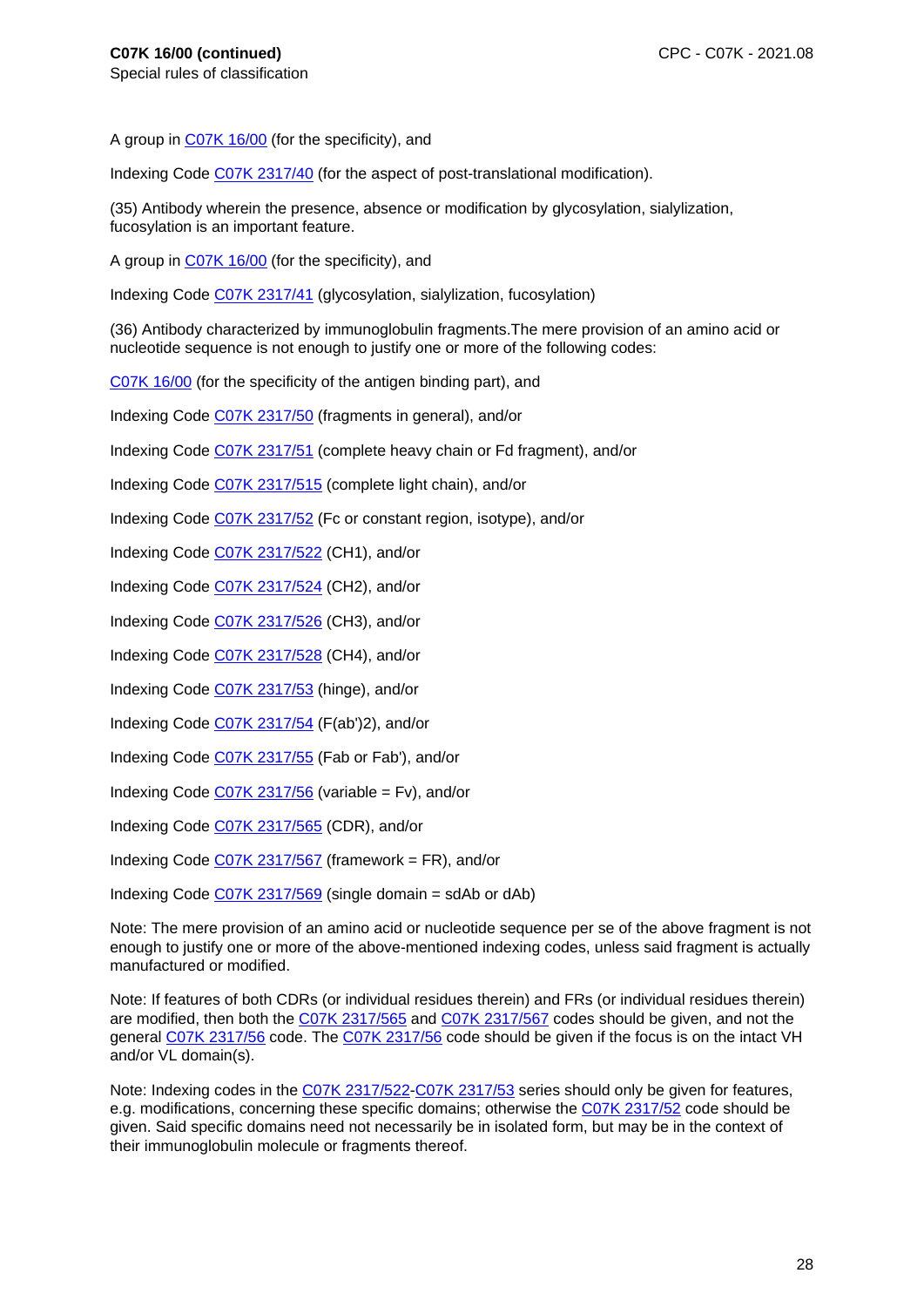A group in C07K 16/00 (for the specificity), and

Indexing Code C07K 2317/40 (for the aspect of post-translational modification).

(35) Antibody wherein the presence, absence or modification by glycosylation, sialylization, fucosylation is an important feature.

A group in C07K 16/00 (for the specificity), and

Indexing Code C07K 2317/41 (glycosylation, sialylization, fucosylation)

(36) Antibody characterized by immunoglobulin fragments.The mere provision of an amino acid or nucleotide sequence is not enough to justify one or more of the following codes:

C07K 16/00 (for the specificity of the antigen binding part), and

Indexing Code C07K 2317/50 (fragments in general), and/or

Indexing Code C07K 2317/51 (complete heavy chain or Fd fragment), and/or

Indexing Code C07K 2317/515 (complete light chain), and/or

Indexing Code C07K 2317/52 (Fc or constant region, isotype), and/or

Indexing Code C07K 2317/522 (CH1), and/or

Indexing Code C07K 2317/524 (CH2), and/or

Indexing Code C07K 2317/526 (CH3), and/or

Indexing Code C07K 2317/528 (CH4), and/or

Indexing Code C07K 2317/53 (hinge), and/or

Indexing Code C07K 2317/54 (F(ab')2), and/or

Indexing Code C07K 2317/55 (Fab or Fab'), and/or

Indexing Code C07K 2317/56 (variable = Fv), and/or

Indexing Code C07K 2317/565 (CDR), and/or

Indexing Code C07K 2317/567 (framework = FR), and/or

Indexing Code C07K 2317/569 (single domain = sdAb or dAb)

Note: The mere provision of an amino acid or nucleotide sequence per se of the above fragment is not enough to justify one or more of the above-mentioned indexing codes, unless said fragment is actually manufactured or modified.

Note: If features of both CDRs (or individual residues therein) and FRs (or individual residues therein) are modified, then both the C07K 2317/565 and C07K 2317/567 codes should be given, and not the general C07K 2317/56 code. The C07K 2317/56 code should be given if the focus is on the intact VH and/or VL domain(s).

Note: Indexing codes in the C07K 2317/522-C07K 2317/53 series should only be given for features, e.g. modifications, concerning these specific domains; otherwise the C07K 2317/52 code should be given. Said specific domains need not necessarily be in isolated form, but may be in the context of their immunoglobulin molecule or fragments thereof.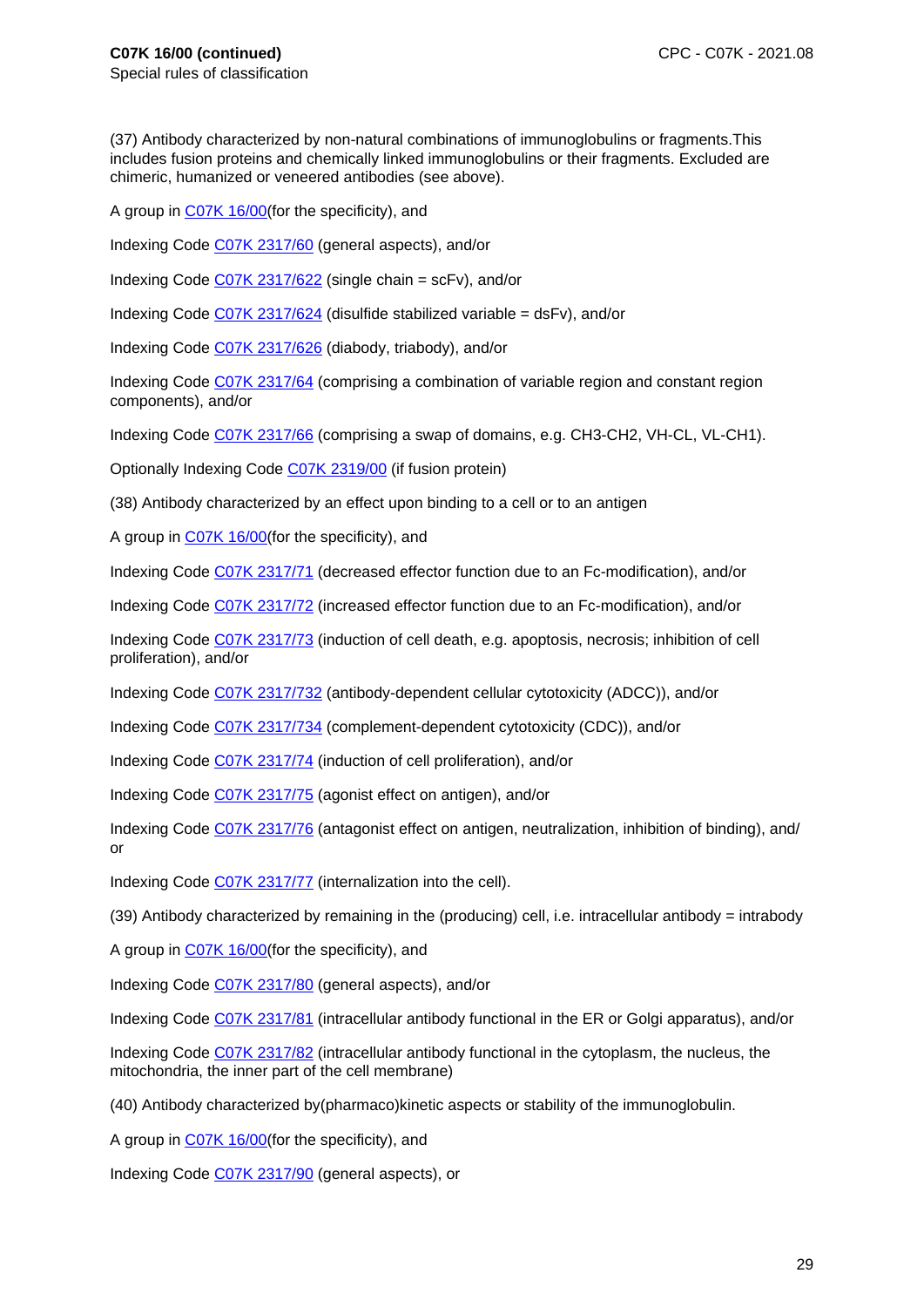**C07K 16/00 (continued)**
Special rules of classification

(37) Antibody characterized by non-natural combinations of immunoglobulins or fragments.This includes fusion proteins and chemically linked immunoglobulins or their fragments. Excluded are chimeric, humanized or veneered antibodies (see above).

A group in C07K 16/00(for the specificity), and

Indexing Code C07K 2317/60 (general aspects), and/or

Indexing Code C07K 2317/622 (single chain = scFv), and/or

Indexing Code C07K 2317/624 (disulfide stabilized variable = dsFv), and/or

Indexing Code C07K 2317/626 (diabody, triabody), and/or

Indexing Code C07K 2317/64 (comprising a combination of variable region and constant region components), and/or

Indexing Code C07K 2317/66 (comprising a swap of domains, e.g. CH3-CH2, VH-CL, VL-CH1).

Optionally Indexing Code C07K 2319/00 (if fusion protein)

(38) Antibody characterized by an effect upon binding to a cell or to an antigen

A group in C07K 16/00(for the specificity), and

Indexing Code C07K 2317/71 (decreased effector function due to an Fc-modification), and/or

Indexing Code C07K 2317/72 (increased effector function due to an Fc-modification), and/or

Indexing Code C07K 2317/73 (induction of cell death, e.g. apoptosis, necrosis; inhibition of cell proliferation), and/or

Indexing Code C07K 2317/732 (antibody-dependent cellular cytotoxicity (ADCC)), and/or

Indexing Code C07K 2317/734 (complement-dependent cytotoxicity (CDC)), and/or

Indexing Code C07K 2317/74 (induction of cell proliferation), and/or

Indexing Code C07K 2317/75 (agonist effect on antigen), and/or

Indexing Code C07K 2317/76 (antagonist effect on antigen, neutralization, inhibition of binding), and/or

Indexing Code C07K 2317/77 (internalization into the cell).

(39) Antibody characterized by remaining in the (producing) cell, i.e. intracellular antibody = intrabody

A group in C07K 16/00(for the specificity), and

Indexing Code C07K 2317/80 (general aspects), and/or

Indexing Code C07K 2317/81 (intracellular antibody functional in the ER or Golgi apparatus), and/or

Indexing Code C07K 2317/82 (intracellular antibody functional in the cytoplasm, the nucleus, the mitochondria, the inner part of the cell membrane)

(40) Antibody characterized by(pharmaco)kinetic aspects or stability of the immunoglobulin.

A group in C07K 16/00(for the specificity), and

Indexing Code C07K 2317/90 (general aspects), or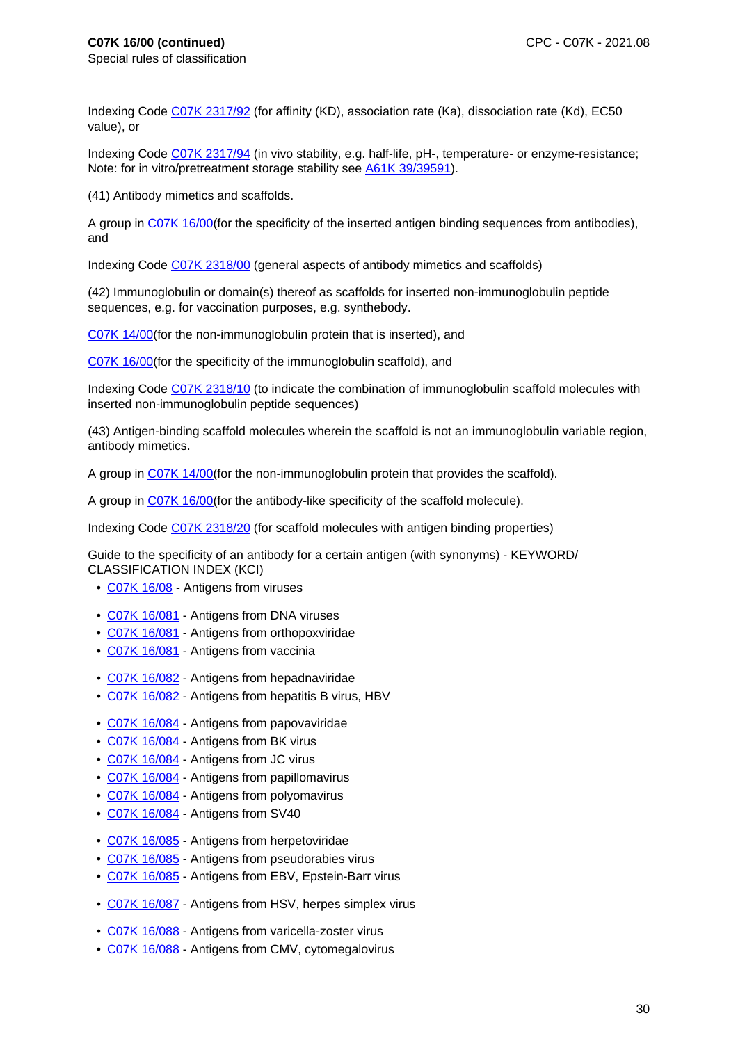**C07K 16/00 (continued)**
Special rules of classification

Indexing Code C07K 2317/92 (for affinity (KD), association rate (Ka), dissociation rate (Kd), EC50 value), or

Indexing Code C07K 2317/94 (in vivo stability, e.g. half-life, pH-, temperature- or enzyme-resistance; Note: for in vitro/pretreatment storage stability see A61K 39/39591).

(41) Antibody mimetics and scaffolds.

A group in C07K 16/00(for the specificity of the inserted antigen binding sequences from antibodies), and

Indexing Code C07K 2318/00 (general aspects of antibody mimetics and scaffolds)

(42) Immunoglobulin or domain(s) thereof as scaffolds for inserted non-immunoglobulin peptide sequences, e.g. for vaccination purposes, e.g. synthebody.

C07K 14/00(for the non-immunoglobulin protein that is inserted), and

C07K 16/00(for the specificity of the immunoglobulin scaffold), and

Indexing Code C07K 2318/10 (to indicate the combination of immunoglobulin scaffold molecules with inserted non-immunoglobulin peptide sequences)

(43) Antigen-binding scaffold molecules wherein the scaffold is not an immunoglobulin variable region, antibody mimetics.

A group in C07K 14/00(for the non-immunoglobulin protein that provides the scaffold).

A group in C07K 16/00(for the antibody-like specificity of the scaffold molecule).

Indexing Code C07K 2318/20 (for scaffold molecules with antigen binding properties)

Guide to the specificity of an antibody for a certain antigen (with synonyms) - KEYWORD/ CLASSIFICATION INDEX (KCI)

- C07K 16/08 - Antigens from viruses

- C07K 16/081 - Antigens from DNA viruses
- C07K 16/081 - Antigens from orthopoxviridae
- C07K 16/081 - Antigens from vaccinia

- C07K 16/082 - Antigens from hepadnaviridae
- C07K 16/082 - Antigens from hepatitis B virus, HBV

- C07K 16/084 - Antigens from papovaviridae
- C07K 16/084 - Antigens from BK virus
- C07K 16/084 - Antigens from JC virus
- C07K 16/084 - Antigens from papillomavirus
- C07K 16/084 - Antigens from polyomavirus
- C07K 16/084 - Antigens from SV40

- C07K 16/085 - Antigens from herpetoviridae
- C07K 16/085 - Antigens from pseudorabies virus
- C07K 16/085 - Antigens from EBV, Epstein-Barr virus

- C07K 16/087 - Antigens from HSV, herpes simplex virus

- C07K 16/088 - Antigens from varicella-zoster virus
- C07K 16/088 - Antigens from CMV, cytomegalovirus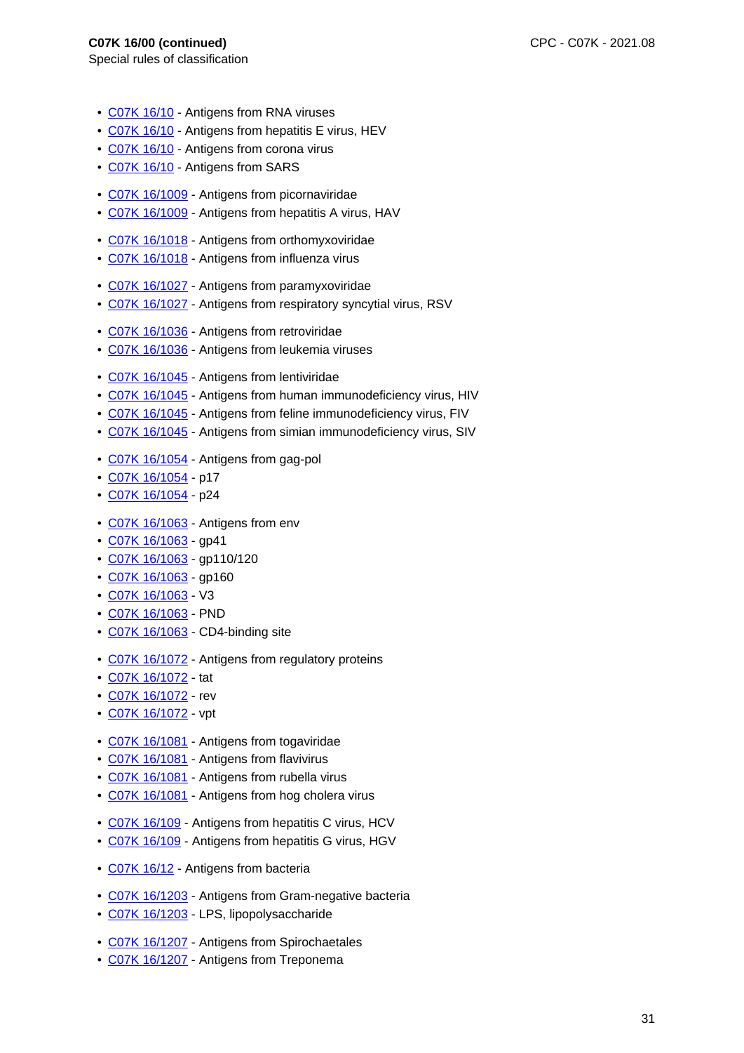**C07K 16/00 (continued)**

Special rules of classification

- C07K 16/10 - Antigens from RNA viruses
- C07K 16/10 - Antigens from hepatitis E virus, HEV
- C07K 16/10 - Antigens from corona virus
- C07K 16/10 - Antigens from SARS

- C07K 16/1009 - Antigens from picornaviridae
- C07K 16/1009 - Antigens from hepatitis A virus, HAV

- C07K 16/1018 - Antigens from orthomyxoviridae
- C07K 16/1018 - Antigens from influenza virus

- C07K 16/1027 - Antigens from paramyxoviridae
- C07K 16/1027 - Antigens from respiratory syncytial virus, RSV

- C07K 16/1036 - Antigens from retroviridae
- C07K 16/1036 - Antigens from leukemia viruses

- C07K 16/1045 - Antigens from lentiviridae
- C07K 16/1045 - Antigens from human immunodeficiency virus, HIV
- C07K 16/1045 - Antigens from feline immunodeficiency virus, FIV
- C07K 16/1045 - Antigens from simian immunodeficiency virus, SIV

- C07K 16/1054 - Antigens from gag-pol
- C07K 16/1054 - p17
- C07K 16/1054 - p24

- C07K 16/1063 - Antigens from env
- C07K 16/1063 - gp41
- C07K 16/1063 - gp110/120
- C07K 16/1063 - gp160
- C07K 16/1063 - V3
- C07K 16/1063 - PND
- C07K 16/1063 - CD4-binding site

- C07K 16/1072 - Antigens from regulatory proteins
- C07K 16/1072 - tat
- C07K 16/1072 - rev
- C07K 16/1072 - vpt

- C07K 16/1081 - Antigens from togaviridae
- C07K 16/1081 - Antigens from flavivirus
- C07K 16/1081 - Antigens from rubella virus
- C07K 16/1081 - Antigens from hog cholera virus

- C07K 16/109 - Antigens from hepatitis C virus, HCV
- C07K 16/109 - Antigens from hepatitis G virus, HGV

- C07K 16/12 - Antigens from bacteria

- C07K 16/1203 - Antigens from Gram-negative bacteria
- C07K 16/1203 - LPS, lipopolysaccharide

- C07K 16/1207 - Antigens from Spirochaetales
- C07K 16/1207 - Antigens from Treponema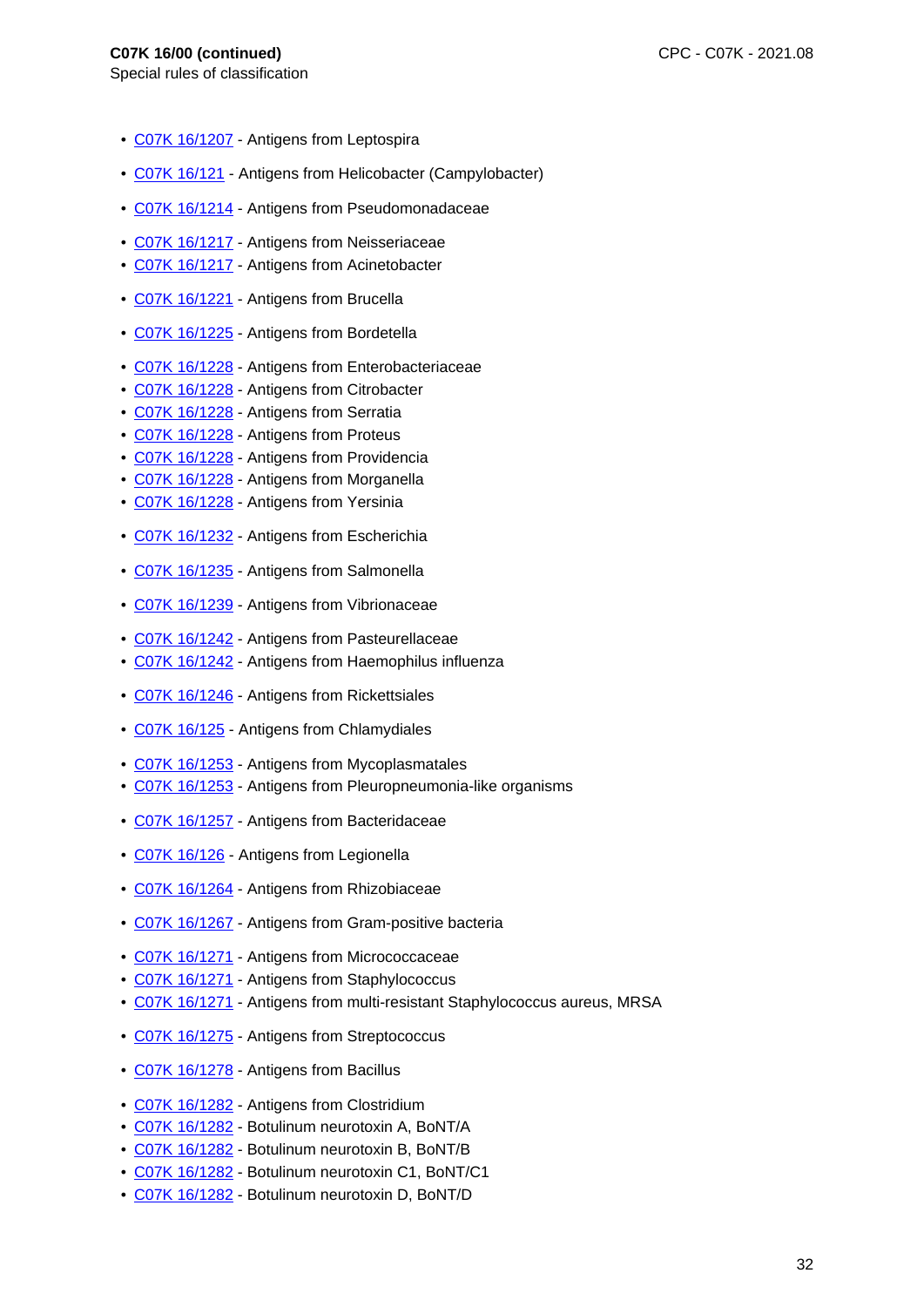**C07K 16/00 (continued)**
Special rules of classification

- C07K 16/1207 - Antigens from Leptospira

- C07K 16/121 - Antigens from Helicobacter (Campylobacter)

- C07K 16/1214 - Antigens from Pseudomonadaceae

- C07K 16/1217 - Antigens from Neisseriaceae
- C07K 16/1217 - Antigens from Acinetobacter

- C07K 16/1221 - Antigens from Brucella

- C07K 16/1225 - Antigens from Bordetella

- C07K 16/1228 - Antigens from Enterobacteriaceae
- C07K 16/1228 - Antigens from Citrobacter
- C07K 16/1228 - Antigens from Serratia
- C07K 16/1228 - Antigens from Proteus
- C07K 16/1228 - Antigens from Providencia
- C07K 16/1228 - Antigens from Morganella
- C07K 16/1228 - Antigens from Yersinia

- C07K 16/1232 - Antigens from Escherichia

- C07K 16/1235 - Antigens from Salmonella

- C07K 16/1239 - Antigens from Vibrionaceae

- C07K 16/1242 - Antigens from Pasteurellaceae
- C07K 16/1242 - Antigens from Haemophilus influenza

- C07K 16/1246 - Antigens from Rickettsiales

- C07K 16/125 - Antigens from Chlamydiales

- C07K 16/1253 - Antigens from Mycoplasmatales
- C07K 16/1253 - Antigens from Pleuropneumonia-like organisms

- C07K 16/1257 - Antigens from Bacteridaceae

- C07K 16/126 - Antigens from Legionella

- C07K 16/1264 - Antigens from Rhizobiaceae

- C07K 16/1267 - Antigens from Gram-positive bacteria

- C07K 16/1271 - Antigens from Micrococcaceae
- C07K 16/1271 - Antigens from Staphylococcus
- C07K 16/1271 - Antigens from multi-resistant Staphylococcus aureus, MRSA

- C07K 16/1275 - Antigens from Streptococcus

- C07K 16/1278 - Antigens from Bacillus

- C07K 16/1282 - Antigens from Clostridium
- C07K 16/1282 - Botulinum neurotoxin A, BoNT/A
- C07K 16/1282 - Botulinum neurotoxin B, BoNT/B
- C07K 16/1282 - Botulinum neurotoxin C1, BoNT/C1
- C07K 16/1282 - Botulinum neurotoxin D, BoNT/D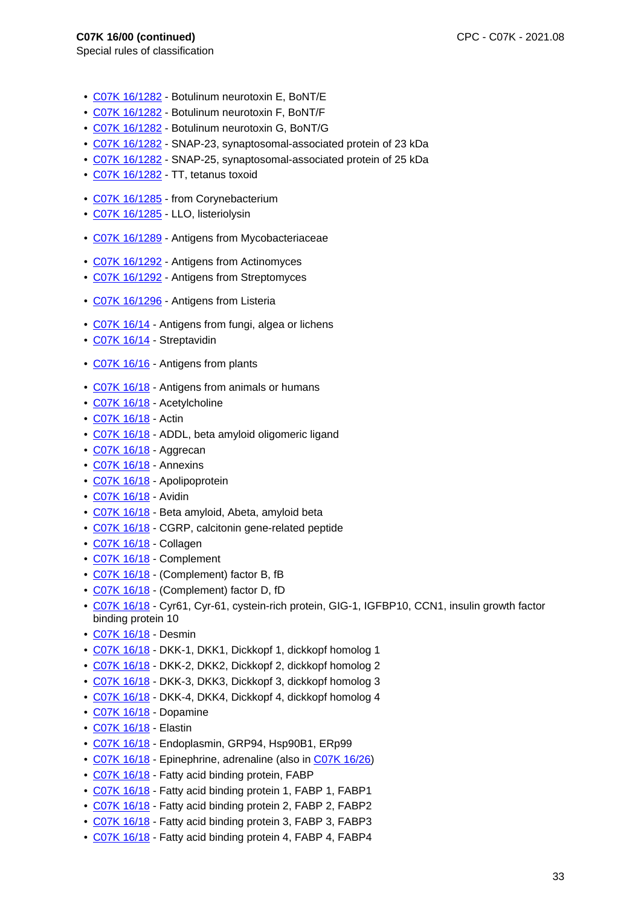**C07K 16/00 (continued)**
Special rules of classification

- C07K 16/1282 - Botulinum neurotoxin E, BoNT/E
- C07K 16/1282 - Botulinum neurotoxin F, BoNT/F
- C07K 16/1282 - Botulinum neurotoxin G, BoNT/G
- C07K 16/1282 - SNAP-23, synaptosomal-associated protein of 23 kDa
- C07K 16/1282 - SNAP-25, synaptosomal-associated protein of 25 kDa
- C07K 16/1282 - TT, tetanus toxoid

- C07K 16/1285 - from Corynebacterium
- C07K 16/1285 - LLO, listeriolysin

- C07K 16/1289 - Antigens from Mycobacteriaceae

- C07K 16/1292 - Antigens from Actinomyces
- C07K 16/1292 - Antigens from Streptomyces

- C07K 16/1296 - Antigens from Listeria

- C07K 16/14 - Antigens from fungi, algea or lichens
- C07K 16/14 - Streptavidin

- C07K 16/16 - Antigens from plants

- C07K 16/18 - Antigens from animals or humans
- C07K 16/18 - Acetylcholine
- C07K 16/18 - Actin
- C07K 16/18 - ADDL, beta amyloid oligomeric ligand
- C07K 16/18 - Aggrecan
- C07K 16/18 - Annexins
- C07K 16/18 - Apolipoprotein
- C07K 16/18 - Avidin
- C07K 16/18 - Beta amyloid, Abeta, amyloid beta
- C07K 16/18 - CGRP, calcitonin gene-related peptide
- C07K 16/18 - Collagen
- C07K 16/18 - Complement
- C07K 16/18 - (Complement) factor B, fB
- C07K 16/18 - (Complement) factor D, fD
- C07K 16/18 - Cyr61, Cyr-61, cystein-rich protein, GIG-1, IGFBP10, CCN1, insulin growth factor binding protein 10
- C07K 16/18 - Desmin
- C07K 16/18 - DKK-1, DKK1, Dickkopf 1, dickkopf homolog 1
- C07K 16/18 - DKK-2, DKK2, Dickkopf 2, dickkopf homolog 2
- C07K 16/18 - DKK-3, DKK3, Dickkopf 3, dickkopf homolog 3
- C07K 16/18 - DKK-4, DKK4, Dickkopf 4, dickkopf homolog 4
- C07K 16/18 - Dopamine
- C07K 16/18 - Elastin
- C07K 16/18 - Endoplasmin, GRP94, Hsp90B1, ERp99
- C07K 16/18 - Epinephrine, adrenaline (also in C07K 16/26)
- C07K 16/18 - Fatty acid binding protein, FABP
- C07K 16/18 - Fatty acid binding protein 1, FABP 1, FABP1
- C07K 16/18 - Fatty acid binding protein 2, FABP 2, FABP2
- C07K 16/18 - Fatty acid binding protein 3, FABP 3, FABP3
- C07K 16/18 - Fatty acid binding protein 4, FABP 4, FABP4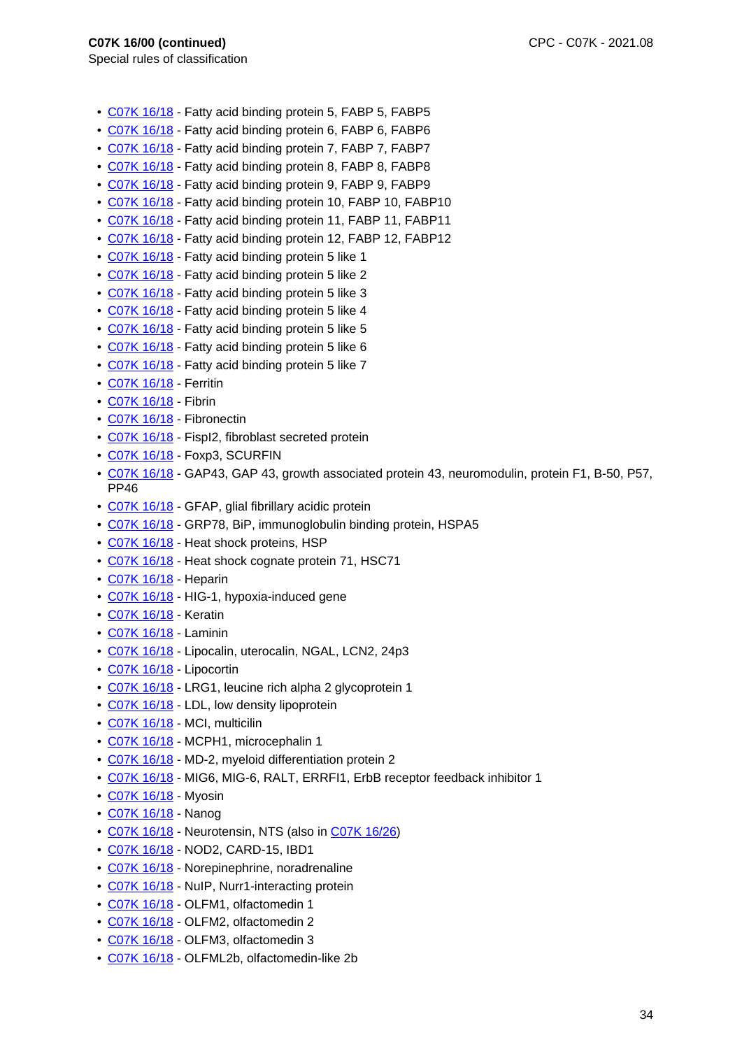**C07K 16/00 (continued)**
Special rules of classification

- C07K 16/18 - Fatty acid binding protein 5, FABP 5, FABP5
- C07K 16/18 - Fatty acid binding protein 6, FABP 6, FABP6
- C07K 16/18 - Fatty acid binding protein 7, FABP 7, FABP7
- C07K 16/18 - Fatty acid binding protein 8, FABP 8, FABP8
- C07K 16/18 - Fatty acid binding protein 9, FABP 9, FABP9
- C07K 16/18 - Fatty acid binding protein 10, FABP 10, FABP10
- C07K 16/18 - Fatty acid binding protein 11, FABP 11, FABP11
- C07K 16/18 - Fatty acid binding protein 12, FABP 12, FABP12
- C07K 16/18 - Fatty acid binding protein 5 like 1
- C07K 16/18 - Fatty acid binding protein 5 like 2
- C07K 16/18 - Fatty acid binding protein 5 like 3
- C07K 16/18 - Fatty acid binding protein 5 like 4
- C07K 16/18 - Fatty acid binding protein 5 like 5
- C07K 16/18 - Fatty acid binding protein 5 like 6
- C07K 16/18 - Fatty acid binding protein 5 like 7
- C07K 16/18 - Ferritin
- C07K 16/18 - Fibrin
- C07K 16/18 - Fibronectin
- C07K 16/18 - Fispl2, fibroblast secreted protein
- C07K 16/18 - Foxp3, SCURFIN
- C07K 16/18 - GAP43, GAP 43, growth associated protein 43, neuromodulin, protein F1, B-50, P57, PP46
- C07K 16/18 - GFAP, glial fibrillary acidic protein
- C07K 16/18 - GRP78, BiP, immunoglobulin binding protein, HSPA5
- C07K 16/18 - Heat shock proteins, HSP
- C07K 16/18 - Heat shock cognate protein 71, HSC71
- C07K 16/18 - Heparin
- C07K 16/18 - HIG-1, hypoxia-induced gene
- C07K 16/18 - Keratin
- C07K 16/18 - Laminin
- C07K 16/18 - Lipocalin, uterocalin, NGAL, LCN2, 24p3
- C07K 16/18 - Lipocortin
- C07K 16/18 - LRG1, leucine rich alpha 2 glycoprotein 1
- C07K 16/18 - LDL, low density lipoprotein
- C07K 16/18 - MCI, multicilin
- C07K 16/18 - MCPH1, microcephalin 1
- C07K 16/18 - MD-2, myeloid differentiation protein 2
- C07K 16/18 - MIG6, MIG-6, RALT, ERRFI1, ErbB receptor feedback inhibitor 1
- C07K 16/18 - Myosin
- C07K 16/18 - Nanog
- C07K 16/18 - Neurotensin, NTS (also in C07K 16/26)
- C07K 16/18 - NOD2, CARD-15, IBD1
- C07K 16/18 - Norepinephrine, noradrenaline
- C07K 16/18 - NuIP, Nurr1-interacting protein
- C07K 16/18 - OLFM1, olfactomedin 1
- C07K 16/18 - OLFM2, olfactomedin 2
- C07K 16/18 - OLFM3, olfactomedin 3
- C07K 16/18 - OLFML2b, olfactomedin-like 2b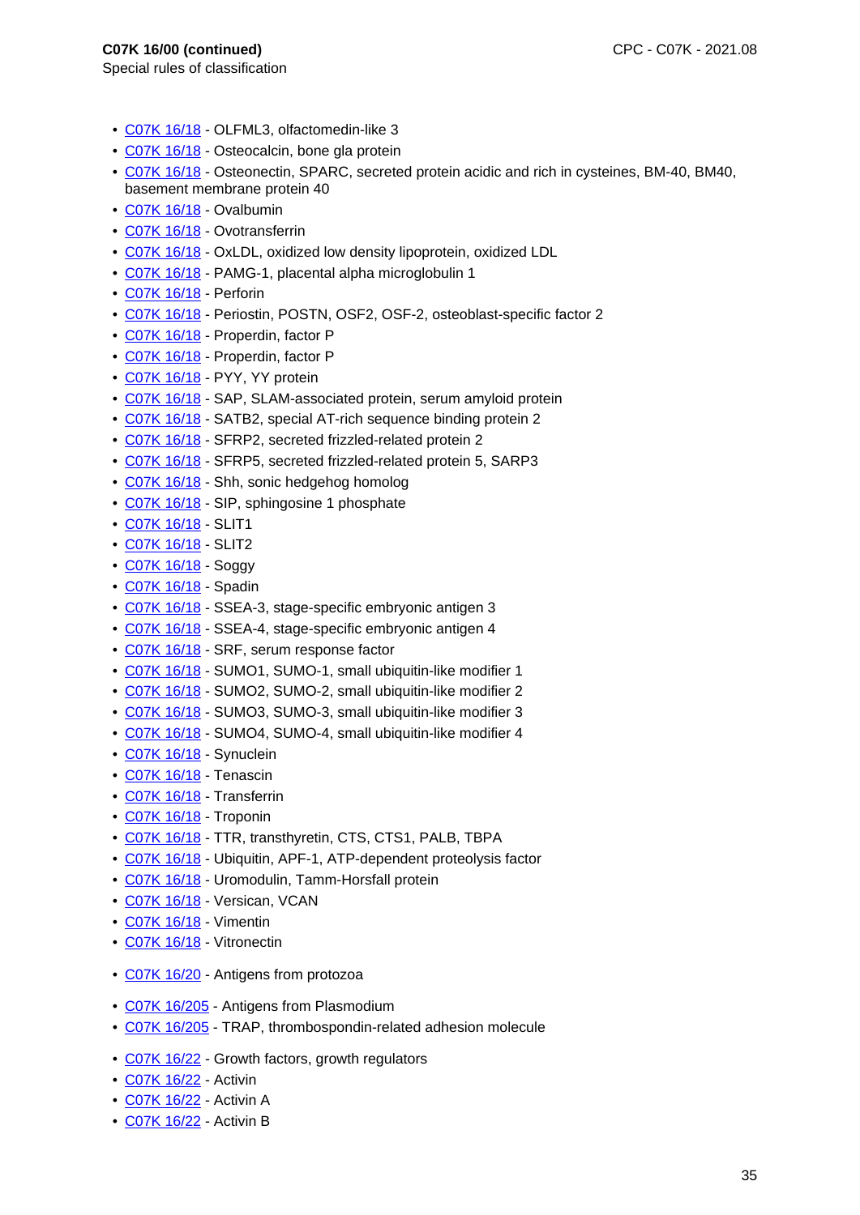**C07K 16/00 (continued)**
Special rules of classification

- C07K 16/18 - OLFML3, olfactomedin-like 3
- C07K 16/18 - Osteocalcin, bone gla protein
- C07K 16/18 - Osteonectin, SPARC, secreted protein acidic and rich in cysteines, BM-40, BM40, basement membrane protein 40
- C07K 16/18 - Ovalbumin
- C07K 16/18 - Ovotransferrin
- C07K 16/18 - OxLDL, oxidized low density lipoprotein, oxidized LDL
- C07K 16/18 - PAMG-1, placental alpha microglobulin 1
- C07K 16/18 - Perforin
- C07K 16/18 - Periostin, POSTN, OSF2, OSF-2, osteoblast-specific factor 2
- C07K 16/18 - Properdin, factor P
- C07K 16/18 - Properdin, factor P
- C07K 16/18 - PYY, YY protein
- C07K 16/18 - SAP, SLAM-associated protein, serum amyloid protein
- C07K 16/18 - SATB2, special AT-rich sequence binding protein 2
- C07K 16/18 - SFRP2, secreted frizzled-related protein 2
- C07K 16/18 - SFRP5, secreted frizzled-related protein 5, SARP3
- C07K 16/18 - Shh, sonic hedgehog homolog
- C07K 16/18 - SIP, sphingosine 1 phosphate
- C07K 16/18 - SLIT1
- C07K 16/18 - SLIT2
- C07K 16/18 - Soggy
- C07K 16/18 - Spadin
- C07K 16/18 - SSEA-3, stage-specific embryonic antigen 3
- C07K 16/18 - SSEA-4, stage-specific embryonic antigen 4
- C07K 16/18 - SRF, serum response factor
- C07K 16/18 - SUMO1, SUMO-1, small ubiquitin-like modifier 1
- C07K 16/18 - SUMO2, SUMO-2, small ubiquitin-like modifier 2
- C07K 16/18 - SUMO3, SUMO-3, small ubiquitin-like modifier 3
- C07K 16/18 - SUMO4, SUMO-4, small ubiquitin-like modifier 4
- C07K 16/18 - Synuclein
- C07K 16/18 - Tenascin
- C07K 16/18 - Transferrin
- C07K 16/18 - Troponin
- C07K 16/18 - TTR, transthyretin, CTS, CTS1, PALB, TBPA
- C07K 16/18 - Ubiquitin, APF-1, ATP-dependent proteolysis factor
- C07K 16/18 - Uromodulin, Tamm-Horsfall protein
- C07K 16/18 - Versican, VCAN
- C07K 16/18 - Vimentin
- C07K 16/18 - Vitronectin

- C07K 16/20 - Antigens from protozoa

- C07K 16/205 - Antigens from Plasmodium
- C07K 16/205 - TRAP, thrombospondin-related adhesion molecule

- C07K 16/22 - Growth factors, growth regulators
- C07K 16/22 - Activin
- C07K 16/22 - Activin A
- C07K 16/22 - Activin B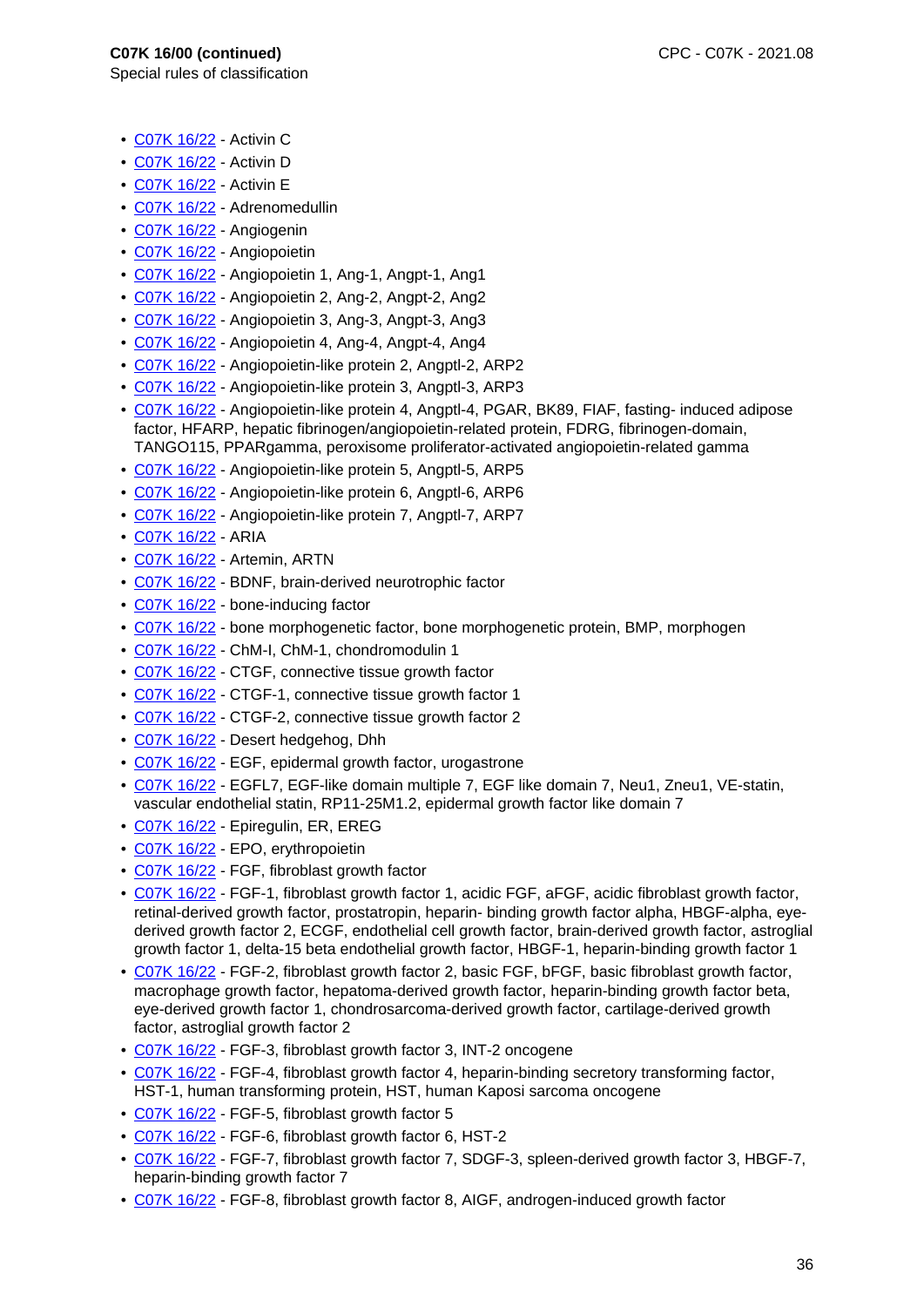**C07K 16/00 (continued)**
Special rules of classification

- C07K 16/22 - Activin C
- C07K 16/22 - Activin D
- C07K 16/22 - Activin E
- C07K 16/22 - Adrenomedullin
- C07K 16/22 - Angiogenin
- C07K 16/22 - Angiopoietin
- C07K 16/22 - Angiopoietin 1, Ang-1, Angpt-1, Ang1
- C07K 16/22 - Angiopoietin 2, Ang-2, Angpt-2, Ang2
- C07K 16/22 - Angiopoietin 3, Ang-3, Angpt-3, Ang3
- C07K 16/22 - Angiopoietin 4, Ang-4, Angpt-4, Ang4
- C07K 16/22 - Angiopoietin-like protein 2, Angptl-2, ARP2
- C07K 16/22 - Angiopoietin-like protein 3, Angptl-3, ARP3
- C07K 16/22 - Angiopoietin-like protein 4, Angptl-4, PGAR, BK89, FIAF, fasting- induced adipose factor, HFARP, hepatic fibrinogen/angiopoietin-related protein, FDRG, fibrinogen-domain, TANGO115, PPARgamma, peroxisome proliferator-activated angiopoietin-related gamma
- C07K 16/22 - Angiopoietin-like protein 5, Angptl-5, ARP5
- C07K 16/22 - Angiopoietin-like protein 6, Angptl-6, ARP6
- C07K 16/22 - Angiopoietin-like protein 7, Angptl-7, ARP7
- C07K 16/22 - ARIA
- C07K 16/22 - Artemin, ARTN
- C07K 16/22 - BDNF, brain-derived neurotrophic factor
- C07K 16/22 - bone-inducing factor
- C07K 16/22 - bone morphogenetic factor, bone morphogenetic protein, BMP, morphogen
- C07K 16/22 - ChM-I, ChM-1, chondromodulin 1
- C07K 16/22 - CTGF, connective tissue growth factor
- C07K 16/22 - CTGF-1, connective tissue growth factor 1
- C07K 16/22 - CTGF-2, connective tissue growth factor 2
- C07K 16/22 - Desert hedgehog, Dhh
- C07K 16/22 - EGF, epidermal growth factor, urogastrone
- C07K 16/22 - EGFL7, EGF-like domain multiple 7, EGF like domain 7, Neu1, Zneu1, VE-statin, vascular endothelial statin, RP11-25M1.2, epidermal growth factor like domain 7
- C07K 16/22 - Epiregulin, ER, EREG
- C07K 16/22 - EPO, erythropoietin
- C07K 16/22 - FGF, fibroblast growth factor
- C07K 16/22 - FGF-1, fibroblast growth factor 1, acidic FGF, aFGF, acidic fibroblast growth factor, retinal-derived growth factor, prostatropin, heparin- binding growth factor alpha, HBGF-alpha, eye-derived growth factor 2, ECGF, endothelial cell growth factor, brain-derived growth factor, astroglial growth factor 1, delta-15 beta endothelial growth factor, HBGF-1, heparin-binding growth factor 1
- C07K 16/22 - FGF-2, fibroblast growth factor 2, basic FGF, bFGF, basic fibroblast growth factor, macrophage growth factor, hepatoma-derived growth factor, heparin-binding growth factor beta, eye-derived growth factor 1, chondrosarcoma-derived growth factor, cartilage-derived growth factor, astroglial growth factor 2
- C07K 16/22 - FGF-3, fibroblast growth factor 3, INT-2 oncogene
- C07K 16/22 - FGF-4, fibroblast growth factor 4, heparin-binding secretory transforming factor, HST-1, human transforming protein, HST, human Kaposi sarcoma oncogene
- C07K 16/22 - FGF-5, fibroblast growth factor 5
- C07K 16/22 - FGF-6, fibroblast growth factor 6, HST-2
- C07K 16/22 - FGF-7, fibroblast growth factor 7, SDGF-3, spleen-derived growth factor 3, HBGF-7, heparin-binding growth factor 7
- C07K 16/22 - FGF-8, fibroblast growth factor 8, AIGF, androgen-induced growth factor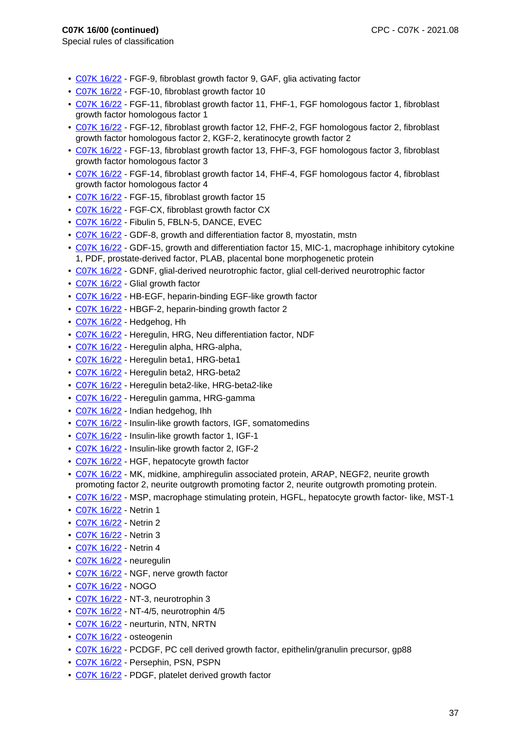**C07K 16/00 (continued)**
Special rules of classification

- C07K 16/22 - FGF-9, fibroblast growth factor 9, GAF, glia activating factor
- C07K 16/22 - FGF-10, fibroblast growth factor 10
- C07K 16/22 - FGF-11, fibroblast growth factor 11, FHF-1, FGF homologous factor 1, fibroblast growth factor homologous factor 1
- C07K 16/22 - FGF-12, fibroblast growth factor 12, FHF-2, FGF homologous factor 2, fibroblast growth factor homologous factor 2, KGF-2, keratinocyte growth factor 2
- C07K 16/22 - FGF-13, fibroblast growth factor 13, FHF-3, FGF homologous factor 3, fibroblast growth factor homologous factor 3
- C07K 16/22 - FGF-14, fibroblast growth factor 14, FHF-4, FGF homologous factor 4, fibroblast growth factor homologous factor 4
- C07K 16/22 - FGF-15, fibroblast growth factor 15
- C07K 16/22 - FGF-CX, fibroblast growth factor CX
- C07K 16/22 - Fibulin 5, FBLN-5, DANCE, EVEC
- C07K 16/22 - GDF-8, growth and differentiation factor 8, myostatin, mstn
- C07K 16/22 - GDF-15, growth and differentiation factor 15, MIC-1, macrophage inhibitory cytokine 1, PDF, prostate-derived factor, PLAB, placental bone morphogenetic protein
- C07K 16/22 - GDNF, glial-derived neurotrophic factor, glial cell-derived neurotrophic factor
- C07K 16/22 - Glial growth factor
- C07K 16/22 - HB-EGF, heparin-binding EGF-like growth factor
- C07K 16/22 - HBGF-2, heparin-binding growth factor 2
- C07K 16/22 - Hedgehog, Hh
- C07K 16/22 - Heregulin, HRG, Neu differentiation factor, NDF
- C07K 16/22 - Heregulin alpha, HRG-alpha,
- C07K 16/22 - Heregulin beta1, HRG-beta1
- C07K 16/22 - Heregulin beta2, HRG-beta2
- C07K 16/22 - Heregulin beta2-like, HRG-beta2-like
- C07K 16/22 - Heregulin gamma, HRG-gamma
- C07K 16/22 - Indian hedgehog, Ihh
- C07K 16/22 - Insulin-like growth factors, IGF, somatomedins
- C07K 16/22 - Insulin-like growth factor 1, IGF-1
- C07K 16/22 - Insulin-like growth factor 2, IGF-2
- C07K 16/22 - HGF, hepatocyte growth factor
- C07K 16/22 - MK, midkine, amphiregulin associated protein, ARAP, NEGF2, neurite growth promoting factor 2, neurite outgrowth promoting factor 2, neurite outgrowth promoting protein.
- C07K 16/22 - MSP, macrophage stimulating protein, HGFL, hepatocyte growth factor- like, MST-1
- C07K 16/22 - Netrin 1
- C07K 16/22 - Netrin 2
- C07K 16/22 - Netrin 3
- C07K 16/22 - Netrin 4
- C07K 16/22 - neuregulin
- C07K 16/22 - NGF, nerve growth factor
- C07K 16/22 - NOGO
- C07K 16/22 - NT-3, neurotrophin 3
- C07K 16/22 - NT-4/5, neurotrophin 4/5
- C07K 16/22 - neurturin, NTN, NRTN
- C07K 16/22 - osteogenin
- C07K 16/22 - PCDGF, PC cell derived growth factor, epithelin/granulin precursor, gp88
- C07K 16/22 - Persephin, PSN, PSPN
- C07K 16/22 - PDGF, platelet derived growth factor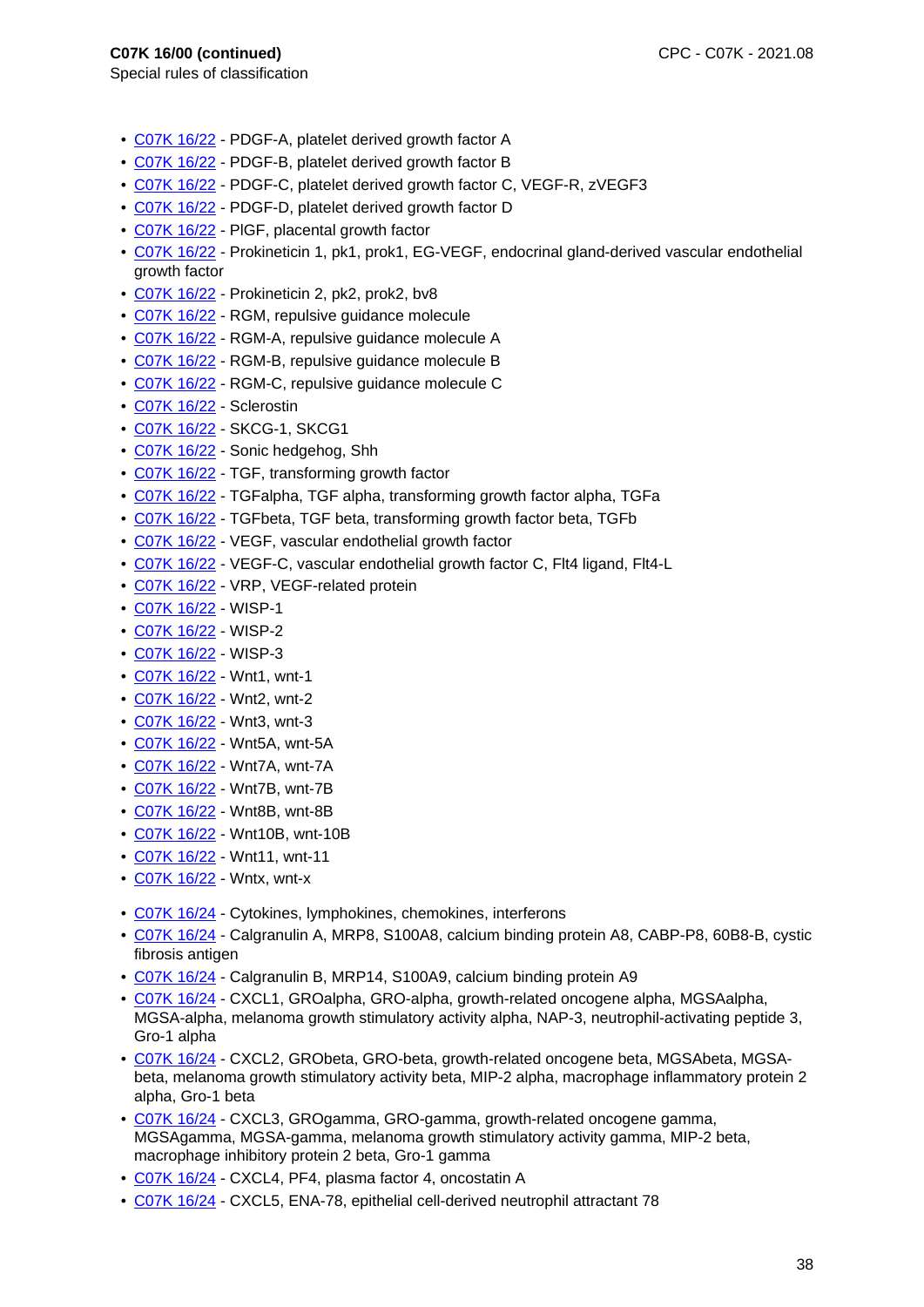**C07K 16/00 (continued)**
Special rules of classification

- C07K 16/22 - PDGF-A, platelet derived growth factor A
- C07K 16/22 - PDGF-B, platelet derived growth factor B
- C07K 16/22 - PDGF-C, platelet derived growth factor C, VEGF-R, zVEGF3
- C07K 16/22 - PDGF-D, platelet derived growth factor D
- C07K 16/22 - PlGF, placental growth factor
- C07K 16/22 - Prokineticin 1, pk1, prok1, EG-VEGF, endocrinal gland-derived vascular endothelial growth factor
- C07K 16/22 - Prokineticin 2, pk2, prok2, bv8
- C07K 16/22 - RGM, repulsive guidance molecule
- C07K 16/22 - RGM-A, repulsive guidance molecule A
- C07K 16/22 - RGM-B, repulsive guidance molecule B
- C07K 16/22 - RGM-C, repulsive guidance molecule C
- C07K 16/22 - Sclerostin
- C07K 16/22 - SKCG-1, SKCG1
- C07K 16/22 - Sonic hedgehog, Shh
- C07K 16/22 - TGF, transforming growth factor
- C07K 16/22 - TGFalpha, TGF alpha, transforming growth factor alpha, TGFa
- C07K 16/22 - TGFbeta, TGF beta, transforming growth factor beta, TGFb
- C07K 16/22 - VEGF, vascular endothelial growth factor
- C07K 16/22 - VEGF-C, vascular endothelial growth factor C, Flt4 ligand, Flt4-L
- C07K 16/22 - VRP, VEGF-related protein
- C07K 16/22 - WISP-1
- C07K 16/22 - WISP-2
- C07K 16/22 - WISP-3
- C07K 16/22 - Wnt1, wnt-1
- C07K 16/22 - Wnt2, wnt-2
- C07K 16/22 - Wnt3, wnt-3
- C07K 16/22 - Wnt5A, wnt-5A
- C07K 16/22 - Wnt7A, wnt-7A
- C07K 16/22 - Wnt7B, wnt-7B
- C07K 16/22 - Wnt8B, wnt-8B
- C07K 16/22 - Wnt10B, wnt-10B
- C07K 16/22 - Wnt11, wnt-11
- C07K 16/22 - Wntx, wnt-x

- C07K 16/24 - Cytokines, lymphokines, chemokines, interferons
- C07K 16/24 - Calgranulin A, MRP8, S100A8, calcium binding protein A8, CABP-P8, 60B8-B, cystic fibrosis antigen
- C07K 16/24 - Calgranulin B, MRP14, S100A9, calcium binding protein A9
- C07K 16/24 - CXCL1, GROalpha, GRO-alpha, growth-related oncogene alpha, MGSAalpha, MGSA-alpha, melanoma growth stimulatory activity alpha, NAP-3, neutrophil-activating peptide 3, Gro-1 alpha
- C07K 16/24 - CXCL2, GRObeta, GRO-beta, growth-related oncogene beta, MGSAbeta, MGSA-beta, melanoma growth stimulatory activity beta, MIP-2 alpha, macrophage inflammatory protein 2 alpha, Gro-1 beta
- C07K 16/24 - CXCL3, GROgamma, GRO-gamma, growth-related oncogene gamma, MGSAgamma, MGSA-gamma, melanoma growth stimulatory activity gamma, MIP-2 beta, macrophage inhibitory protein 2 beta, Gro-1 gamma
- C07K 16/24 - CXCL4, PF4, plasma factor 4, oncostatin A
- C07K 16/24 - CXCL5, ENA-78, epithelial cell-derived neutrophil attractant 78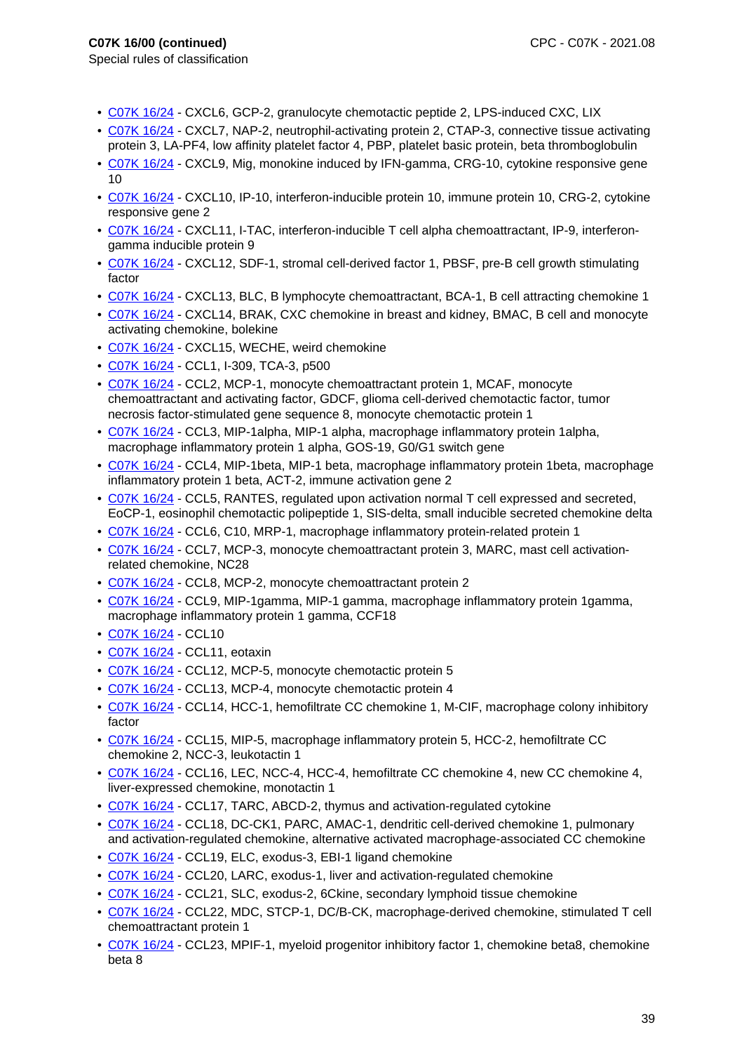- C07K 16/24 - CXCL6, GCP-2, granulocyte chemotactic peptide 2, LPS-induced CXC, LIX
- C07K 16/24 - CXCL7, NAP-2, neutrophil-activating protein 2, CTAP-3, connective tissue activating protein 3, LA-PF4, low affinity platelet factor 4, PBP, platelet basic protein, beta thromboglobulin
- C07K 16/24 - CXCL9, Mig, monokine induced by IFN-gamma, CRG-10, cytokine responsive gene 10
- C07K 16/24 - CXCL10, IP-10, interferon-inducible protein 10, immune protein 10, CRG-2, cytokine responsive gene 2
- C07K 16/24 - CXCL11, I-TAC, interferon-inducible T cell alpha chemoattractant, IP-9, interferon-gamma inducible protein 9
- C07K 16/24 - CXCL12, SDF-1, stromal cell-derived factor 1, PBSF, pre-B cell growth stimulating factor
- C07K 16/24 - CXCL13, BLC, B lymphocyte chemoattractant, BCA-1, B cell attracting chemokine 1
- C07K 16/24 - CXCL14, BRAK, CXC chemokine in breast and kidney, BMAC, B cell and monocyte activating chemokine, bolekine
- C07K 16/24 - CXCL15, WECHE, weird chemokine
- C07K 16/24 - CCL1, I-309, TCA-3, p500
- C07K 16/24 - CCL2, MCP-1, monocyte chemoattractant protein 1, MCAF, monocyte chemoattractant and activating factor, GDCF, glioma cell-derived chemotactic factor, tumor necrosis factor-stimulated gene sequence 8, monocyte chemotactic protein 1
- C07K 16/24 - CCL3, MIP-1alpha, MIP-1 alpha, macrophage inflammatory protein 1alpha, macrophage inflammatory protein 1 alpha, GOS-19, G0/G1 switch gene
- C07K 16/24 - CCL4, MIP-1beta, MIP-1 beta, macrophage inflammatory protein 1beta, macrophage inflammatory protein 1 beta, ACT-2, immune activation gene 2
- C07K 16/24 - CCL5, RANTES, regulated upon activation normal T cell expressed and secreted, EoCP-1, eosinophil chemotactic polipeptide 1, SIS-delta, small inducible secreted chemokine delta
- C07K 16/24 - CCL6, C10, MRP-1, macrophage inflammatory protein-related protein 1
- C07K 16/24 - CCL7, MCP-3, monocyte chemoattractant protein 3, MARC, mast cell activation-related chemokine, NC28
- C07K 16/24 - CCL8, MCP-2, monocyte chemoattractant protein 2
- C07K 16/24 - CCL9, MIP-1gamma, MIP-1 gamma, macrophage inflammatory protein 1gamma, macrophage inflammatory protein 1 gamma, CCF18
- C07K 16/24 - CCL10
- C07K 16/24 - CCL11, eotaxin
- C07K 16/24 - CCL12, MCP-5, monocyte chemotactic protein 5
- C07K 16/24 - CCL13, MCP-4, monocyte chemotactic protein 4
- C07K 16/24 - CCL14, HCC-1, hemofiltrate CC chemokine 1, M-CIF, macrophage colony inhibitory factor
- C07K 16/24 - CCL15, MIP-5, macrophage inflammatory protein 5, HCC-2, hemofiltrate CC chemokine 2, NCC-3, leukotactin 1
- C07K 16/24 - CCL16, LEC, NCC-4, HCC-4, hemofiltrate CC chemokine 4, new CC chemokine 4, liver-expressed chemokine, monotactin 1
- C07K 16/24 - CCL17, TARC, ABCD-2, thymus and activation-regulated cytokine
- C07K 16/24 - CCL18, DC-CK1, PARC, AMAC-1, dendritic cell-derived chemokine 1, pulmonary and activation-regulated chemokine, alternative activated macrophage-associated CC chemokine
- C07K 16/24 - CCL19, ELC, exodus-3, EBI-1 ligand chemokine
- C07K 16/24 - CCL20, LARC, exodus-1, liver and activation-regulated chemokine
- C07K 16/24 - CCL21, SLC, exodus-2, 6Ckine, secondary lymphoid tissue chemokine
- C07K 16/24 - CCL22, MDC, STCP-1, DC/B-CK, macrophage-derived chemokine, stimulated T cell chemoattractant protein 1
- C07K 16/24 - CCL23, MPIF-1, myeloid progenitor inhibitory factor 1, chemokine beta8, chemokine beta 8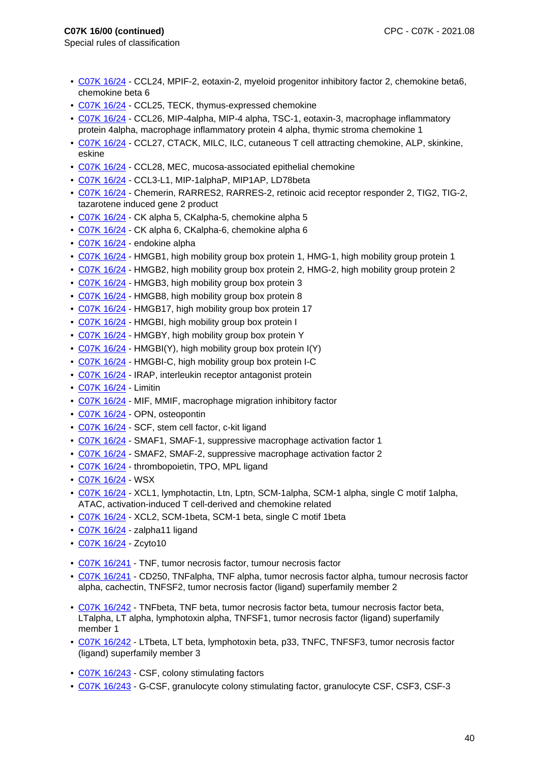Special rules of classification

- C07K 16/24 - CCL24, MPIF-2, eotaxin-2, myeloid progenitor inhibitory factor 2, chemokine beta6, chemokine beta 6
- C07K 16/24 - CCL25, TECK, thymus-expressed chemokine
- C07K 16/24 - CCL26, MIP-4alpha, MIP-4 alpha, TSC-1, eotaxin-3, macrophage inflammatory protein 4alpha, macrophage inflammatory protein 4 alpha, thymic stroma chemokine 1
- C07K 16/24 - CCL27, CTACK, MILC, ILC, cutaneous T cell attracting chemokine, ALP, skinkine, eskine
- C07K 16/24 - CCL28, MEC, mucosa-associated epithelial chemokine
- C07K 16/24 - CCL3-L1, MIP-1alphaP, MIP1AP, LD78beta
- C07K 16/24 - Chemerin, RARRES2, RARRES-2, retinoic acid receptor responder 2, TIG2, TIG-2, tazarotene induced gene 2 product
- C07K 16/24 - CK alpha 5, CKalpha-5, chemokine alpha 5
- C07K 16/24 - CK alpha 6, CKalpha-6, chemokine alpha 6
- C07K 16/24 - endokine alpha
- C07K 16/24 - HMGB1, high mobility group box protein 1, HMG-1, high mobility group protein 1
- C07K 16/24 - HMGB2, high mobility group box protein 2, HMG-2, high mobility group protein 2
- C07K 16/24 - HMGB3, high mobility group box protein 3
- C07K 16/24 - HMGB8, high mobility group box protein 8
- C07K 16/24 - HMGB17, high mobility group box protein 17
- C07K 16/24 - HMGBI, high mobility group box protein I
- C07K 16/24 - HMGBY, high mobility group box protein Y
- C07K 16/24 - HMGBI(Y), high mobility group box protein I(Y)
- C07K 16/24 - HMGBI-C, high mobility group box protein I-C
- C07K 16/24 - IRAP, interleukin receptor antagonist protein
- C07K 16/24 - Limitin
- C07K 16/24 - MIF, MMIF, macrophage migration inhibitory factor
- C07K 16/24 - OPN, osteopontin
- C07K 16/24 - SCF, stem cell factor, c-kit ligand
- C07K 16/24 - SMAF1, SMAF-1, suppressive macrophage activation factor 1
- C07K 16/24 - SMAF2, SMAF-2, suppressive macrophage activation factor 2
- C07K 16/24 - thrombopoietin, TPO, MPL ligand
- C07K 16/24 - WSX
- C07K 16/24 - XCL1, lymphotactin, Ltn, Lptn, SCM-1alpha, SCM-1 alpha, single C motif 1alpha, ATAC, activation-induced T cell-derived and chemokine related
- C07K 16/24 - XCL2, SCM-1beta, SCM-1 beta, single C motif 1beta
- C07K 16/24 - zalpha11 ligand
- C07K 16/24 - Zcyto10

- C07K 16/241 - TNF, tumor necrosis factor, tumour necrosis factor
- C07K 16/241 - CD250, TNFalpha, TNF alpha, tumor necrosis factor alpha, tumour necrosis factor alpha, cachectin, TNFSF2, tumor necrosis factor (ligand) superfamily member 2

- C07K 16/242 - TNFbeta, TNF beta, tumor necrosis factor beta, tumour necrosis factor beta, LTalpha, LT alpha, lymphotoxin alpha, TNFSF1, tumor necrosis factor (ligand) superfamily member 1
- C07K 16/242 - LTbeta, LT beta, lymphotoxin beta, p33, TNFC, TNFSF3, tumor necrosis factor (ligand) superfamily member 3

- C07K 16/243 - CSF, colony stimulating factors
- C07K 16/243 - G-CSF, granulocyte colony stimulating factor, granulocyte CSF, CSF3, CSF-3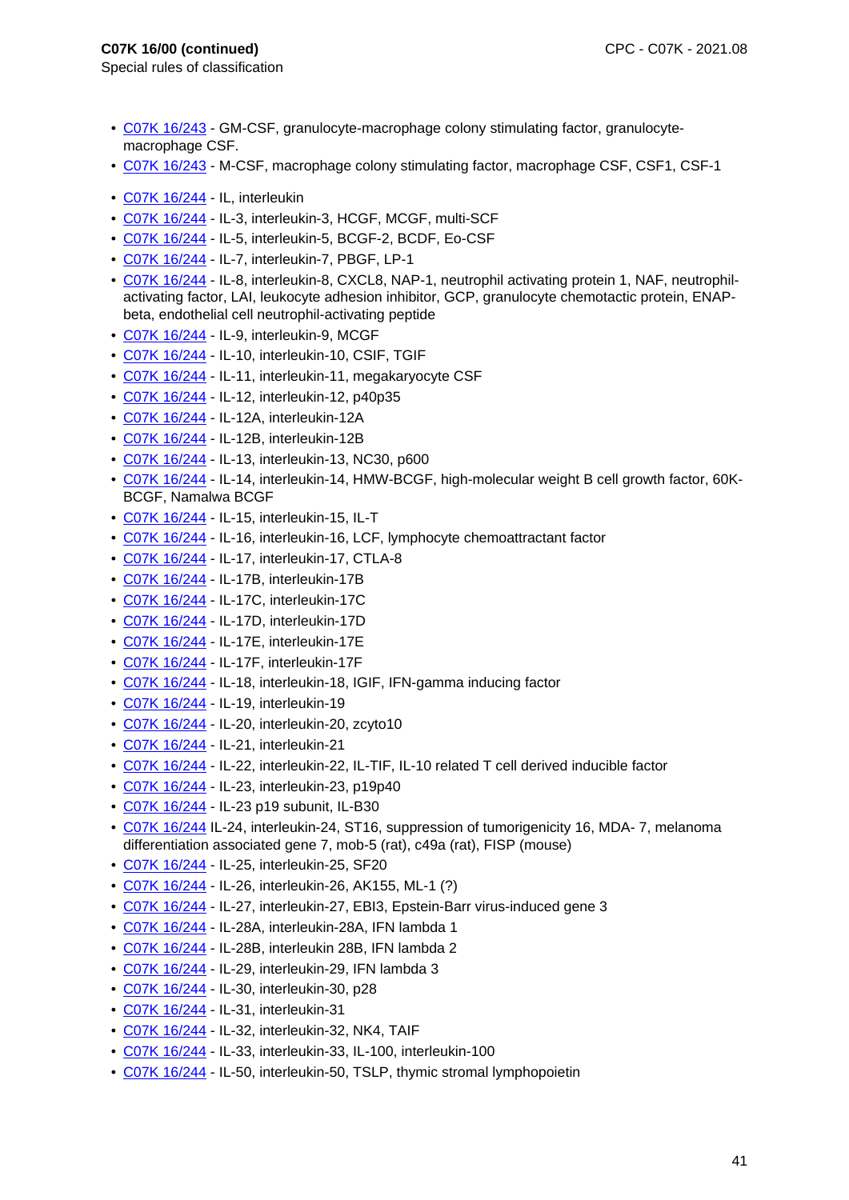**C07K 16/00 (continued)**

Special rules of classification

- C07K 16/243 - GM-CSF, granulocyte-macrophage colony stimulating factor, granulocyte-macrophage CSF.
- C07K 16/243 - M-CSF, macrophage colony stimulating factor, macrophage CSF, CSF1, CSF-1

- C07K 16/244 - IL, interleukin
- C07K 16/244 - IL-3, interleukin-3, HCGF, MCGF, multi-SCF
- C07K 16/244 - IL-5, interleukin-5, BCGF-2, BCDF, Eo-CSF
- C07K 16/244 - IL-7, interleukin-7, PBGF, LP-1
- C07K 16/244 - IL-8, interleukin-8, CXCL8, NAP-1, neutrophil activating protein 1, NAF, neutrophil-activating factor, LAI, leukocyte adhesion inhibitor, GCP, granulocyte chemotactic protein, ENAP-beta, endothelial cell neutrophil-activating peptide
- C07K 16/244 - IL-9, interleukin-9, MCGF
- C07K 16/244 - IL-10, interleukin-10, CSIF, TGIF
- C07K 16/244 - IL-11, interleukin-11, megakaryocyte CSF
- C07K 16/244 - IL-12, interleukin-12, p40p35
- C07K 16/244 - IL-12A, interleukin-12A
- C07K 16/244 - IL-12B, interleukin-12B
- C07K 16/244 - IL-13, interleukin-13, NC30, p600
- C07K 16/244 - IL-14, interleukin-14, HMW-BCGF, high-molecular weight B cell growth factor, 60K-BCGF, Namalwa BCGF
- C07K 16/244 - IL-15, interleukin-15, IL-T
- C07K 16/244 - IL-16, interleukin-16, LCF, lymphocyte chemoattractant factor
- C07K 16/244 - IL-17, interleukin-17, CTLA-8
- C07K 16/244 - IL-17B, interleukin-17B
- C07K 16/244 - IL-17C, interleukin-17C
- C07K 16/244 - IL-17D, interleukin-17D
- C07K 16/244 - IL-17E, interleukin-17E
- C07K 16/244 - IL-17F, interleukin-17F
- C07K 16/244 - IL-18, interleukin-18, IGIF, IFN-gamma inducing factor
- C07K 16/244 - IL-19, interleukin-19
- C07K 16/244 - IL-20, interleukin-20, zcyto10
- C07K 16/244 - IL-21, interleukin-21
- C07K 16/244 - IL-22, interleukin-22, IL-TIF, IL-10 related T cell derived inducible factor
- C07K 16/244 - IL-23, interleukin-23, p19p40
- C07K 16/244 - IL-23 p19 subunit, IL-B30
- C07K 16/244 IL-24, interleukin-24, ST16, suppression of tumorigenicity 16, MDA- 7, melanoma differentiation associated gene 7, mob-5 (rat), c49a (rat), FISP (mouse)
- C07K 16/244 - IL-25, interleukin-25, SF20
- C07K 16/244 - IL-26, interleukin-26, AK155, ML-1 (?)
- C07K 16/244 - IL-27, interleukin-27, EBI3, Epstein-Barr virus-induced gene 3
- C07K 16/244 - IL-28A, interleukin-28A, IFN lambda 1
- C07K 16/244 - IL-28B, interleukin 28B, IFN lambda 2
- C07K 16/244 - IL-29, interleukin-29, IFN lambda 3
- C07K 16/244 - IL-30, interleukin-30, p28
- C07K 16/244 - IL-31, interleukin-31
- C07K 16/244 - IL-32, interleukin-32, NK4, TAIF
- C07K 16/244 - IL-33, interleukin-33, IL-100, interleukin-100
- C07K 16/244 - IL-50, interleukin-50, TSLP, thymic stromal lymphopoietin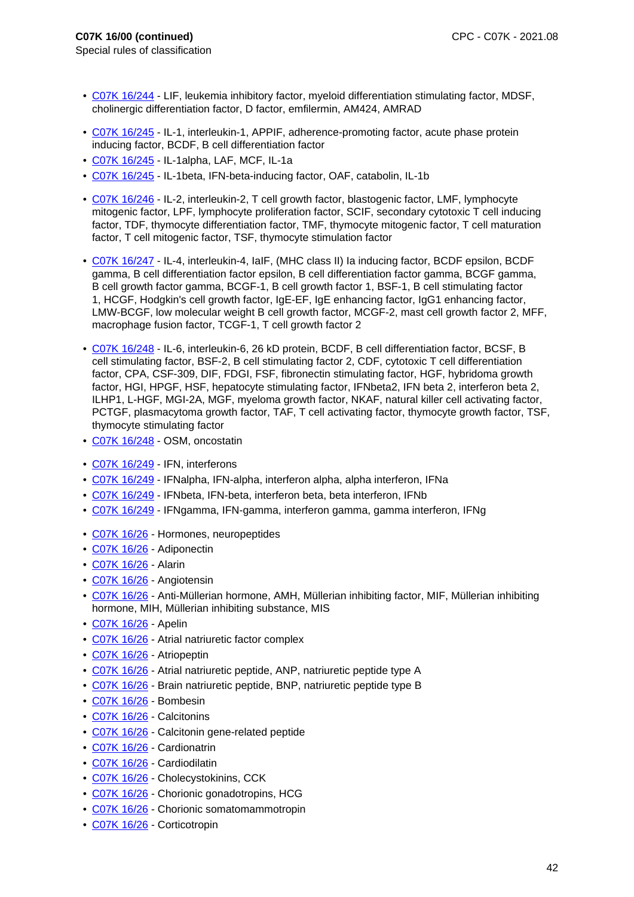**C07K 16/00 (continued)**
Special rules of classification

- C07K 16/244 - LIF, leukemia inhibitory factor, myeloid differentiation stimulating factor, MDSF, cholinergic differentiation factor, D factor, emfilermin, AM424, AMRAD

- C07K 16/245 - IL-1, interleukin-1, APPIF, adherence-promoting factor, acute phase protein inducing factor, BCDF, B cell differentiation factor
- C07K 16/245 - IL-1alpha, LAF, MCF, IL-1a
- C07K 16/245 - IL-1beta, IFN-beta-inducing factor, OAF, catabolin, IL-1b

- C07K 16/246 - IL-2, interleukin-2, T cell growth factor, blastogenic factor, LMF, lymphocyte mitogenic factor, LPF, lymphocyte proliferation factor, SCIF, secondary cytotoxic T cell inducing factor, TDF, thymocyte differentiation factor, TMF, thymocyte mitogenic factor, T cell maturation factor, T cell mitogenic factor, TSF, thymocyte stimulation factor

- C07K 16/247 - IL-4, interleukin-4, IaIF, (MHC class II) Ia inducing factor, BCDF epsilon, BCDF gamma, B cell differentiation factor epsilon, B cell differentiation factor gamma, BCGF gamma, B cell growth factor gamma, BCGF-1, B cell growth factor 1, BSF-1, B cell stimulating factor 1, HCGF, Hodgkin's cell growth factor, IgE-EF, IgE enhancing factor, IgG1 enhancing factor, LMW-BCGF, low molecular weight B cell growth factor, MCGF-2, mast cell growth factor 2, MFF, macrophage fusion factor, TCGF-1, T cell growth factor 2

- C07K 16/248 - IL-6, interleukin-6, 26 kD protein, BCDF, B cell differentiation factor, BCSF, B cell stimulating factor, BSF-2, B cell stimulating factor 2, CDF, cytotoxic T cell differentiation factor, CPA, CSF-309, DIF, FDGI, FSF, fibronectin stimulating factor, HGF, hybridoma growth factor, HGI, HPGF, HSF, hepatocyte stimulating factor, IFNbeta2, IFN beta 2, interferon beta 2, ILHP1, L-HGF, MGI-2A, MGF, myeloma growth factor, NKAF, natural killer cell activating factor, PCTGF, plasmacytoma growth factor, TAF, T cell activating factor, thymocyte growth factor, TSF, thymocyte stimulating factor
- C07K 16/248 - OSM, oncostatin

- C07K 16/249 - IFN, interferons
- C07K 16/249 - IFNalpha, IFN-alpha, interferon alpha, alpha interferon, IFNa
- C07K 16/249 - IFNbeta, IFN-beta, interferon beta, beta interferon, IFNb
- C07K 16/249 - IFNgamma, IFN-gamma, interferon gamma, gamma interferon, IFNg

- C07K 16/26 - Hormones, neuropeptides
- C07K 16/26 - Adiponectin
- C07K 16/26 - Alarin
- C07K 16/26 - Angiotensin
- C07K 16/26 - Anti-Müllerian hormone, AMH, Müllerian inhibiting factor, MIF, Müllerian inhibiting hormone, MIH, Müllerian inhibiting substance, MIS
- C07K 16/26 - Apelin
- C07K 16/26 - Atrial natriuretic factor complex
- C07K 16/26 - Atriopeptin
- C07K 16/26 - Atrial natriuretic peptide, ANP, natriuretic peptide type A
- C07K 16/26 - Brain natriuretic peptide, BNP, natriuretic peptide type B
- C07K 16/26 - Bombesin
- C07K 16/26 - Calcitonins
- C07K 16/26 - Calcitonin gene-related peptide
- C07K 16/26 - Cardionatrin
- C07K 16/26 - Cardiodilatin
- C07K 16/26 - Cholecystokinins, CCK
- C07K 16/26 - Chorionic gonadotropins, HCG
- C07K 16/26 - Chorionic somatomammotropin
- C07K 16/26 - Corticotropin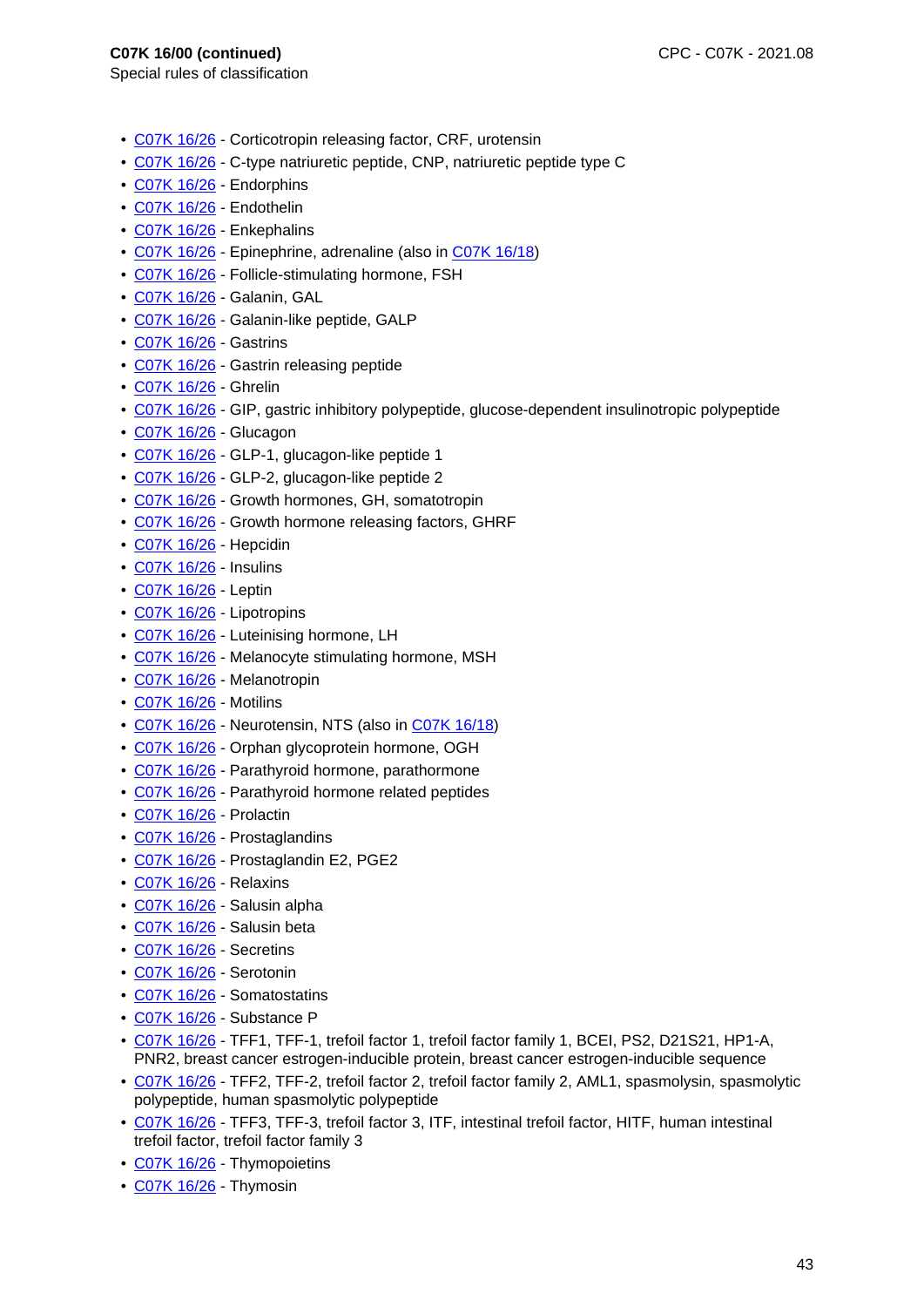**C07K 16/00 (continued)**
Special rules of classification

- C07K 16/26 - Corticotropin releasing factor, CRF, urotensin
- C07K 16/26 - C-type natriuretic peptide, CNP, natriuretic peptide type C
- C07K 16/26 - Endorphins
- C07K 16/26 - Endothelin
- C07K 16/26 - Enkephalins
- C07K 16/26 - Epinephrine, adrenaline (also in C07K 16/18)
- C07K 16/26 - Follicle-stimulating hormone, FSH
- C07K 16/26 - Galanin, GAL
- C07K 16/26 - Galanin-like peptide, GALP
- C07K 16/26 - Gastrins
- C07K 16/26 - Gastrin releasing peptide
- C07K 16/26 - Ghrelin
- C07K 16/26 - GIP, gastric inhibitory polypeptide, glucose-dependent insulinotropic polypeptide
- C07K 16/26 - Glucagon
- C07K 16/26 - GLP-1, glucagon-like peptide 1
- C07K 16/26 - GLP-2, glucagon-like peptide 2
- C07K 16/26 - Growth hormones, GH, somatotropin
- C07K 16/26 - Growth hormone releasing factors, GHRF
- C07K 16/26 - Hepcidin
- C07K 16/26 - Insulins
- C07K 16/26 - Leptin
- C07K 16/26 - Lipotropins
- C07K 16/26 - Luteinising hormone, LH
- C07K 16/26 - Melanocyte stimulating hormone, MSH
- C07K 16/26 - Melanotropin
- C07K 16/26 - Motilins
- C07K 16/26 - Neurotensin, NTS (also in C07K 16/18)
- C07K 16/26 - Orphan glycoprotein hormone, OGH
- C07K 16/26 - Parathyroid hormone, parathormone
- C07K 16/26 - Parathyroid hormone related peptides
- C07K 16/26 - Prolactin
- C07K 16/26 - Prostaglandins
- C07K 16/26 - Prostaglandin E2, PGE2
- C07K 16/26 - Relaxins
- C07K 16/26 - Salusin alpha
- C07K 16/26 - Salusin beta
- C07K 16/26 - Secretins
- C07K 16/26 - Serotonin
- C07K 16/26 - Somatostatins
- C07K 16/26 - Substance P
- C07K 16/26 - TFF1, TFF-1, trefoil factor 1, trefoil factor family 1, BCEI, PS2, D21S21, HP1-A, PNR2, breast cancer estrogen-inducible protein, breast cancer estrogen-inducible sequence
- C07K 16/26 - TFF2, TFF-2, trefoil factor 2, trefoil factor family 2, AML1, spasmolysin, spasmolytic polypeptide, human spasmolytic polypeptide
- C07K 16/26 - TFF3, TFF-3, trefoil factor 3, ITF, intestinal trefoil factor, HITF, human intestinal trefoil factor, trefoil factor family 3
- C07K 16/26 - Thymopoietins
- C07K 16/26 - Thymosin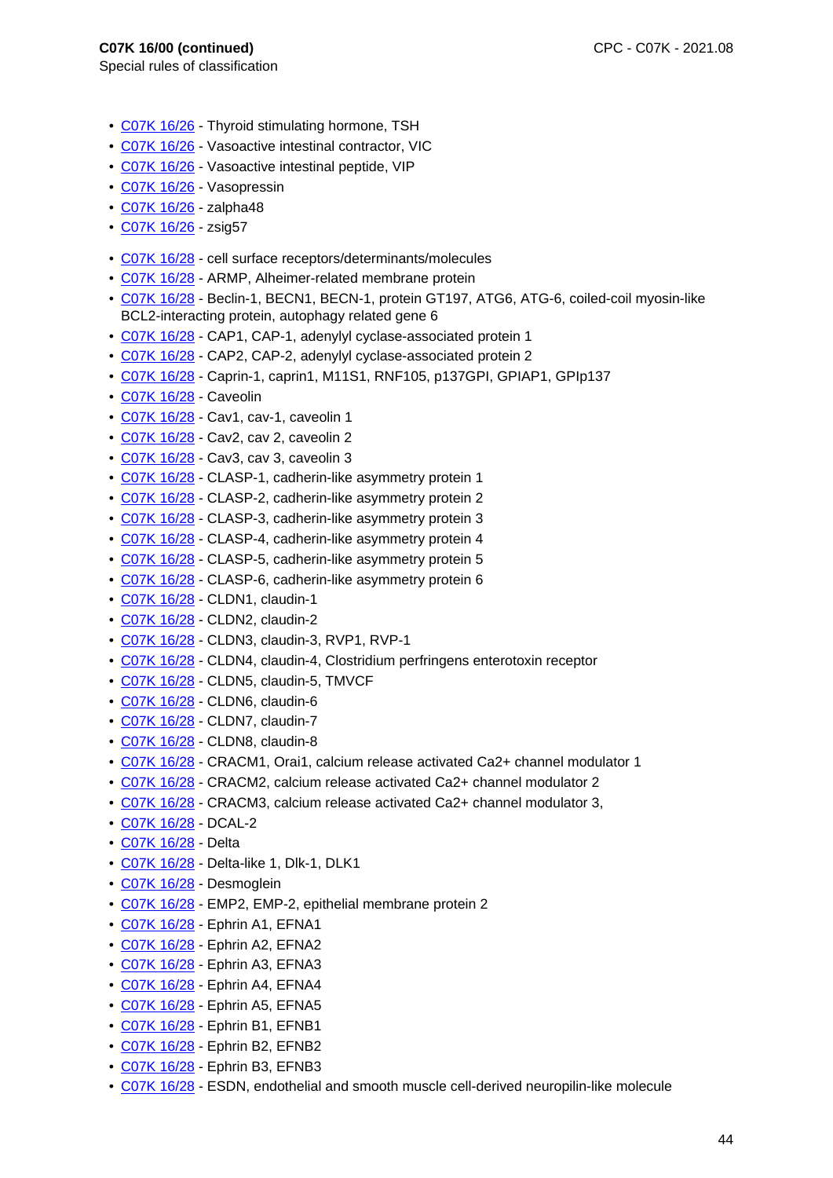**C07K 16/00 (continued)**
Special rules of classification

- C07K 16/26 - Thyroid stimulating hormone, TSH
- C07K 16/26 - Vasoactive intestinal contractor, VIC
- C07K 16/26 - Vasoactive intestinal peptide, VIP
- C07K 16/26 - Vasopressin
- C07K 16/26 - zalpha48
- C07K 16/26 - zsig57

- C07K 16/28 - cell surface receptors/determinants/molecules
- C07K 16/28 - ARMP, Alheimer-related membrane protein
- C07K 16/28 - Beclin-1, BECN1, BECN-1, protein GT197, ATG6, ATG-6, coiled-coil myosin-like BCL2-interacting protein, autophagy related gene 6
- C07K 16/28 - CAP1, CAP-1, adenylyl cyclase-associated protein 1
- C07K 16/28 - CAP2, CAP-2, adenylyl cyclase-associated protein 2
- C07K 16/28 - Caprin-1, caprin1, M11S1, RNF105, p137GPI, GPIAP1, GPIp137
- C07K 16/28 - Caveolin
- C07K 16/28 - Cav1, cav-1, caveolin 1
- C07K 16/28 - Cav2, cav 2, caveolin 2
- C07K 16/28 - Cav3, cav 3, caveolin 3
- C07K 16/28 - CLASP-1, cadherin-like asymmetry protein 1
- C07K 16/28 - CLASP-2, cadherin-like asymmetry protein 2
- C07K 16/28 - CLASP-3, cadherin-like asymmetry protein 3
- C07K 16/28 - CLASP-4, cadherin-like asymmetry protein 4
- C07K 16/28 - CLASP-5, cadherin-like asymmetry protein 5
- C07K 16/28 - CLASP-6, cadherin-like asymmetry protein 6
- C07K 16/28 - CLDN1, claudin-1
- C07K 16/28 - CLDN2, claudin-2
- C07K 16/28 - CLDN3, claudin-3, RVP1, RVP-1
- C07K 16/28 - CLDN4, claudin-4, Clostridium perfringens enterotoxin receptor
- C07K 16/28 - CLDN5, claudin-5, TMVCF
- C07K 16/28 - CLDN6, claudin-6
- C07K 16/28 - CLDN7, claudin-7
- C07K 16/28 - CLDN8, claudin-8
- C07K 16/28 - CRACM1, Orai1, calcium release activated Ca2+ channel modulator 1
- C07K 16/28 - CRACM2, calcium release activated Ca2+ channel modulator 2
- C07K 16/28 - CRACM3, calcium release activated Ca2+ channel modulator 3,
- C07K 16/28 - DCAL-2
- C07K 16/28 - Delta
- C07K 16/28 - Delta-like 1, Dlk-1, DLK1
- C07K 16/28 - Desmoglein
- C07K 16/28 - EMP2, EMP-2, epithelial membrane protein 2
- C07K 16/28 - Ephrin A1, EFNA1
- C07K 16/28 - Ephrin A2, EFNA2
- C07K 16/28 - Ephrin A3, EFNA3
- C07K 16/28 - Ephrin A4, EFNA4
- C07K 16/28 - Ephrin A5, EFNA5
- C07K 16/28 - Ephrin B1, EFNB1
- C07K 16/28 - Ephrin B2, EFNB2
- C07K 16/28 - Ephrin B3, EFNB3
- C07K 16/28 - ESDN, endothelial and smooth muscle cell-derived neuropilin-like molecule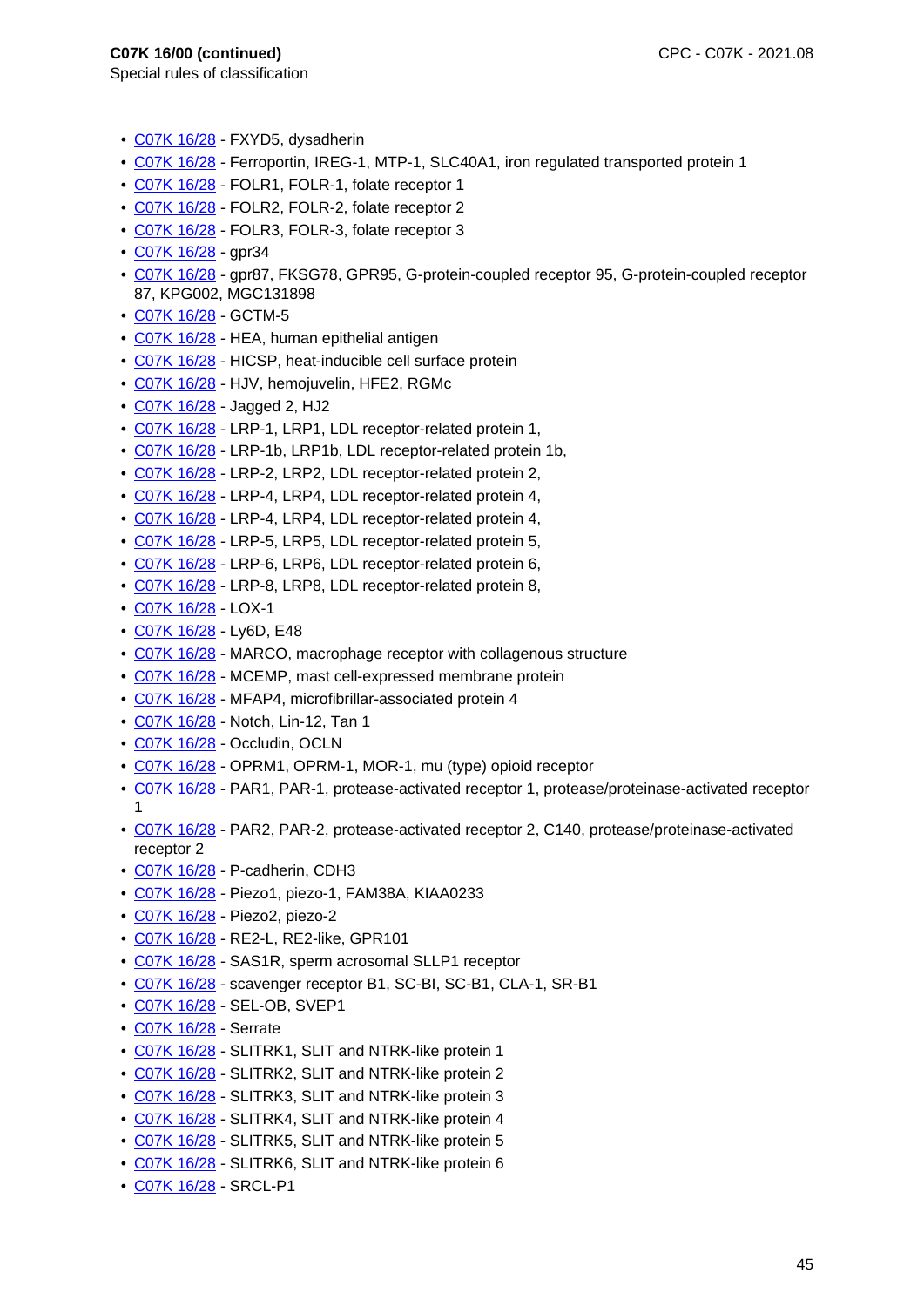**C07K 16/00 (continued)**
Special rules of classification

- C07K 16/28 - FXYD5, dysadherin
- C07K 16/28 - Ferroportin, IREG-1, MTP-1, SLC40A1, iron regulated transported protein 1
- C07K 16/28 - FOLR1, FOLR-1, folate receptor 1
- C07K 16/28 - FOLR2, FOLR-2, folate receptor 2
- C07K 16/28 - FOLR3, FOLR-3, folate receptor 3
- C07K 16/28 - gpr34
- C07K 16/28 - gpr87, FKSG78, GPR95, G-protein-coupled receptor 95, G-protein-coupled receptor 87, KPG002, MGC131898
- C07K 16/28 - GCTM-5
- C07K 16/28 - HEA, human epithelial antigen
- C07K 16/28 - HICSP, heat-inducible cell surface protein
- C07K 16/28 - HJV, hemojuvelin, HFE2, RGMc
- C07K 16/28 - Jagged 2, HJ2
- C07K 16/28 - LRP-1, LRP1, LDL receptor-related protein 1,
- C07K 16/28 - LRP-1b, LRP1b, LDL receptor-related protein 1b,
- C07K 16/28 - LRP-2, LRP2, LDL receptor-related protein 2,
- C07K 16/28 - LRP-4, LRP4, LDL receptor-related protein 4,
- C07K 16/28 - LRP-4, LRP4, LDL receptor-related protein 4,
- C07K 16/28 - LRP-5, LRP5, LDL receptor-related protein 5,
- C07K 16/28 - LRP-6, LRP6, LDL receptor-related protein 6,
- C07K 16/28 - LRP-8, LRP8, LDL receptor-related protein 8,
- C07K 16/28 - LOX-1
- C07K 16/28 - Ly6D, E48
- C07K 16/28 - MARCO, macrophage receptor with collagenous structure
- C07K 16/28 - MCEMP, mast cell-expressed membrane protein
- C07K 16/28 - MFAP4, microfibrillar-associated protein 4
- C07K 16/28 - Notch, Lin-12, Tan 1
- C07K 16/28 - Occludin, OCLN
- C07K 16/28 - OPRM1, OPRM-1, MOR-1, mu (type) opioid receptor
- C07K 16/28 - PAR1, PAR-1, protease-activated receptor 1, protease/proteinase-activated receptor 1
- C07K 16/28 - PAR2, PAR-2, protease-activated receptor 2, C140, protease/proteinase-activated receptor 2
- C07K 16/28 - P-cadherin, CDH3
- C07K 16/28 - Piezo1, piezo-1, FAM38A, KIAA0233
- C07K 16/28 - Piezo2, piezo-2
- C07K 16/28 - RE2-L, RE2-like, GPR101
- C07K 16/28 - SAS1R, sperm acrosomal SLLP1 receptor
- C07K 16/28 - scavenger receptor B1, SC-BI, SC-B1, CLA-1, SR-B1
- C07K 16/28 - SEL-OB, SVEP1
- C07K 16/28 - Serrate
- C07K 16/28 - SLITRK1, SLIT and NTRK-like protein 1
- C07K 16/28 - SLITRK2, SLIT and NTRK-like protein 2
- C07K 16/28 - SLITRK3, SLIT and NTRK-like protein 3
- C07K 16/28 - SLITRK4, SLIT and NTRK-like protein 4
- C07K 16/28 - SLITRK5, SLIT and NTRK-like protein 5
- C07K 16/28 - SLITRK6, SLIT and NTRK-like protein 6
- C07K 16/28 - SRCL-P1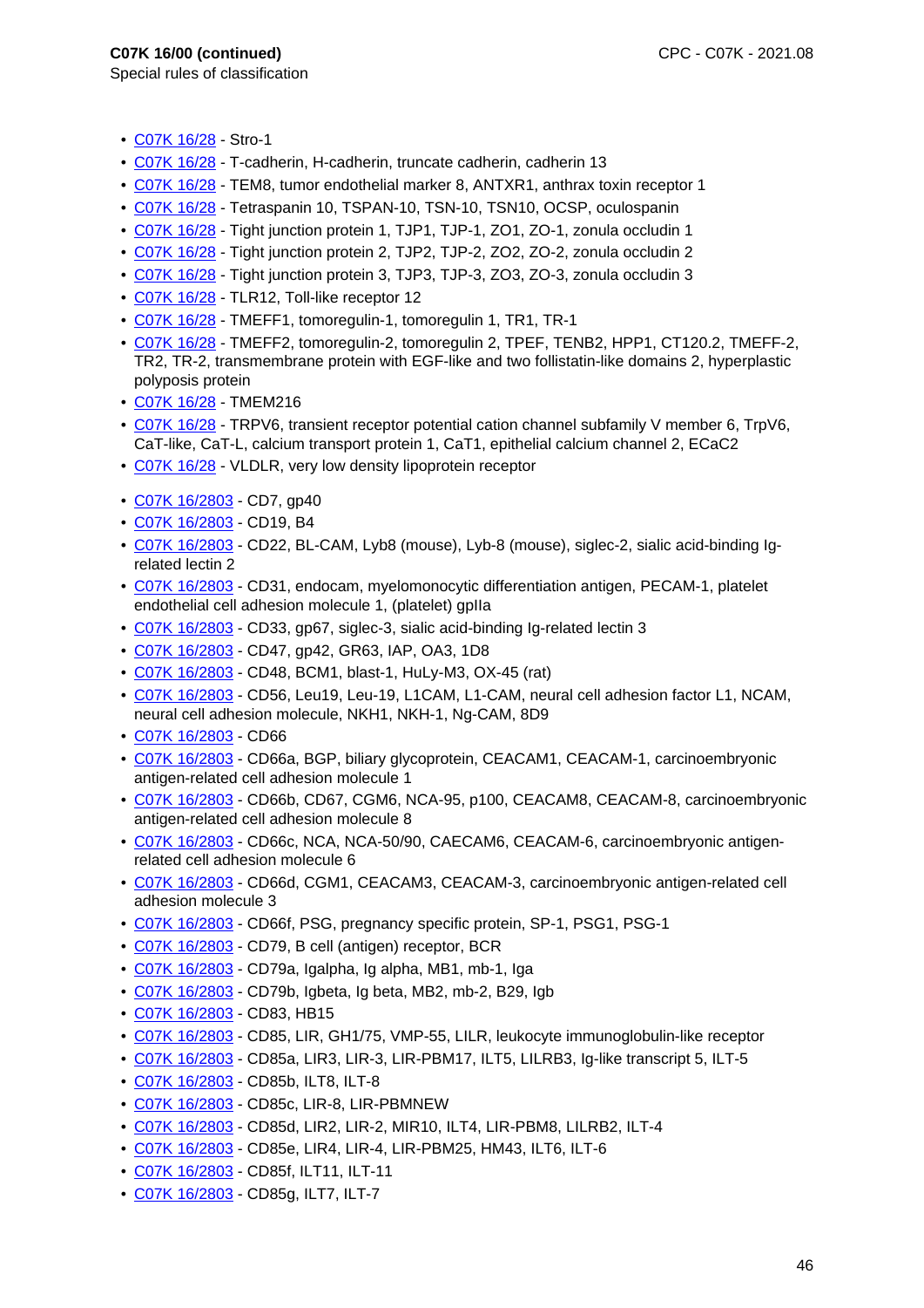**C07K 16/00 (continued)**
Special rules of classification

- C07K 16/28 - Stro-1
- C07K 16/28 - T-cadherin, H-cadherin, truncate cadherin, cadherin 13
- C07K 16/28 - TEM8, tumor endothelial marker 8, ANTXR1, anthrax toxin receptor 1
- C07K 16/28 - Tetraspanin 10, TSPAN-10, TSN-10, TSN10, OCSP, oculospanin
- C07K 16/28 - Tight junction protein 1, TJP1, TJP-1, ZO1, ZO-1, zonula occludin 1
- C07K 16/28 - Tight junction protein 2, TJP2, TJP-2, ZO2, ZO-2, zonula occludin 2
- C07K 16/28 - Tight junction protein 3, TJP3, TJP-3, ZO3, ZO-3, zonula occludin 3
- C07K 16/28 - TLR12, Toll-like receptor 12
- C07K 16/28 - TMEFF1, tomoregulin-1, tomoregulin 1, TR1, TR-1
- C07K 16/28 - TMEFF2, tomoregulin-2, tomoregulin 2, TPEF, TENB2, HPP1, CT120.2, TMEFF-2, TR2, TR-2, transmembrane protein with EGF-like and two follistatin-like domains 2, hyperplastic polyposis protein
- C07K 16/28 - TMEM216
- C07K 16/28 - TRPV6, transient receptor potential cation channel subfamily V member 6, TrpV6, CaT-like, CaT-L, calcium transport protein 1, CaT1, epithelial calcium channel 2, ECaC2
- C07K 16/28 - VLDLR, very low density lipoprotein receptor

- C07K 16/2803 - CD7, gp40
- C07K 16/2803 - CD19, B4
- C07K 16/2803 - CD22, BL-CAM, Lyb8 (mouse), Lyb-8 (mouse), siglec-2, sialic acid-binding Ig-related lectin 2
- C07K 16/2803 - CD31, endocam, myelomonocytic differentiation antigen, PECAM-1, platelet endothelial cell adhesion molecule 1, (platelet) gpIIa
- C07K 16/2803 - CD33, gp67, siglec-3, sialic acid-binding Ig-related lectin 3
- C07K 16/2803 - CD47, gp42, GR63, IAP, OA3, 1D8
- C07K 16/2803 - CD48, BCM1, blast-1, HuLy-M3, OX-45 (rat)
- C07K 16/2803 - CD56, Leu19, Leu-19, L1CAM, L1-CAM, neural cell adhesion factor L1, NCAM, neural cell adhesion molecule, NKH1, NKH-1, Ng-CAM, 8D9
- C07K 16/2803 - CD66
- C07K 16/2803 - CD66a, BGP, biliary glycoprotein, CEACAM1, CEACAM-1, carcinoembryonic antigen-related cell adhesion molecule 1
- C07K 16/2803 - CD66b, CD67, CGM6, NCA-95, p100, CEACAM8, CEACAM-8, carcinoembryonic antigen-related cell adhesion molecule 8
- C07K 16/2803 - CD66c, NCA, NCA-50/90, CAECAM6, CEACAM-6, carcinoembryonic antigen-related cell adhesion molecule 6
- C07K 16/2803 - CD66d, CGM1, CEACAM3, CEACAM-3, carcinoembryonic antigen-related cell adhesion molecule 3
- C07K 16/2803 - CD66f, PSG, pregnancy specific protein, SP-1, PSG1, PSG-1
- C07K 16/2803 - CD79, B cell (antigen) receptor, BCR
- C07K 16/2803 - CD79a, Igalpha, Ig alpha, MB1, mb-1, Iga
- C07K 16/2803 - CD79b, Igbeta, Ig beta, MB2, mb-2, B29, Igb
- C07K 16/2803 - CD83, HB15
- C07K 16/2803 - CD85, LIR, GH1/75, VMP-55, LILR, leukocyte immunoglobulin-like receptor
- C07K 16/2803 - CD85a, LIR3, LIR-3, LIR-PBM17, ILT5, LILRB3, Ig-like transcript 5, ILT-5
- C07K 16/2803 - CD85b, ILT8, ILT-8
- C07K 16/2803 - CD85c, LIR-8, LIR-PBMNEW
- C07K 16/2803 - CD85d, LIR2, LIR-2, MIR10, ILT4, LIR-PBM8, LILRB2, ILT-4
- C07K 16/2803 - CD85e, LIR4, LIR-4, LIR-PBM25, HM43, ILT6, ILT-6
- C07K 16/2803 - CD85f, ILT11, ILT-11
- C07K 16/2803 - CD85g, ILT7, ILT-7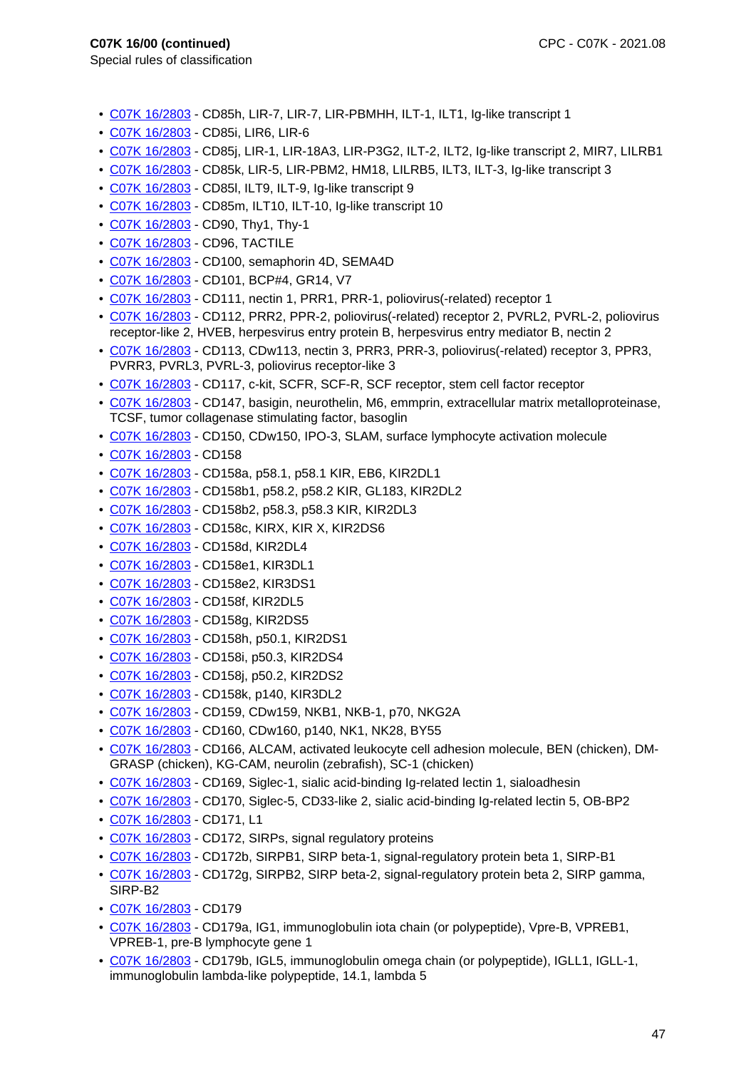- C07K 16/2803 - CD85h, LIR-7, LIR-7, LIR-PBMHH, ILT-1, ILT1, Ig-like transcript 1
- C07K 16/2803 - CD85i, LIR6, LIR-6
- C07K 16/2803 - CD85j, LIR-1, LIR-18A3, LIR-P3G2, ILT-2, ILT2, Ig-like transcript 2, MIR7, LILRB1
- C07K 16/2803 - CD85k, LIR-5, LIR-PBM2, HM18, LILRB5, ILT3, ILT-3, Ig-like transcript 3
- C07K 16/2803 - CD85l, ILT9, ILT-9, Ig-like transcript 9
- C07K 16/2803 - CD85m, ILT10, ILT-10, Ig-like transcript 10
- C07K 16/2803 - CD90, Thy1, Thy-1
- C07K 16/2803 - CD96, TACTILE
- C07K 16/2803 - CD100, semaphorin 4D, SEMA4D
- C07K 16/2803 - CD101, BCP#4, GR14, V7
- C07K 16/2803 - CD111, nectin 1, PRR1, PRR-1, poliovirus(-related) receptor 1
- C07K 16/2803 - CD112, PRR2, PPR-2, poliovirus(-related) receptor 2, PVRL2, PVRL-2, poliovirus receptor-like 2, HVEB, herpesvirus entry protein B, herpesvirus entry mediator B, nectin 2
- C07K 16/2803 - CD113, CDw113, nectin 3, PRR3, PRR-3, poliovirus(-related) receptor 3, PPR3, PVRR3, PVRL3, PVRL-3, poliovirus receptor-like 3
- C07K 16/2803 - CD117, c-kit, SCFR, SCF-R, SCF receptor, stem cell factor receptor
- C07K 16/2803 - CD147, basigin, neurothelin, M6, emmprin, extracellular matrix metalloproteinase, TCSF, tumor collagenase stimulating factor, basoglin
- C07K 16/2803 - CD150, CDw150, IPO-3, SLAM, surface lymphocyte activation molecule
- C07K 16/2803 - CD158
- C07K 16/2803 - CD158a, p58.1, p58.1 KIR, EB6, KIR2DL1
- C07K 16/2803 - CD158b1, p58.2, p58.2 KIR, GL183, KIR2DL2
- C07K 16/2803 - CD158b2, p58.3, p58.3 KIR, KIR2DL3
- C07K 16/2803 - CD158c, KIRX, KIR X, KIR2DS6
- C07K 16/2803 - CD158d, KIR2DL4
- C07K 16/2803 - CD158e1, KIR3DL1
- C07K 16/2803 - CD158e2, KIR3DS1
- C07K 16/2803 - CD158f, KIR2DL5
- C07K 16/2803 - CD158g, KIR2DS5
- C07K 16/2803 - CD158h, p50.1, KIR2DS1
- C07K 16/2803 - CD158i, p50.3, KIR2DS4
- C07K 16/2803 - CD158j, p50.2, KIR2DS2
- C07K 16/2803 - CD158k, p140, KIR3DL2
- C07K 16/2803 - CD159, CDw159, NKB1, NKB-1, p70, NKG2A
- C07K 16/2803 - CD160, CDw160, p140, NK1, NK28, BY55
- C07K 16/2803 - CD166, ALCAM, activated leukocyte cell adhesion molecule, BEN (chicken), DM-GRASP (chicken), KG-CAM, neurolin (zebrafish), SC-1 (chicken)
- C07K 16/2803 - CD169, Siglec-1, sialic acid-binding Ig-related lectin 1, sialoadhesin
- C07K 16/2803 - CD170, Siglec-5, CD33-like 2, sialic acid-binding Ig-related lectin 5, OB-BP2
- C07K 16/2803 - CD171, L1
- C07K 16/2803 - CD172, SIRPs, signal regulatory proteins
- C07K 16/2803 - CD172b, SIRPB1, SIRP beta-1, signal-regulatory protein beta 1, SIRP-B1
- C07K 16/2803 - CD172g, SIRPB2, SIRP beta-2, signal-regulatory protein beta 2, SIRP gamma, SIRP-B2
- C07K 16/2803 - CD179
- C07K 16/2803 - CD179a, IG1, immunoglobulin iota chain (or polypeptide), Vpre-B, VPREB1, VPREB-1, pre-B lymphocyte gene 1
- C07K 16/2803 - CD179b, IGL5, immunoglobulin omega chain (or polypeptide), IGLL1, IGLL-1, immunoglobulin lambda-like polypeptide, 14.1, lambda 5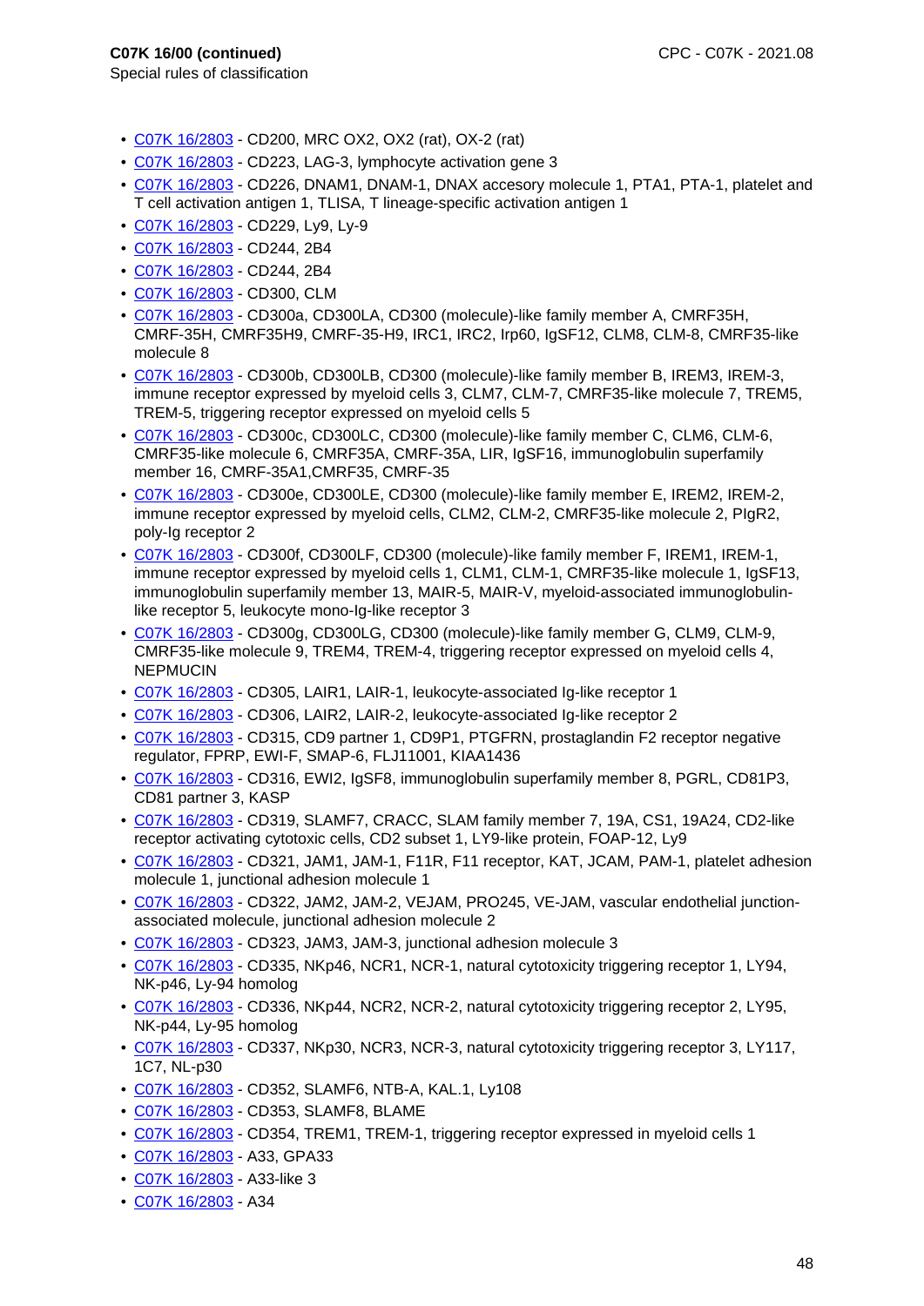**C07K 16/00 (continued)**
Special rules of classification

- C07K 16/2803 - CD200, MRC OX2, OX2 (rat), OX-2 (rat)
- C07K 16/2803 - CD223, LAG-3, lymphocyte activation gene 3
- C07K 16/2803 - CD226, DNAM1, DNAM-1, DNAX accesory molecule 1, PTA1, PTA-1, platelet and T cell activation antigen 1, TLISA, T lineage-specific activation antigen 1
- C07K 16/2803 - CD229, Ly9, Ly-9
- C07K 16/2803 - CD244, 2B4
- C07K 16/2803 - CD244, 2B4
- C07K 16/2803 - CD300, CLM
- C07K 16/2803 - CD300a, CD300LA, CD300 (molecule)-like family member A, CMRF35H, CMRF-35H, CMRF35H9, CMRF-35-H9, IRC1, IRC2, Irp60, IgSF12, CLM8, CLM-8, CMRF35-like molecule 8
- C07K 16/2803 - CD300b, CD300LB, CD300 (molecule)-like family member B, IREM3, IREM-3, immune receptor expressed by myeloid cells 3, CLM7, CLM-7, CMRF35-like molecule 7, TREM5, TREM-5, triggering receptor expressed on myeloid cells 5
- C07K 16/2803 - CD300c, CD300LC, CD300 (molecule)-like family member C, CLM6, CLM-6, CMRF35-like molecule 6, CMRF35A, CMRF-35A, LIR, IgSF16, immunoglobulin superfamily member 16, CMRF-35A1,CMRF35, CMRF-35
- C07K 16/2803 - CD300e, CD300LE, CD300 (molecule)-like family member E, IREM2, IREM-2, immune receptor expressed by myeloid cells, CLM2, CLM-2, CMRF35-like molecule 2, PIgR2, poly-Ig receptor 2
- C07K 16/2803 - CD300f, CD300LF, CD300 (molecule)-like family member F, IREM1, IREM-1, immune receptor expressed by myeloid cells 1, CLM1, CLM-1, CMRF35-like molecule 1, IgSF13, immunoglobulin superfamily member 13, MAIR-5, MAIR-V, myeloid-associated immunoglobulin-like receptor 5, leukocyte mono-Ig-like receptor 3
- C07K 16/2803 - CD300g, CD300LG, CD300 (molecule)-like family member G, CLM9, CLM-9, CMRF35-like molecule 9, TREM4, TREM-4, triggering receptor expressed on myeloid cells 4, NEPMUCIN
- C07K 16/2803 - CD305, LAIR1, LAIR-1, leukocyte-associated Ig-like receptor 1
- C07K 16/2803 - CD306, LAIR2, LAIR-2, leukocyte-associated Ig-like receptor 2
- C07K 16/2803 - CD315, CD9 partner 1, CD9P1, PTGFRN, prostaglandin F2 receptor negative regulator, FPRP, EWI-F, SMAP-6, FLJ11001, KIAA1436
- C07K 16/2803 - CD316, EWI2, IgSF8, immunoglobulin superfamily member 8, PGRL, CD81P3, CD81 partner 3, KASP
- C07K 16/2803 - CD319, SLAMF7, CRACC, SLAM family member 7, 19A, CS1, 19A24, CD2-like receptor activating cytotoxic cells, CD2 subset 1, LY9-like protein, FOAP-12, Ly9
- C07K 16/2803 - CD321, JAM1, JAM-1, F11R, F11 receptor, KAT, JCAM, PAM-1, platelet adhesion molecule 1, junctional adhesion molecule 1
- C07K 16/2803 - CD322, JAM2, JAM-2, VEJAM, PRO245, VE-JAM, vascular endothelial junction-associated molecule, junctional adhesion molecule 2
- C07K 16/2803 - CD323, JAM3, JAM-3, junctional adhesion molecule 3
- C07K 16/2803 - CD335, NKp46, NCR1, NCR-1, natural cytotoxicity triggering receptor 1, LY94, NK-p46, Ly-94 homolog
- C07K 16/2803 - CD336, NKp44, NCR2, NCR-2, natural cytotoxicity triggering receptor 2, LY95, NK-p44, Ly-95 homolog
- C07K 16/2803 - CD337, NKp30, NCR3, NCR-3, natural cytotoxicity triggering receptor 3, LY117, 1C7, NL-p30
- C07K 16/2803 - CD352, SLAMF6, NTB-A, KAL.1, Ly108
- C07K 16/2803 - CD353, SLAMF8, BLAME
- C07K 16/2803 - CD354, TREM1, TREM-1, triggering receptor expressed in myeloid cells 1
- C07K 16/2803 - A33, GPA33
- C07K 16/2803 - A33-like 3
- C07K 16/2803 - A34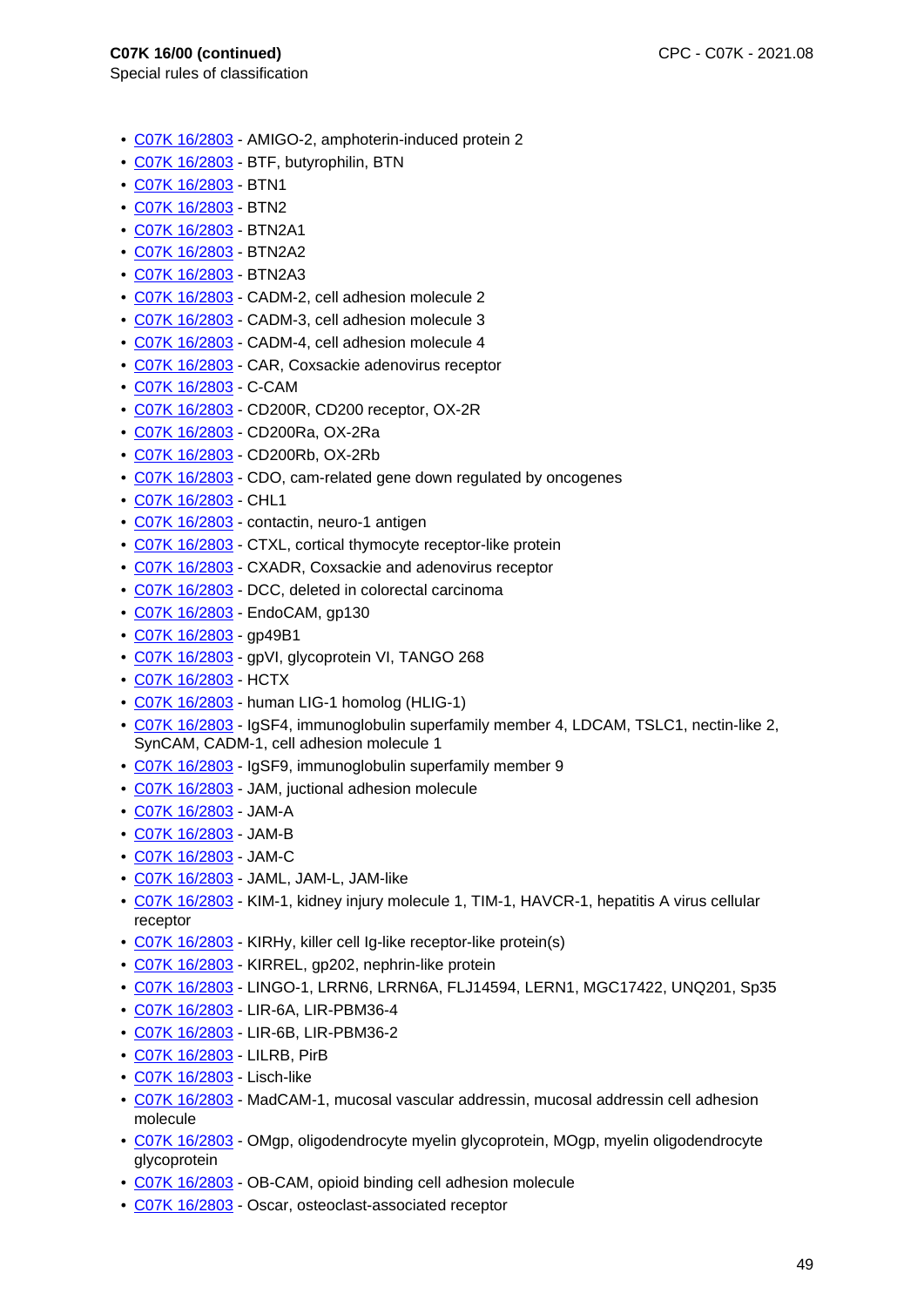**C07K 16/00 (continued)**
Special rules of classification

- C07K 16/2803 - AMIGO-2, amphoterin-induced protein 2
- C07K 16/2803 - BTF, butyrophilin, BTN
- C07K 16/2803 - BTN1
- C07K 16/2803 - BTN2
- C07K 16/2803 - BTN2A1
- C07K 16/2803 - BTN2A2
- C07K 16/2803 - BTN2A3
- C07K 16/2803 - CADM-2, cell adhesion molecule 2
- C07K 16/2803 - CADM-3, cell adhesion molecule 3
- C07K 16/2803 - CADM-4, cell adhesion molecule 4
- C07K 16/2803 - CAR, Coxsackie adenovirus receptor
- C07K 16/2803 - C-CAM
- C07K 16/2803 - CD200R, CD200 receptor, OX-2R
- C07K 16/2803 - CD200Ra, OX-2Ra
- C07K 16/2803 - CD200Rb, OX-2Rb
- C07K 16/2803 - CDO, cam-related gene down regulated by oncogenes
- C07K 16/2803 - CHL1
- C07K 16/2803 - contactin, neuro-1 antigen
- C07K 16/2803 - CTXL, cortical thymocyte receptor-like protein
- C07K 16/2803 - CXADR, Coxsackie and adenovirus receptor
- C07K 16/2803 - DCC, deleted in colorectal carcinoma
- C07K 16/2803 - EndoCAM, gp130
- C07K 16/2803 - gp49B1
- C07K 16/2803 - gpVI, glycoprotein VI, TANGO 268
- C07K 16/2803 - HCTX
- C07K 16/2803 - human LIG-1 homolog (HLIG-1)
- C07K 16/2803 - IgSF4, immunoglobulin superfamily member 4, LDCAM, TSLC1, nectin-like 2, SynCAM, CADM-1, cell adhesion molecule 1
- C07K 16/2803 - IgSF9, immunoglobulin superfamily member 9
- C07K 16/2803 - JAM, juctional adhesion molecule
- C07K 16/2803 - JAM-A
- C07K 16/2803 - JAM-B
- C07K 16/2803 - JAM-C
- C07K 16/2803 - JAML, JAM-L, JAM-like
- C07K 16/2803 - KIM-1, kidney injury molecule 1, TIM-1, HAVCR-1, hepatitis A virus cellular receptor
- C07K 16/2803 - KIRHy, killer cell Ig-like receptor-like protein(s)
- C07K 16/2803 - KIRREL, gp202, nephrin-like protein
- C07K 16/2803 - LINGO-1, LRRN6, LRRN6A, FLJ14594, LERN1, MGC17422, UNQ201, Sp35
- C07K 16/2803 - LIR-6A, LIR-PBM36-4
- C07K 16/2803 - LIR-6B, LIR-PBM36-2
- C07K 16/2803 - LILRB, PirB
- C07K 16/2803 - Lisch-like
- C07K 16/2803 - MadCAM-1, mucosal vascular addressin, mucosal addressin cell adhesion molecule
- C07K 16/2803 - OMgp, oligodendrocyte myelin glycoprotein, MOgp, myelin oligodendrocyte glycoprotein
- C07K 16/2803 - OB-CAM, opioid binding cell adhesion molecule
- C07K 16/2803 - Oscar, osteoclast-associated receptor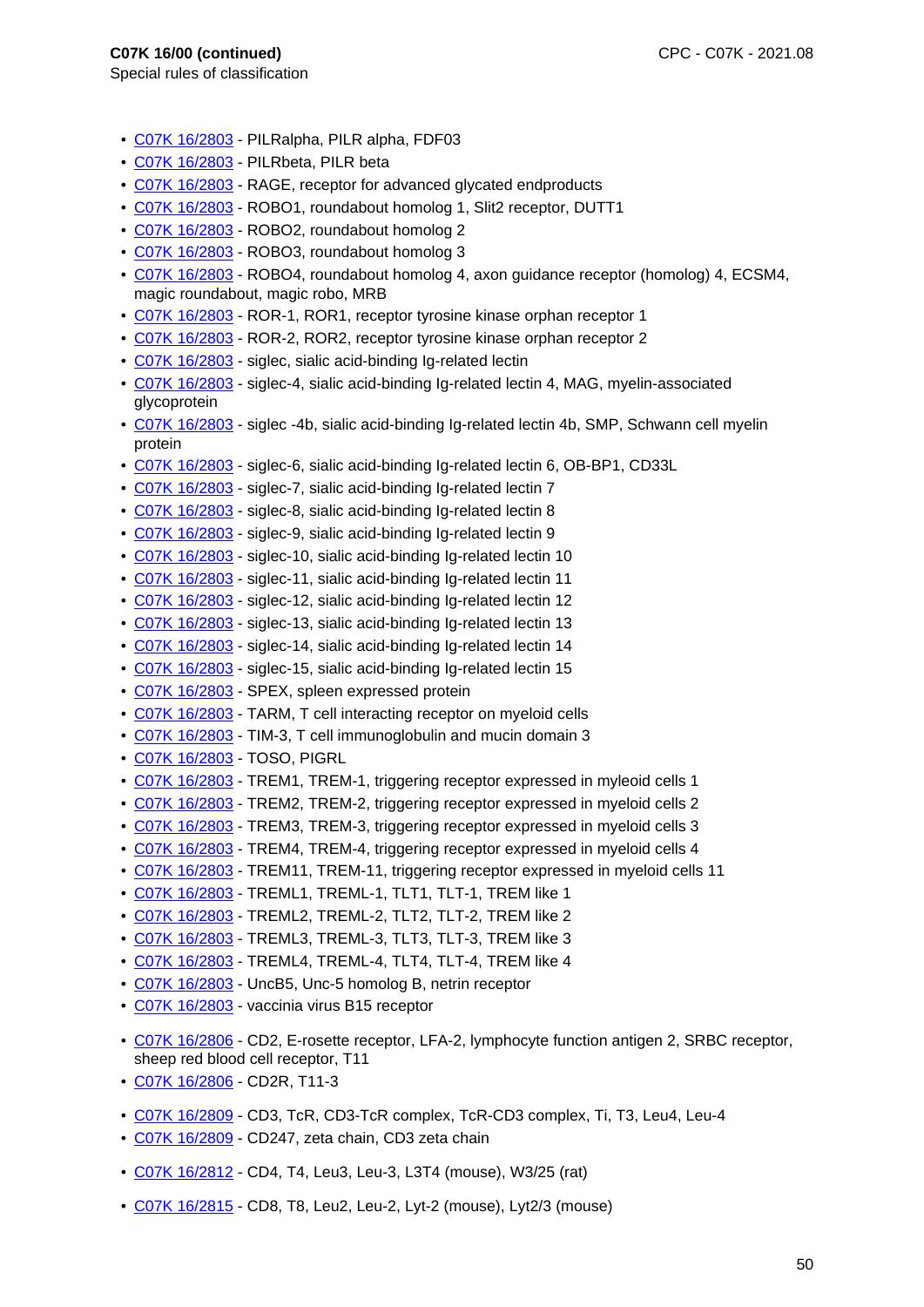**C07K 16/00 (continued)**
Special rules of classification

- C07K 16/2803 - PILRalpha, PILR alpha, FDF03
- C07K 16/2803 - PILRbeta, PILR beta
- C07K 16/2803 - RAGE, receptor for advanced glycated endproducts
- C07K 16/2803 - ROBO1, roundabout homolog 1, Slit2 receptor, DUTT1
- C07K 16/2803 - ROBO2, roundabout homolog 2
- C07K 16/2803 - ROBO3, roundabout homolog 3
- C07K 16/2803 - ROBO4, roundabout homolog 4, axon guidance receptor (homolog) 4, ECSM4, magic roundabout, magic robo, MRB
- C07K 16/2803 - ROR-1, ROR1, receptor tyrosine kinase orphan receptor 1
- C07K 16/2803 - ROR-2, ROR2, receptor tyrosine kinase orphan receptor 2
- C07K 16/2803 - siglec, sialic acid-binding Ig-related lectin
- C07K 16/2803 - siglec-4, sialic acid-binding Ig-related lectin 4, MAG, myelin-associated glycoprotein
- C07K 16/2803 - siglec -4b, sialic acid-binding Ig-related lectin 4b, SMP, Schwann cell myelin protein
- C07K 16/2803 - siglec-6, sialic acid-binding Ig-related lectin 6, OB-BP1, CD33L
- C07K 16/2803 - siglec-7, sialic acid-binding Ig-related lectin 7
- C07K 16/2803 - siglec-8, sialic acid-binding Ig-related lectin 8
- C07K 16/2803 - siglec-9, sialic acid-binding Ig-related lectin 9
- C07K 16/2803 - siglec-10, sialic acid-binding Ig-related lectin 10
- C07K 16/2803 - siglec-11, sialic acid-binding Ig-related lectin 11
- C07K 16/2803 - siglec-12, sialic acid-binding Ig-related lectin 12
- C07K 16/2803 - siglec-13, sialic acid-binding Ig-related lectin 13
- C07K 16/2803 - siglec-14, sialic acid-binding Ig-related lectin 14
- C07K 16/2803 - siglec-15, sialic acid-binding Ig-related lectin 15
- C07K 16/2803 - SPEX, spleen expressed protein
- C07K 16/2803 - TARM, T cell interacting receptor on myeloid cells
- C07K 16/2803 - TIM-3, T cell immunoglobulin and mucin domain 3
- C07K 16/2803 - TOSO, PIGRL
- C07K 16/2803 - TREM1, TREM-1, triggering receptor expressed in myleoid cells 1
- C07K 16/2803 - TREM2, TREM-2, triggering receptor expressed in myeloid cells 2
- C07K 16/2803 - TREM3, TREM-3, triggering receptor expressed in myeloid cells 3
- C07K 16/2803 - TREM4, TREM-4, triggering receptor expressed in myeloid cells 4
- C07K 16/2803 - TREM11, TREM-11, triggering receptor expressed in myeloid cells 11
- C07K 16/2803 - TREML1, TREML-1, TLT1, TLT-1, TREM like 1
- C07K 16/2803 - TREML2, TREML-2, TLT2, TLT-2, TREM like 2
- C07K 16/2803 - TREML3, TREML-3, TLT3, TLT-3, TREM like 3
- C07K 16/2803 - TREML4, TREML-4, TLT4, TLT-4, TREM like 4
- C07K 16/2803 - UncB5, Unc-5 homolog B, netrin receptor
- C07K 16/2803 - vaccinia virus B15 receptor

- C07K 16/2806 - CD2, E-rosette receptor, LFA-2, lymphocyte function antigen 2, SRBC receptor, sheep red blood cell receptor, T11
- C07K 16/2806 - CD2R, T11-3

- C07K 16/2809 - CD3, TcR, CD3-TcR complex, TcR-CD3 complex, Ti, T3, Leu4, Leu-4
- C07K 16/2809 - CD247, zeta chain, CD3 zeta chain

- C07K 16/2812 - CD4, T4, Leu3, Leu-3, L3T4 (mouse), W3/25 (rat)

- C07K 16/2815 - CD8, T8, Leu2, Leu-2, Lyt-2 (mouse), Lyt2/3 (mouse)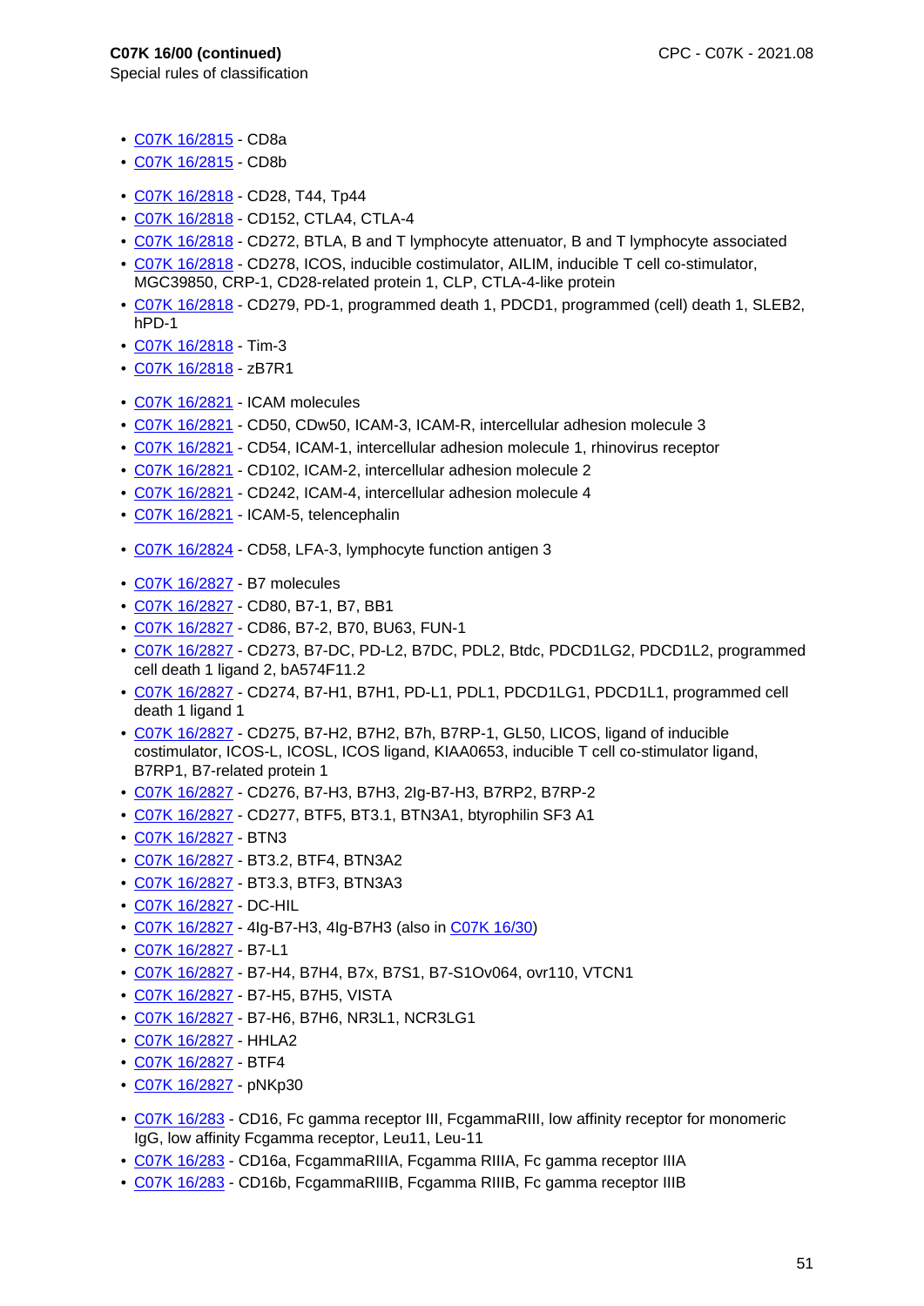**C07K 16/00 (continued)**
Special rules of classification

- C07K 16/2815 - CD8a
- C07K 16/2815 - CD8b

- C07K 16/2818 - CD28, T44, Tp44
- C07K 16/2818 - CD152, CTLA4, CTLA-4
- C07K 16/2818 - CD272, BTLA, B and T lymphocyte attenuator, B and T lymphocyte associated
- C07K 16/2818 - CD278, ICOS, inducible costimulator, AILIM, inducible T cell co-stimulator, MGC39850, CRP-1, CD28-related protein 1, CLP, CTLA-4-like protein
- C07K 16/2818 - CD279, PD-1, programmed death 1, PDCD1, programmed (cell) death 1, SLEB2, hPD-1
- C07K 16/2818 - Tim-3
- C07K 16/2818 - zB7R1

- C07K 16/2821 - ICAM molecules
- C07K 16/2821 - CD50, CDw50, ICAM-3, ICAM-R, intercellular adhesion molecule 3
- C07K 16/2821 - CD54, ICAM-1, intercellular adhesion molecule 1, rhinovirus receptor
- C07K 16/2821 - CD102, ICAM-2, intercellular adhesion molecule 2
- C07K 16/2821 - CD242, ICAM-4, intercellular adhesion molecule 4
- C07K 16/2821 - ICAM-5, telencephalin

- C07K 16/2824 - CD58, LFA-3, lymphocyte function antigen 3

- C07K 16/2827 - B7 molecules
- C07K 16/2827 - CD80, B7-1, B7, BB1
- C07K 16/2827 - CD86, B7-2, B70, BU63, FUN-1
- C07K 16/2827 - CD273, B7-DC, PD-L2, B7DC, PDL2, Btdc, PDCD1LG2, PDCD1L2, programmed cell death 1 ligand 2, bA574F11.2
- C07K 16/2827 - CD274, B7-H1, B7H1, PD-L1, PDL1, PDCD1LG1, PDCD1L1, programmed cell death 1 ligand 1
- C07K 16/2827 - CD275, B7-H2, B7H2, B7h, B7RP-1, GL50, LICOS, ligand of inducible costimulator, ICOS-L, ICOSL, ICOS ligand, KIAA0653, inducible T cell co-stimulator ligand, B7RP1, B7-related protein 1
- C07K 16/2827 - CD276, B7-H3, B7H3, 2Ig-B7-H3, B7RP2, B7RP-2
- C07K 16/2827 - CD277, BTF5, BT3.1, BTN3A1, btyrophilin SF3 A1
- C07K 16/2827 - BTN3
- C07K 16/2827 - BT3.2, BTF4, BTN3A2
- C07K 16/2827 - BT3.3, BTF3, BTN3A3
- C07K 16/2827 - DC-HIL
- C07K 16/2827 - 4Ig-B7-H3, 4Ig-B7H3 (also in C07K 16/30)
- C07K 16/2827 - B7-L1
- C07K 16/2827 - B7-H4, B7H4, B7x, B7S1, B7-S1Ov064, ovr110, VTCN1
- C07K 16/2827 - B7-H5, B7H5, VISTA
- C07K 16/2827 - B7-H6, B7H6, NR3L1, NCR3LG1
- C07K 16/2827 - HHLA2
- C07K 16/2827 - BTF4
- C07K 16/2827 - pNKp30

- C07K 16/283 - CD16, Fc gamma receptor III, FcgammaRIII, low affinity receptor for monomeric IgG, low affinity Fcgamma receptor, Leu11, Leu-11
- C07K 16/283 - CD16a, FcgammaRIIIA, Fcgamma RIIIA, Fc gamma receptor IIIA
- C07K 16/283 - CD16b, FcgammaRIIIB, Fcgamma RIIIB, Fc gamma receptor IIIB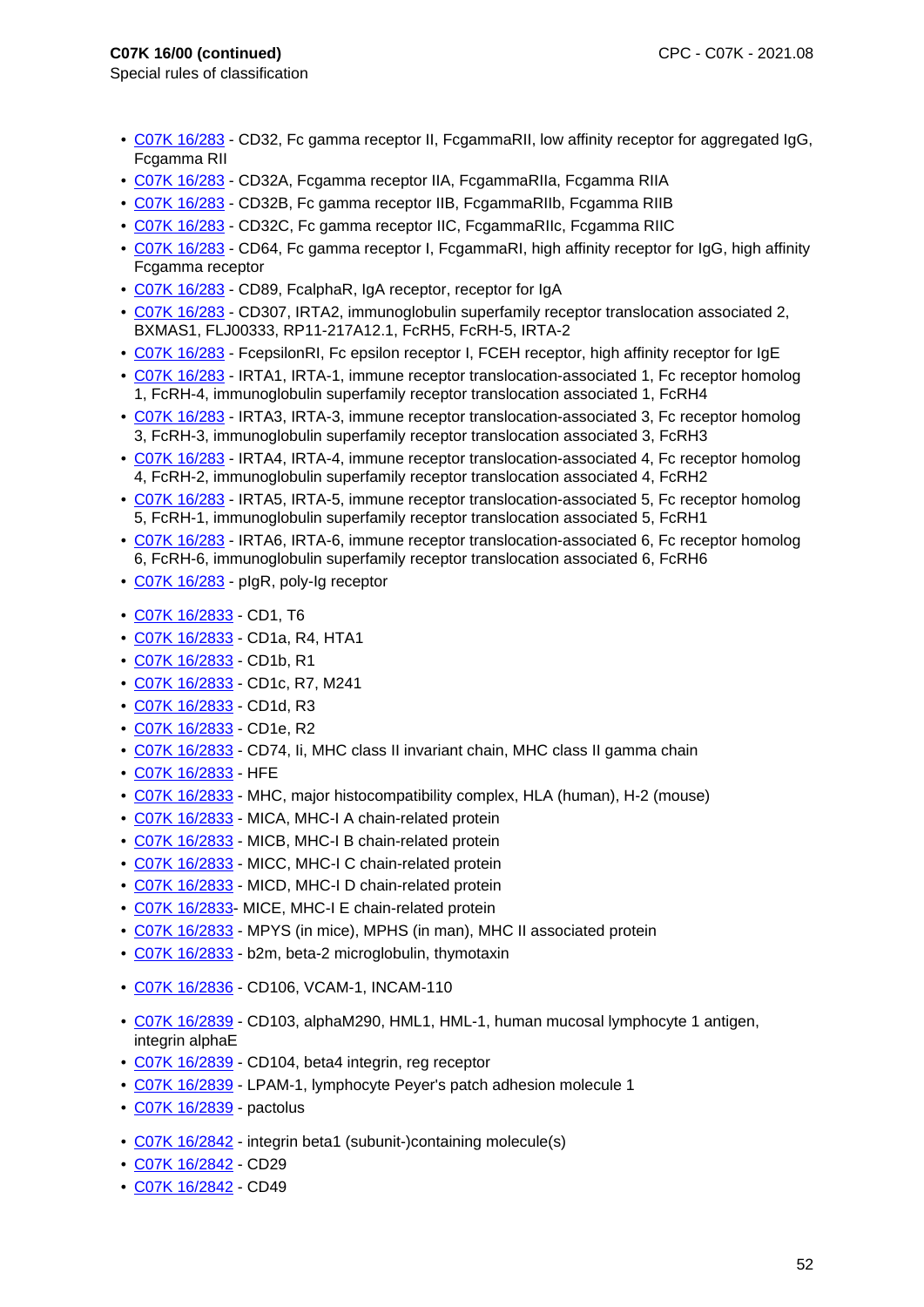**C07K 16/00 (continued)**

Special rules of classification

- C07K 16/283 - CD32, Fc gamma receptor II, FcgammaRII, low affinity receptor for aggregated IgG, Fcgamma RII
- C07K 16/283 - CD32A, Fcgamma receptor IIA, FcgammaRIIa, Fcgamma RIIA
- C07K 16/283 - CD32B, Fc gamma receptor IIB, FcgammaRIIb, Fcgamma RIIB
- C07K 16/283 - CD32C, Fc gamma receptor IIC, FcgammaRIIc, Fcgamma RIIC
- C07K 16/283 - CD64, Fc gamma receptor I, FcgammaRI, high affinity receptor for IgG, high affinity Fcgamma receptor
- C07K 16/283 - CD89, FcalphaR, IgA receptor, receptor for IgA
- C07K 16/283 - CD307, IRTA2, immunoglobulin superfamily receptor translocation associated 2, BXMAS1, FLJ00333, RP11-217A12.1, FcRH5, FcRH-5, IRTA-2
- C07K 16/283 - FcepsilonRI, Fc epsilon receptor I, FCEH receptor, high affinity receptor for IgE
- C07K 16/283 - IRTA1, IRTA-1, immune receptor translocation-associated 1, Fc receptor homolog 1, FcRH-4, immunoglobulin superfamily receptor translocation associated 1, FcRH4
- C07K 16/283 - IRTA3, IRTA-3, immune receptor translocation-associated 3, Fc receptor homolog 3, FcRH-3, immunoglobulin superfamily receptor translocation associated 3, FcRH3
- C07K 16/283 - IRTA4, IRTA-4, immune receptor translocation-associated 4, Fc receptor homolog 4, FcRH-2, immunoglobulin superfamily receptor translocation associated 4, FcRH2
- C07K 16/283 - IRTA5, IRTA-5, immune receptor translocation-associated 5, Fc receptor homolog 5, FcRH-1, immunoglobulin superfamily receptor translocation associated 5, FcRH1
- C07K 16/283 - IRTA6, IRTA-6, immune receptor translocation-associated 6, Fc receptor homolog 6, FcRH-6, immunoglobulin superfamily receptor translocation associated 6, FcRH6
- C07K 16/283 - pIgR, poly-Ig receptor

- C07K 16/2833 - CD1, T6
- C07K 16/2833 - CD1a, R4, HTA1
- C07K 16/2833 - CD1b, R1
- C07K 16/2833 - CD1c, R7, M241
- C07K 16/2833 - CD1d, R3
- C07K 16/2833 - CD1e, R2
- C07K 16/2833 - CD74, Ii, MHC class II invariant chain, MHC class II gamma chain
- C07K 16/2833 - HFE
- C07K 16/2833 - MHC, major histocompatibility complex, HLA (human), H-2 (mouse)
- C07K 16/2833 - MICA, MHC-I A chain-related protein
- C07K 16/2833 - MICB, MHC-I B chain-related protein
- C07K 16/2833 - MICC, MHC-I C chain-related protein
- C07K 16/2833 - MICD, MHC-I D chain-related protein
- C07K 16/2833- MICE, MHC-I E chain-related protein
- C07K 16/2833 - MPYS (in mice), MPHS (in man), MHC II associated protein
- C07K 16/2833 - b2m, beta-2 microglobulin, thymotaxin

- C07K 16/2836 - CD106, VCAM-1, INCAM-110

- C07K 16/2839 - CD103, alphaM290, HML1, HML-1, human mucosal lymphocyte 1 antigen, integrin alphaE
- C07K 16/2839 - CD104, beta4 integrin, reg receptor
- C07K 16/2839 - LPAM-1, lymphocyte Peyer's patch adhesion molecule 1
- C07K 16/2839 - pactolus

- C07K 16/2842 - integrin beta1 (subunit-)containing molecule(s)
- C07K 16/2842 - CD29
- C07K 16/2842 - CD49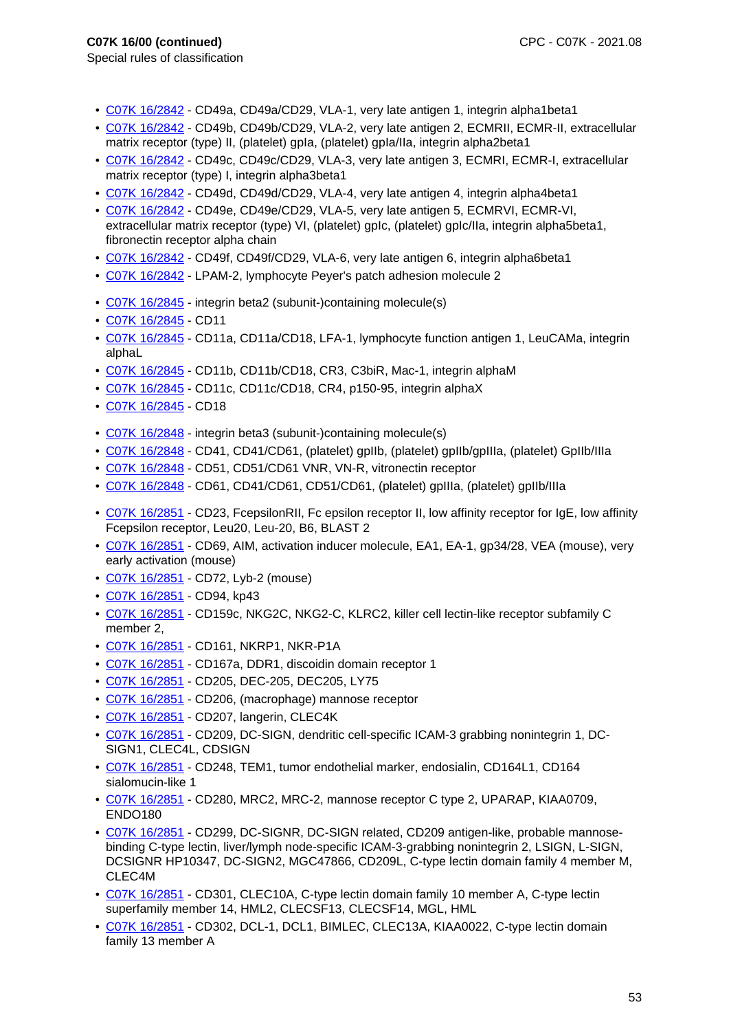**C07K 16/00 (continued)**
Special rules of classification

- C07K 16/2842 - CD49a, CD49a/CD29, VLA-1, very late antigen 1, integrin alpha1beta1
- C07K 16/2842 - CD49b, CD49b/CD29, VLA-2, very late antigen 2, ECMRII, ECMR-II, extracellular matrix receptor (type) II, (platelet) gpIa, (platelet) gpIa/IIa, integrin alpha2beta1
- C07K 16/2842 - CD49c, CD49c/CD29, VLA-3, very late antigen 3, ECMRI, ECMR-I, extracellular matrix receptor (type) I, integrin alpha3beta1
- C07K 16/2842 - CD49d, CD49d/CD29, VLA-4, very late antigen 4, integrin alpha4beta1
- C07K 16/2842 - CD49e, CD49e/CD29, VLA-5, very late antigen 5, ECMRVI, ECMR-VI, extracellular matrix receptor (type) VI, (platelet) gpIc, (platelet) gpIc/IIa, integrin alpha5beta1, fibronectin receptor alpha chain
- C07K 16/2842 - CD49f, CD49f/CD29, VLA-6, very late antigen 6, integrin alpha6beta1
- C07K 16/2842 - LPAM-2, lymphocyte Peyer's patch adhesion molecule 2

- C07K 16/2845 - integrin beta2 (subunit-)containing molecule(s)
- C07K 16/2845 - CD11
- C07K 16/2845 - CD11a, CD11a/CD18, LFA-1, lymphocyte function antigen 1, LeuCAMa, integrin alphaL
- C07K 16/2845 - CD11b, CD11b/CD18, CR3, C3biR, Mac-1, integrin alphaM
- C07K 16/2845 - CD11c, CD11c/CD18, CR4, p150-95, integrin alphaX
- C07K 16/2845 - CD18

- C07K 16/2848 - integrin beta3 (subunit-)containing molecule(s)
- C07K 16/2848 - CD41, CD41/CD61, (platelet) gpIIb, (platelet) gpIIb/gpIIIa, (platelet) GpIIb/IIIa
- C07K 16/2848 - CD51, CD51/CD61 VNR, VN-R, vitronectin receptor
- C07K 16/2848 - CD61, CD41/CD61, CD51/CD61, (platelet) gpIIIa, (platelet) gpIIb/IIIa

- C07K 16/2851 - CD23, FcepsilonRII, Fc epsilon receptor II, low affinity receptor for IgE, low affinity Fcepsilon receptor, Leu20, Leu-20, B6, BLAST 2
- C07K 16/2851 - CD69, AIM, activation inducer molecule, EA1, EA-1, gp34/28, VEA (mouse), very early activation (mouse)
- C07K 16/2851 - CD72, Lyb-2 (mouse)
- C07K 16/2851 - CD94, kp43
- C07K 16/2851 - CD159c, NKG2C, NKG2-C, KLRC2, killer cell lectin-like receptor subfamily C member 2,
- C07K 16/2851 - CD161, NKRP1, NKR-P1A
- C07K 16/2851 - CD167a, DDR1, discoidin domain receptor 1
- C07K 16/2851 - CD205, DEC-205, DEC205, LY75
- C07K 16/2851 - CD206, (macrophage) mannose receptor
- C07K 16/2851 - CD207, langerin, CLEC4K
- C07K 16/2851 - CD209, DC-SIGN, dendritic cell-specific ICAM-3 grabbing nonintegrin 1, DC-SIGN1, CLEC4L, CDSIGN
- C07K 16/2851 - CD248, TEM1, tumor endothelial marker, endosialin, CD164L1, CD164 sialomucin-like 1
- C07K 16/2851 - CD280, MRC2, MRC-2, mannose receptor C type 2, UPARAP, KIAA0709, ENDO180
- C07K 16/2851 - CD299, DC-SIGNR, DC-SIGN related, CD209 antigen-like, probable mannose-binding C-type lectin, liver/lymph node-specific ICAM-3-grabbing nonintegrin 2, LSIGN, L-SIGN, DCSIGNR HP10347, DC-SIGN2, MGC47866, CD209L, C-type lectin domain family 4 member M, CLEC4M
- C07K 16/2851 - CD301, CLEC10A, C-type lectin domain family 10 member A, C-type lectin superfamily member 14, HML2, CLECSF13, CLECSF14, MGL, HML
- C07K 16/2851 - CD302, DCL-1, DCL1, BIMLEC, CLEC13A, KIAA0022, C-type lectin domain family 13 member A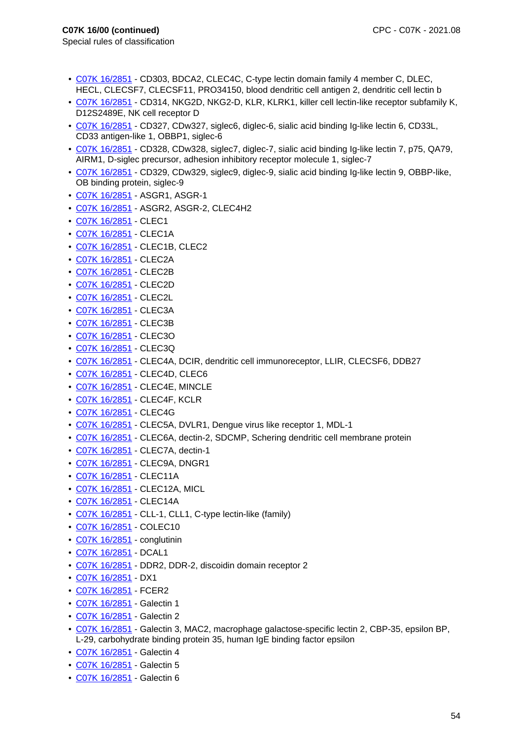**C07K 16/00 (continued)**

Special rules of classification

- C07K 16/2851 - CD303, BDCA2, CLEC4C, C-type lectin domain family 4 member C, DLEC, HECL, CLECSF7, CLECSF11, PRO34150, blood dendritic cell antigen 2, dendritic cell lectin b
- C07K 16/2851 - CD314, NKG2D, NKG2-D, KLR, KLRK1, killer cell lectin-like receptor subfamily K, D12S2489E, NK cell receptor D
- C07K 16/2851 - CD327, CDw327, siglec6, diglec-6, sialic acid binding Ig-like lectin 6, CD33L, CD33 antigen-like 1, OBBP1, siglec-6
- C07K 16/2851 - CD328, CDw328, siglec7, diglec-7, sialic acid binding Ig-like lectin 7, p75, QA79, AIRM1, D-siglec precursor, adhesion inhibitory receptor molecule 1, siglec-7
- C07K 16/2851 - CD329, CDw329, siglec9, diglec-9, sialic acid binding Ig-like lectin 9, OBBP-like, OB binding protein, siglec-9
- C07K 16/2851 - ASGR1, ASGR-1
- C07K 16/2851 - ASGR2, ASGR-2, CLEC4H2
- C07K 16/2851 - CLEC1
- C07K 16/2851 - CLEC1A
- C07K 16/2851 - CLEC1B, CLEC2
- C07K 16/2851 - CLEC2A
- C07K 16/2851 - CLEC2B
- C07K 16/2851 - CLEC2D
- C07K 16/2851 - CLEC2L
- C07K 16/2851 - CLEC3A
- C07K 16/2851 - CLEC3B
- C07K 16/2851 - CLEC3O
- C07K 16/2851 - CLEC3Q
- C07K 16/2851 - CLEC4A, DCIR, dendritic cell immunoreceptor, LLIR, CLECSF6, DDB27
- C07K 16/2851 - CLEC4D, CLEC6
- C07K 16/2851 - CLEC4E, MINCLE
- C07K 16/2851 - CLEC4F, KCLR
- C07K 16/2851 - CLEC4G
- C07K 16/2851 - CLEC5A, DVLR1, Dengue virus like receptor 1, MDL-1
- C07K 16/2851 - CLEC6A, dectin-2, SDCMP, Schering dendritic cell membrane protein
- C07K 16/2851 - CLEC7A, dectin-1
- C07K 16/2851 - CLEC9A, DNGR1
- C07K 16/2851 - CLEC11A
- C07K 16/2851 - CLEC12A, MICL
- C07K 16/2851 - CLEC14A
- C07K 16/2851 - CLL-1, CLL1, C-type lectin-like (family)
- C07K 16/2851 - COLEC10
- C07K 16/2851 - conglutinin
- C07K 16/2851 - DCAL1
- C07K 16/2851 - DDR2, DDR-2, discoidin domain receptor 2
- C07K 16/2851 - DX1
- C07K 16/2851 - FCER2
- C07K 16/2851 - Galectin 1
- C07K 16/2851 - Galectin 2
- C07K 16/2851 - Galectin 3, MAC2, macrophage galactose-specific lectin 2, CBP-35, epsilon BP, L-29, carbohydrate binding protein 35, human IgE binding factor epsilon
- C07K 16/2851 - Galectin 4
- C07K 16/2851 - Galectin 5
- C07K 16/2851 - Galectin 6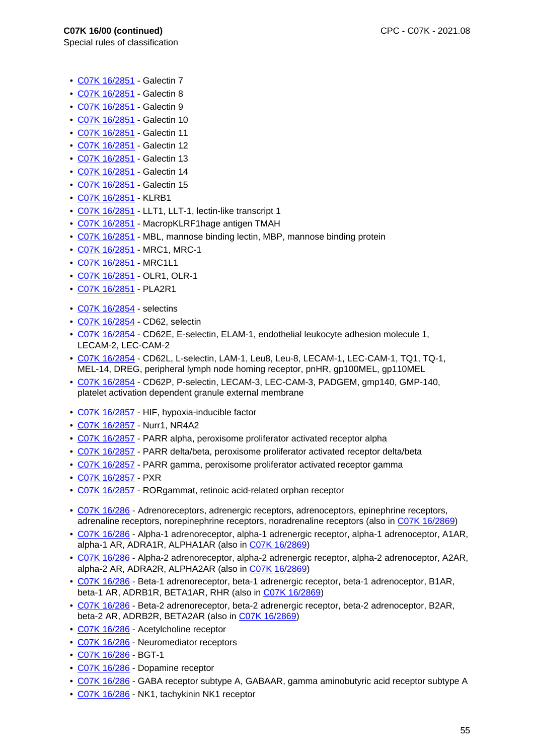**C07K 16/00 (continued)**
Special rules of classification

- C07K 16/2851 - Galectin 7
- C07K 16/2851 - Galectin 8
- C07K 16/2851 - Galectin 9
- C07K 16/2851 - Galectin 10
- C07K 16/2851 - Galectin 11
- C07K 16/2851 - Galectin 12
- C07K 16/2851 - Galectin 13
- C07K 16/2851 - Galectin 14
- C07K 16/2851 - Galectin 15
- C07K 16/2851 - KLRB1
- C07K 16/2851 - LLT1, LLT-1, lectin-like transcript 1
- C07K 16/2851 - MacropKLRF1hage antigen TMAH
- C07K 16/2851 - MBL, mannose binding lectin, MBP, mannose binding protein
- C07K 16/2851 - MRC1, MRC-1
- C07K 16/2851 - MRC1L1
- C07K 16/2851 - OLR1, OLR-1
- C07K 16/2851 - PLA2R1

- C07K 16/2854 - selectins
- C07K 16/2854 - CD62, selectin
- C07K 16/2854 - CD62E, E-selectin, ELAM-1, endothelial leukocyte adhesion molecule 1, LECAM-2, LEC-CAM-2
- C07K 16/2854 - CD62L, L-selectin, LAM-1, Leu8, Leu-8, LECAM-1, LEC-CAM-1, TQ1, TQ-1, MEL-14, DREG, peripheral lymph node homing receptor, pnHR, gp100MEL, gp110MEL
- C07K 16/2854 - CD62P, P-selectin, LECAM-3, LEC-CAM-3, PADGEM, gmp140, GMP-140, platelet activation dependent granule external membrane

- C07K 16/2857 - HIF, hypoxia-inducible factor
- C07K 16/2857 - Nurr1, NR4A2
- C07K 16/2857 - PARR alpha, peroxisome proliferator activated receptor alpha
- C07K 16/2857 - PARR delta/beta, peroxisome proliferator activated receptor delta/beta
- C07K 16/2857 - PARR gamma, peroxisome proliferator activated receptor gamma
- C07K 16/2857 - PXR
- C07K 16/2857 - RORgammat, retinoic acid-related orphan receptor

- C07K 16/286 - Adrenoreceptors, adrenergic receptors, adrenoceptors, epinephrine receptors, adrenaline receptors, norepinephrine receptors, noradrenaline receptors (also in C07K 16/2869)
- C07K 16/286 - Alpha-1 adrenoreceptor, alpha-1 adrenergic receptor, alpha-1 adrenoceptor, A1AR, alpha-1 AR, ADRA1R, ALPHA1AR (also in C07K 16/2869)
- C07K 16/286 - Alpha-2 adrenoreceptor, alpha-2 adrenergic receptor, alpha-2 adrenoceptor, A2AR, alpha-2 AR, ADRA2R, ALPHA2AR (also in C07K 16/2869)
- C07K 16/286 - Beta-1 adrenoreceptor, beta-1 adrenergic receptor, beta-1 adrenoceptor, B1AR, beta-1 AR, ADRB1R, BETA1AR, RHR (also in C07K 16/2869)
- C07K 16/286 - Beta-2 adrenoreceptor, beta-2 adrenergic receptor, beta-2 adrenoceptor, B2AR, beta-2 AR, ADRB2R, BETA2AR (also in C07K 16/2869)
- C07K 16/286 - Acetylcholine receptor
- C07K 16/286 - Neuromediator receptors
- C07K 16/286 - BGT-1
- C07K 16/286 - Dopamine receptor
- C07K 16/286 - GABA receptor subtype A, GABAAR, gamma aminobutyric acid receptor subtype A
- C07K 16/286 - NK1, tachykinin NK1 receptor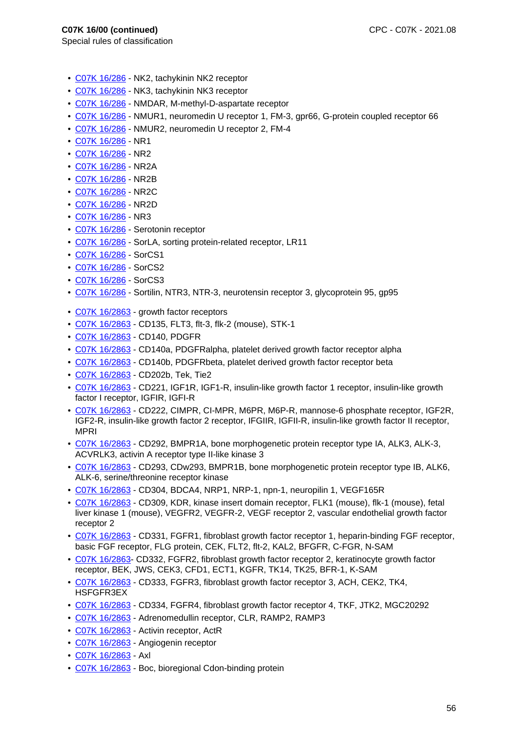**C07K 16/00 (continued)**
Special rules of classification

- C07K 16/286 - NK2, tachykinin NK2 receptor
- C07K 16/286 - NK3, tachykinin NK3 receptor
- C07K 16/286 - NMDAR, M-methyl-D-aspartate receptor
- C07K 16/286 - NMUR1, neuromedin U receptor 1, FM-3, gpr66, G-protein coupled receptor 66
- C07K 16/286 - NMUR2, neuromedin U receptor 2, FM-4
- C07K 16/286 - NR1
- C07K 16/286 - NR2
- C07K 16/286 - NR2A
- C07K 16/286 - NR2B
- C07K 16/286 - NR2C
- C07K 16/286 - NR2D
- C07K 16/286 - NR3
- C07K 16/286 - Serotonin receptor
- C07K 16/286 - SorLA, sorting protein-related receptor, LR11
- C07K 16/286 - SorCS1
- C07K 16/286 - SorCS2
- C07K 16/286 - SorCS3
- C07K 16/286 - Sortilin, NTR3, NTR-3, neurotensin receptor 3, glycoprotein 95, gp95

- C07K 16/2863 - growth factor receptors
- C07K 16/2863 - CD135, FLT3, flt-3, flk-2 (mouse), STK-1
- C07K 16/2863 - CD140, PDGFR
- C07K 16/2863 - CD140a, PDGFRalpha, platelet derived growth factor receptor alpha
- C07K 16/2863 - CD140b, PDGFRbeta, platelet derived growth factor receptor beta
- C07K 16/2863 - CD202b, Tek, Tie2
- C07K 16/2863 - CD221, IGF1R, IGF1-R, insulin-like growth factor 1 receptor, insulin-like growth factor I receptor, IGFIR, IGFI-R
- C07K 16/2863 - CD222, CIMPR, CI-MPR, M6PR, M6P-R, mannose-6 phosphate receptor, IGF2R, IGF2-R, insulin-like growth factor 2 receptor, IFGIIR, IGFII-R, insulin-like growth factor II receptor, MPRI
- C07K 16/2863 - CD292, BMPR1A, bone morphogenetic protein receptor type IA, ALK3, ALK-3, ACVRLK3, activin A receptor type II-like kinase 3
- C07K 16/2863 - CD293, CDw293, BMPR1B, bone morphogenetic protein receptor type IB, ALK6, ALK-6, serine/threonine receptor kinase
- C07K 16/2863 - CD304, BDCA4, NRP1, NRP-1, npn-1, neuropilin 1, VEGF165R
- C07K 16/2863 - CD309, KDR, kinase insert domain receptor, FLK1 (mouse), flk-1 (mouse), fetal liver kinase 1 (mouse), VEGFR2, VEGFR-2, VEGF receptor 2, vascular endothelial growth factor receptor 2
- C07K 16/2863 - CD331, FGFR1, fibroblast growth factor receptor 1, heparin-binding FGF receptor, basic FGF receptor, FLG protein, CEK, FLT2, flt-2, KAL2, BFGFR, C-FGR, N-SAM
- C07K 16/2863- CD332, FGFR2, fibroblast growth factor receptor 2, keratinocyte growth factor receptor, BEK, JWS, CEK3, CFD1, ECT1, KGFR, TK14, TK25, BFR-1, K-SAM
- C07K 16/2863 - CD333, FGFR3, fibroblast growth factor receptor 3, ACH, CEK2, TK4, HSFGFR3EX
- C07K 16/2863 - CD334, FGFR4, fibroblast growth factor receptor 4, TKF, JTK2, MGC20292
- C07K 16/2863 - Adrenomedullin receptor, CLR, RAMP2, RAMP3
- C07K 16/2863 - Activin receptor, ActR
- C07K 16/2863 - Angiogenin receptor
- C07K 16/2863 - Axl
- C07K 16/2863 - Boc, bioregional Cdon-binding protein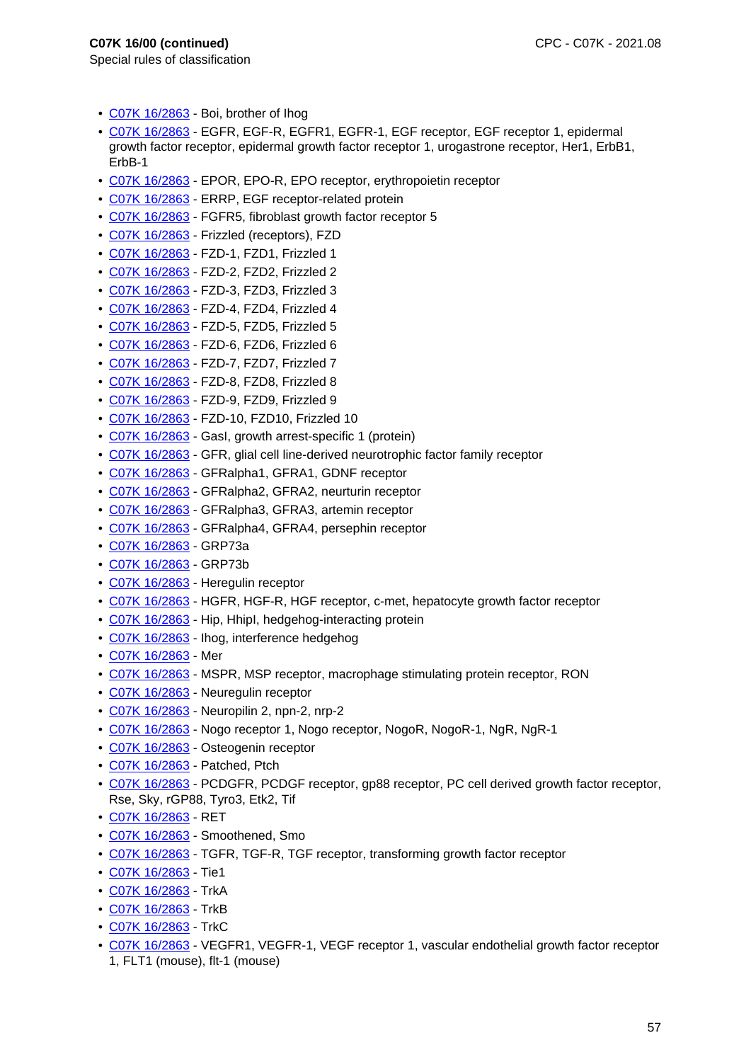**C07K 16/00 (continued)**

Special rules of classification

- C07K 16/2863 - Boi, brother of Ihog
- C07K 16/2863 - EGFR, EGF-R, EGFR1, EGFR-1, EGF receptor, EGF receptor 1, epidermal growth factor receptor, epidermal growth factor receptor 1, urogastrone receptor, Her1, ErbB1, ErbB-1
- C07K 16/2863 - EPOR, EPO-R, EPO receptor, erythropoietin receptor
- C07K 16/2863 - ERRP, EGF receptor-related protein
- C07K 16/2863 - FGFR5, fibroblast growth factor receptor 5
- C07K 16/2863 - Frizzled (receptors), FZD
- C07K 16/2863 - FZD-1, FZD1, Frizzled 1
- C07K 16/2863 - FZD-2, FZD2, Frizzled 2
- C07K 16/2863 - FZD-3, FZD3, Frizzled 3
- C07K 16/2863 - FZD-4, FZD4, Frizzled 4
- C07K 16/2863 - FZD-5, FZD5, Frizzled 5
- C07K 16/2863 - FZD-6, FZD6, Frizzled 6
- C07K 16/2863 - FZD-7, FZD7, Frizzled 7
- C07K 16/2863 - FZD-8, FZD8, Frizzled 8
- C07K 16/2863 - FZD-9, FZD9, Frizzled 9
- C07K 16/2863 - FZD-10, FZD10, Frizzled 10
- C07K 16/2863 - GasI, growth arrest-specific 1 (protein)
- C07K 16/2863 - GFR, glial cell line-derived neurotrophic factor family receptor
- C07K 16/2863 - GFRalpha1, GFRA1, GDNF receptor
- C07K 16/2863 - GFRalpha2, GFRA2, neurturin receptor
- C07K 16/2863 - GFRalpha3, GFRA3, artemin receptor
- C07K 16/2863 - GFRalpha4, GFRA4, persephin receptor
- C07K 16/2863 - GRP73a
- C07K 16/2863 - GRP73b
- C07K 16/2863 - Heregulin receptor
- C07K 16/2863 - HGFR, HGF-R, HGF receptor, c-met, hepatocyte growth factor receptor
- C07K 16/2863 - Hip, HhipI, hedgehog-interacting protein
- C07K 16/2863 - Ihog, interference hedgehog
- C07K 16/2863 - Mer
- C07K 16/2863 - MSPR, MSP receptor, macrophage stimulating protein receptor, RON
- C07K 16/2863 - Neuregulin receptor
- C07K 16/2863 - Neuropilin 2, npn-2, nrp-2
- C07K 16/2863 - Nogo receptor 1, Nogo receptor, NogoR, NogoR-1, NgR, NgR-1
- C07K 16/2863 - Osteogenin receptor
- C07K 16/2863 - Patched, Ptch
- C07K 16/2863 - PCDGFR, PCDGF receptor, gp88 receptor, PC cell derived growth factor receptor, Rse, Sky, rGP88, Tyro3, Etk2, Tif
- C07K 16/2863 - RET
- C07K 16/2863 - Smoothened, Smo
- C07K 16/2863 - TGFR, TGF-R, TGF receptor, transforming growth factor receptor
- C07K 16/2863 - Tie1
- C07K 16/2863 - TrkA
- C07K 16/2863 - TrkB
- C07K 16/2863 - TrkC
- C07K 16/2863 - VEGFR1, VEGFR-1, VEGF receptor 1, vascular endothelial growth factor receptor 1, FLT1 (mouse), flt-1 (mouse)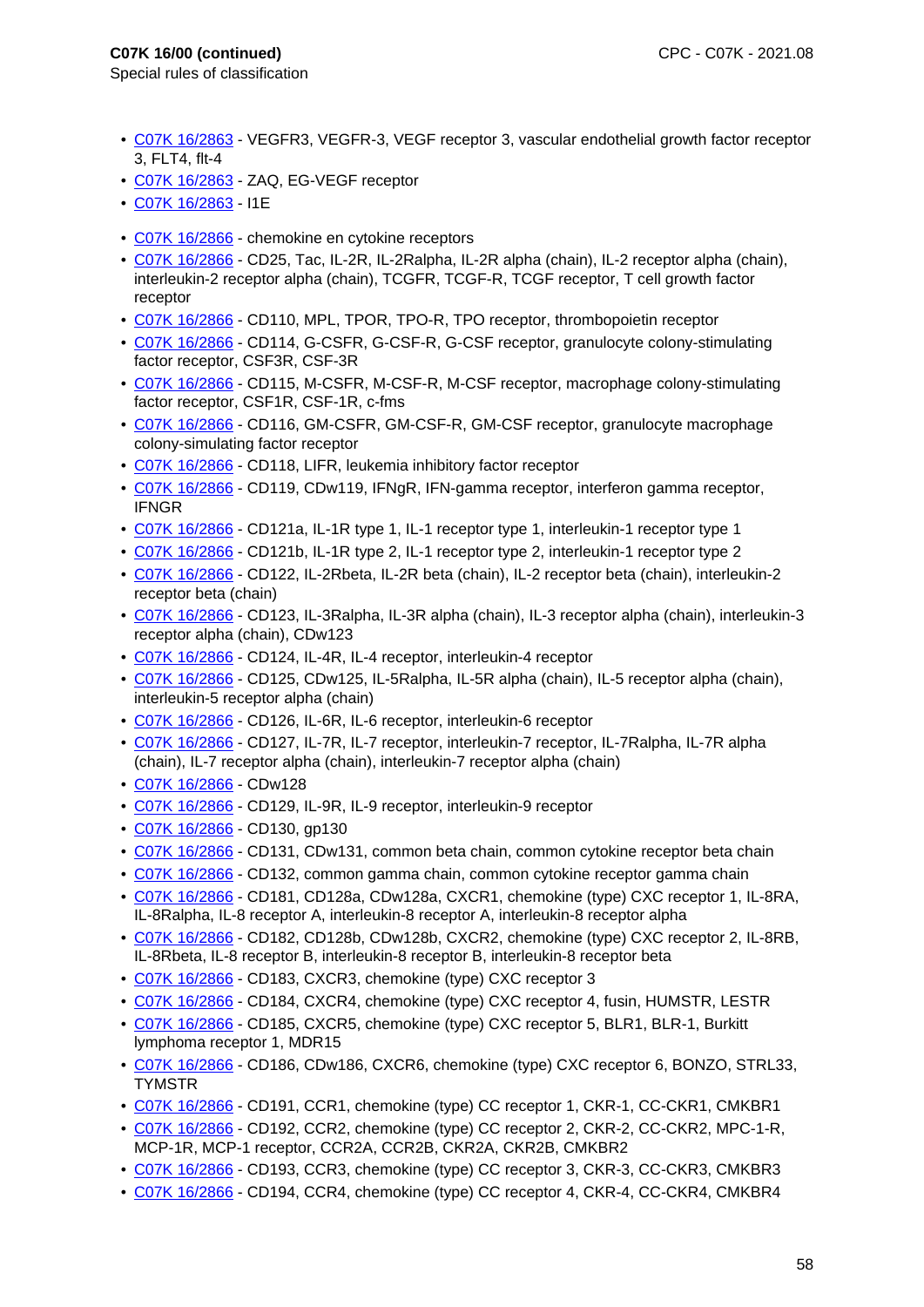**C07K 16/00 (continued)**

Special rules of classification

- C07K 16/2863 - VEGFR3, VEGFR-3, VEGF receptor 3, vascular endothelial growth factor receptor 3, FLT4, flt-4
- C07K 16/2863 - ZAQ, EG-VEGF receptor
- C07K 16/2863 - I1E

- C07K 16/2866 - chemokine en cytokine receptors
- C07K 16/2866 - CD25, Tac, IL-2R, IL-2Ralpha, IL-2R alpha (chain), IL-2 receptor alpha (chain), interleukin-2 receptor alpha (chain), TCGFR, TCGF-R, TCGF receptor, T cell growth factor receptor
- C07K 16/2866 - CD110, MPL, TPOR, TPO-R, TPO receptor, thrombopoietin receptor
- C07K 16/2866 - CD114, G-CSFR, G-CSF-R, G-CSF receptor, granulocyte colony-stimulating factor receptor, CSF3R, CSF-3R
- C07K 16/2866 - CD115, M-CSFR, M-CSF-R, M-CSF receptor, macrophage colony-stimulating factor receptor, CSF1R, CSF-1R, c-fms
- C07K 16/2866 - CD116, GM-CSFR, GM-CSF-R, GM-CSF receptor, granulocyte macrophage colony-simulating factor receptor
- C07K 16/2866 - CD118, LIFR, leukemia inhibitory factor receptor
- C07K 16/2866 - CD119, CDw119, IFNgR, IFN-gamma receptor, interferon gamma receptor, IFNGR
- C07K 16/2866 - CD121a, IL-1R type 1, IL-1 receptor type 1, interleukin-1 receptor type 1
- C07K 16/2866 - CD121b, IL-1R type 2, IL-1 receptor type 2, interleukin-1 receptor type 2
- C07K 16/2866 - CD122, IL-2Rbeta, IL-2R beta (chain), IL-2 receptor beta (chain), interleukin-2 receptor beta (chain)
- C07K 16/2866 - CD123, IL-3Ralpha, IL-3R alpha (chain), IL-3 receptor alpha (chain), interleukin-3 receptor alpha (chain), CDw123
- C07K 16/2866 - CD124, IL-4R, IL-4 receptor, interleukin-4 receptor
- C07K 16/2866 - CD125, CDw125, IL-5Ralpha, IL-5R alpha (chain), IL-5 receptor alpha (chain), interleukin-5 receptor alpha (chain)
- C07K 16/2866 - CD126, IL-6R, IL-6 receptor, interleukin-6 receptor
- C07K 16/2866 - CD127, IL-7R, IL-7 receptor, interleukin-7 receptor, IL-7Ralpha, IL-7R alpha (chain), IL-7 receptor alpha (chain), interleukin-7 receptor alpha (chain)
- C07K 16/2866 - CDw128
- C07K 16/2866 - CD129, IL-9R, IL-9 receptor, interleukin-9 receptor
- C07K 16/2866 - CD130, gp130
- C07K 16/2866 - CD131, CDw131, common beta chain, common cytokine receptor beta chain
- C07K 16/2866 - CD132, common gamma chain, common cytokine receptor gamma chain
- C07K 16/2866 - CD181, CD128a, CDw128a, CXCR1, chemokine (type) CXC receptor 1, IL-8RA, IL-8Ralpha, IL-8 receptor A, interleukin-8 receptor A, interleukin-8 receptor alpha
- C07K 16/2866 - CD182, CD128b, CDw128b, CXCR2, chemokine (type) CXC receptor 2, IL-8RB, IL-8Rbeta, IL-8 receptor B, interleukin-8 receptor B, interleukin-8 receptor beta
- C07K 16/2866 - CD183, CXCR3, chemokine (type) CXC receptor 3
- C07K 16/2866 - CD184, CXCR4, chemokine (type) CXC receptor 4, fusin, HUMSTR, LESTR
- C07K 16/2866 - CD185, CXCR5, chemokine (type) CXC receptor 5, BLR1, BLR-1, Burkitt lymphoma receptor 1, MDR15
- C07K 16/2866 - CD186, CDw186, CXCR6, chemokine (type) CXC receptor 6, BONZO, STRL33, TYMSTR
- C07K 16/2866 - CD191, CCR1, chemokine (type) CC receptor 1, CKR-1, CC-CKR1, CMKBR1
- C07K 16/2866 - CD192, CCR2, chemokine (type) CC receptor 2, CKR-2, CC-CKR2, MPC-1-R, MCP-1R, MCP-1 receptor, CCR2A, CCR2B, CKR2A, CKR2B, CMKBR2
- C07K 16/2866 - CD193, CCR3, chemokine (type) CC receptor 3, CKR-3, CC-CKR3, CMKBR3
- C07K 16/2866 - CD194, CCR4, chemokine (type) CC receptor 4, CKR-4, CC-CKR4, CMKBR4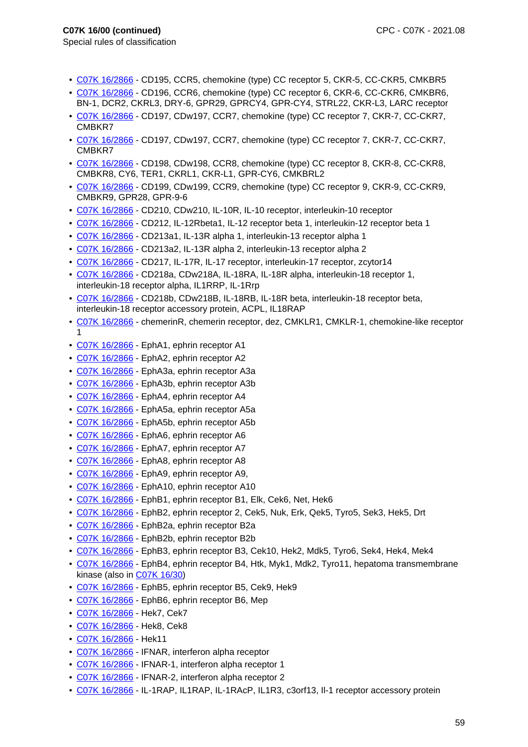**C07K 16/00 (continued)**

Special rules of classification

- C07K 16/2866 - CD195, CCR5, chemokine (type) CC receptor 5, CKR-5, CC-CKR5, CMKBR5
- C07K 16/2866 - CD196, CCR6, chemokine (type) CC receptor 6, CKR-6, CC-CKR6, CMKBR6, BN-1, DCR2, CKRL3, DRY-6, GPR29, GPRCY4, GPR-CY4, STRL22, CKR-L3, LARC receptor
- C07K 16/2866 - CD197, CDw197, CCR7, chemokine (type) CC receptor 7, CKR-7, CC-CKR7, CMBKR7
- C07K 16/2866 - CD197, CDw197, CCR7, chemokine (type) CC receptor 7, CKR-7, CC-CKR7, CMBKR7
- C07K 16/2866 - CD198, CDw198, CCR8, chemokine (type) CC receptor 8, CKR-8, CC-CKR8, CMBKR8, CY6, TER1, CKRL1, CKR-L1, GPR-CY6, CMKBRL2
- C07K 16/2866 - CD199, CDw199, CCR9, chemokine (type) CC receptor 9, CKR-9, CC-CKR9, CMBKR9, GPR28, GPR-9-6
- C07K 16/2866 - CD210, CDw210, IL-10R, IL-10 receptor, interleukin-10 receptor
- C07K 16/2866 - CD212, IL-12Rbeta1, IL-12 receptor beta 1, interleukin-12 receptor beta 1
- C07K 16/2866 - CD213a1, IL-13R alpha 1, interleukin-13 receptor alpha 1
- C07K 16/2866 - CD213a2, IL-13R alpha 2, interleukin-13 receptor alpha 2
- C07K 16/2866 - CD217, IL-17R, IL-17 receptor, interleukin-17 receptor, zcytor14
- C07K 16/2866 - CD218a, CDw218A, IL-18RA, IL-18R alpha, interleukin-18 receptor 1, interleukin-18 receptor alpha, IL1RRP, IL-1Rrp
- C07K 16/2866 - CD218b, CDw218B, IL-18RB, IL-18R beta, interleukin-18 receptor beta, interleukin-18 receptor accessory protein, ACPL, IL18RAP
- C07K 16/2866 - chemerinR, chemerin receptor, dez, CMKLR1, CMKLR-1, chemokine-like receptor 1
- C07K 16/2866 - EphA1, ephrin receptor A1
- C07K 16/2866 - EphA2, ephrin receptor A2
- C07K 16/2866 - EphA3a, ephrin receptor A3a
- C07K 16/2866 - EphA3b, ephrin receptor A3b
- C07K 16/2866 - EphA4, ephrin receptor A4
- C07K 16/2866 - EphA5a, ephrin receptor A5a
- C07K 16/2866 - EphA5b, ephrin receptor A5b
- C07K 16/2866 - EphA6, ephrin receptor A6
- C07K 16/2866 - EphA7, ephrin receptor A7
- C07K 16/2866 - EphA8, ephrin receptor A8
- C07K 16/2866 - EphA9, ephrin receptor A9,
- C07K 16/2866 - EphA10, ephrin receptor A10
- C07K 16/2866 - EphB1, ephrin receptor B1, Elk, Cek6, Net, Hek6
- C07K 16/2866 - EphB2, ephrin receptor 2, Cek5, Nuk, Erk, Qek5, Tyro5, Sek3, Hek5, Drt
- C07K 16/2866 - EphB2a, ephrin receptor B2a
- C07K 16/2866 - EphB2b, ephrin receptor B2b
- C07K 16/2866 - EphB3, ephrin receptor B3, Cek10, Hek2, Mdk5, Tyro6, Sek4, Hek4, Mek4
- C07K 16/2866 - EphB4, ephrin receptor B4, Htk, Myk1, Mdk2, Tyro11, hepatoma transmembrane kinase (also in C07K 16/30)
- C07K 16/2866 - EphB5, ephrin receptor B5, Cek9, Hek9
- C07K 16/2866 - EphB6, ephrin receptor B6, Mep
- C07K 16/2866 - Hek7, Cek7
- C07K 16/2866 - Hek8, Cek8
- C07K 16/2866 - Hek11
- C07K 16/2866 - IFNAR, interferon alpha receptor
- C07K 16/2866 - IFNAR-1, interferon alpha receptor 1
- C07K 16/2866 - IFNAR-2, interferon alpha receptor 2
- C07K 16/2866 - IL-1RAP, IL1RAP, IL-1RAcP, IL1R3, c3orf13, Il-1 receptor accessory protein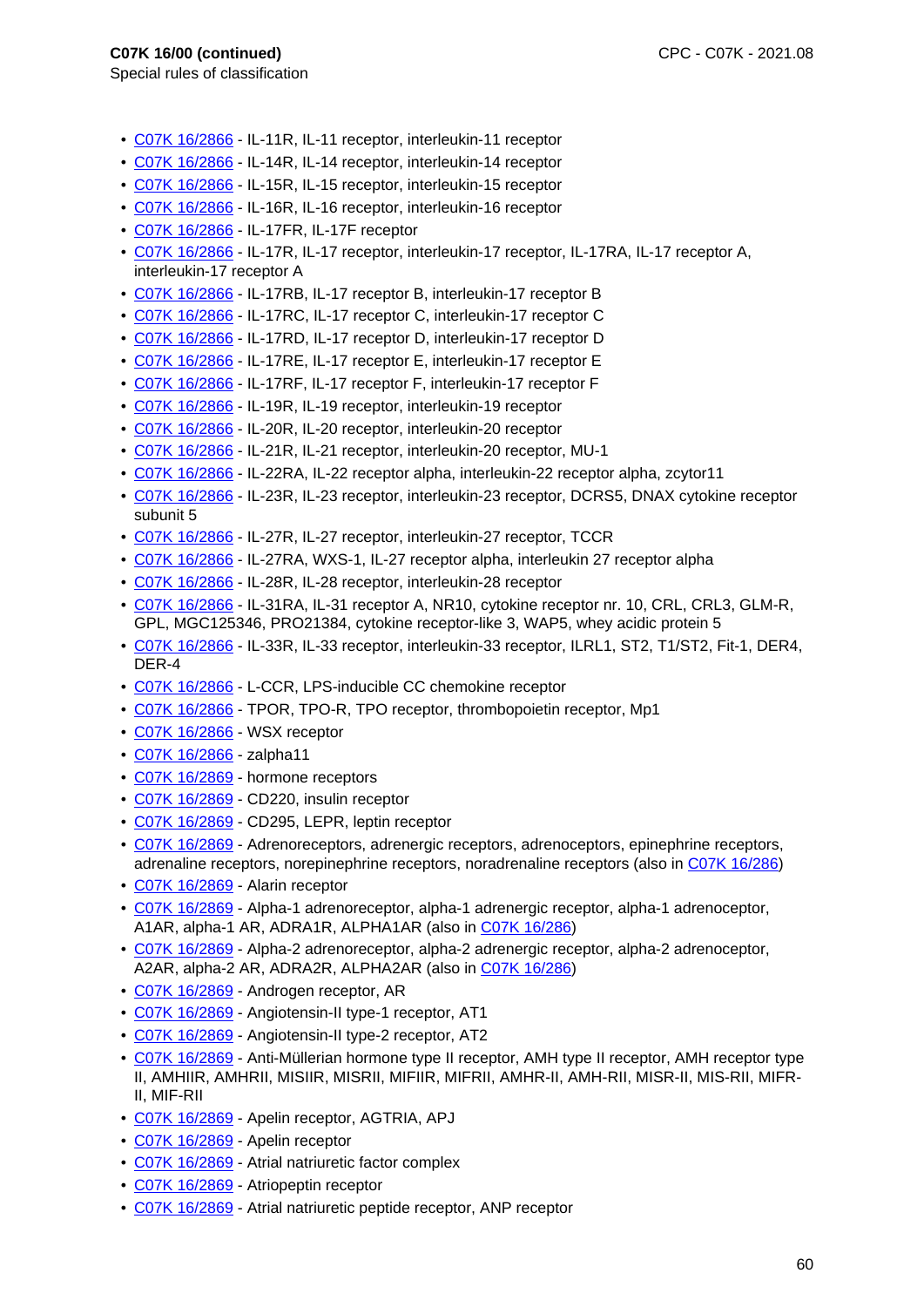**C07K 16/00 (continued)**
Special rules of classification

- C07K 16/2866 - IL-11R, IL-11 receptor, interleukin-11 receptor
- C07K 16/2866 - IL-14R, IL-14 receptor, interleukin-14 receptor
- C07K 16/2866 - IL-15R, IL-15 receptor, interleukin-15 receptor
- C07K 16/2866 - IL-16R, IL-16 receptor, interleukin-16 receptor
- C07K 16/2866 - IL-17FR, IL-17F receptor
- C07K 16/2866 - IL-17R, IL-17 receptor, interleukin-17 receptor, IL-17RA, IL-17 receptor A, interleukin-17 receptor A
- C07K 16/2866 - IL-17RB, IL-17 receptor B, interleukin-17 receptor B
- C07K 16/2866 - IL-17RC, IL-17 receptor C, interleukin-17 receptor C
- C07K 16/2866 - IL-17RD, IL-17 receptor D, interleukin-17 receptor D
- C07K 16/2866 - IL-17RE, IL-17 receptor E, interleukin-17 receptor E
- C07K 16/2866 - IL-17RF, IL-17 receptor F, interleukin-17 receptor F
- C07K 16/2866 - IL-19R, IL-19 receptor, interleukin-19 receptor
- C07K 16/2866 - IL-20R, IL-20 receptor, interleukin-20 receptor
- C07K 16/2866 - IL-21R, IL-21 receptor, interleukin-20 receptor, MU-1
- C07K 16/2866 - IL-22RA, IL-22 receptor alpha, interleukin-22 receptor alpha, zcytor11
- C07K 16/2866 - IL-23R, IL-23 receptor, interleukin-23 receptor, DCRS5, DNAX cytokine receptor subunit 5
- C07K 16/2866 - IL-27R, IL-27 receptor, interleukin-27 receptor, TCCR
- C07K 16/2866 - IL-27RA, WXS-1, IL-27 receptor alpha, interleukin 27 receptor alpha
- C07K 16/2866 - IL-28R, IL-28 receptor, interleukin-28 receptor
- C07K 16/2866 - IL-31RA, IL-31 receptor A, NR10, cytokine receptor nr. 10, CRL, CRL3, GLM-R, GPL, MGC125346, PRO21384, cytokine receptor-like 3, WAP5, whey acidic protein 5
- C07K 16/2866 - IL-33R, IL-33 receptor, interleukin-33 receptor, ILRL1, ST2, T1/ST2, Fit-1, DER4, DER-4
- C07K 16/2866 - L-CCR, LPS-inducible CC chemokine receptor
- C07K 16/2866 - TPOR, TPO-R, TPO receptor, thrombopoietin receptor, Mp1
- C07K 16/2866 - WSX receptor
- C07K 16/2866 - zalpha11
- C07K 16/2869 - hormone receptors
- C07K 16/2869 - CD220, insulin receptor
- C07K 16/2869 - CD295, LEPR, leptin receptor
- C07K 16/2869 - Adrenoreceptors, adrenergic receptors, adrenoceptors, epinephrine receptors, adrenaline receptors, norepinephrine receptors, noradrenaline receptors (also in C07K 16/286)
- C07K 16/2869 - Alarin receptor
- C07K 16/2869 - Alpha-1 adrenoreceptor, alpha-1 adrenergic receptor, alpha-1 adrenoceptor, A1AR, alpha-1 AR, ADRA1R, ALPHA1AR (also in C07K 16/286)
- C07K 16/2869 - Alpha-2 adrenoreceptor, alpha-2 adrenergic receptor, alpha-2 adrenoceptor, A2AR, alpha-2 AR, ADRA2R, ALPHA2AR (also in C07K 16/286)
- C07K 16/2869 - Androgen receptor, AR
- C07K 16/2869 - Angiotensin-II type-1 receptor, AT1
- C07K 16/2869 - Angiotensin-II type-2 receptor, AT2
- C07K 16/2869 - Anti-Müllerian hormone type II receptor, AMH type II receptor, AMH receptor type II, AMHIIR, AMHRII, MISIIR, MISRII, MIFIIR, MIFRII, AMHR-II, AMH-RII, MISR-II, MIS-RII, MIFR-II, MIF-RII
- C07K 16/2869 - Apelin receptor, AGTRIA, APJ
- C07K 16/2869 - Apelin receptor
- C07K 16/2869 - Atrial natriuretic factor complex
- C07K 16/2869 - Atriopeptin receptor
- C07K 16/2869 - Atrial natriuretic peptide receptor, ANP receptor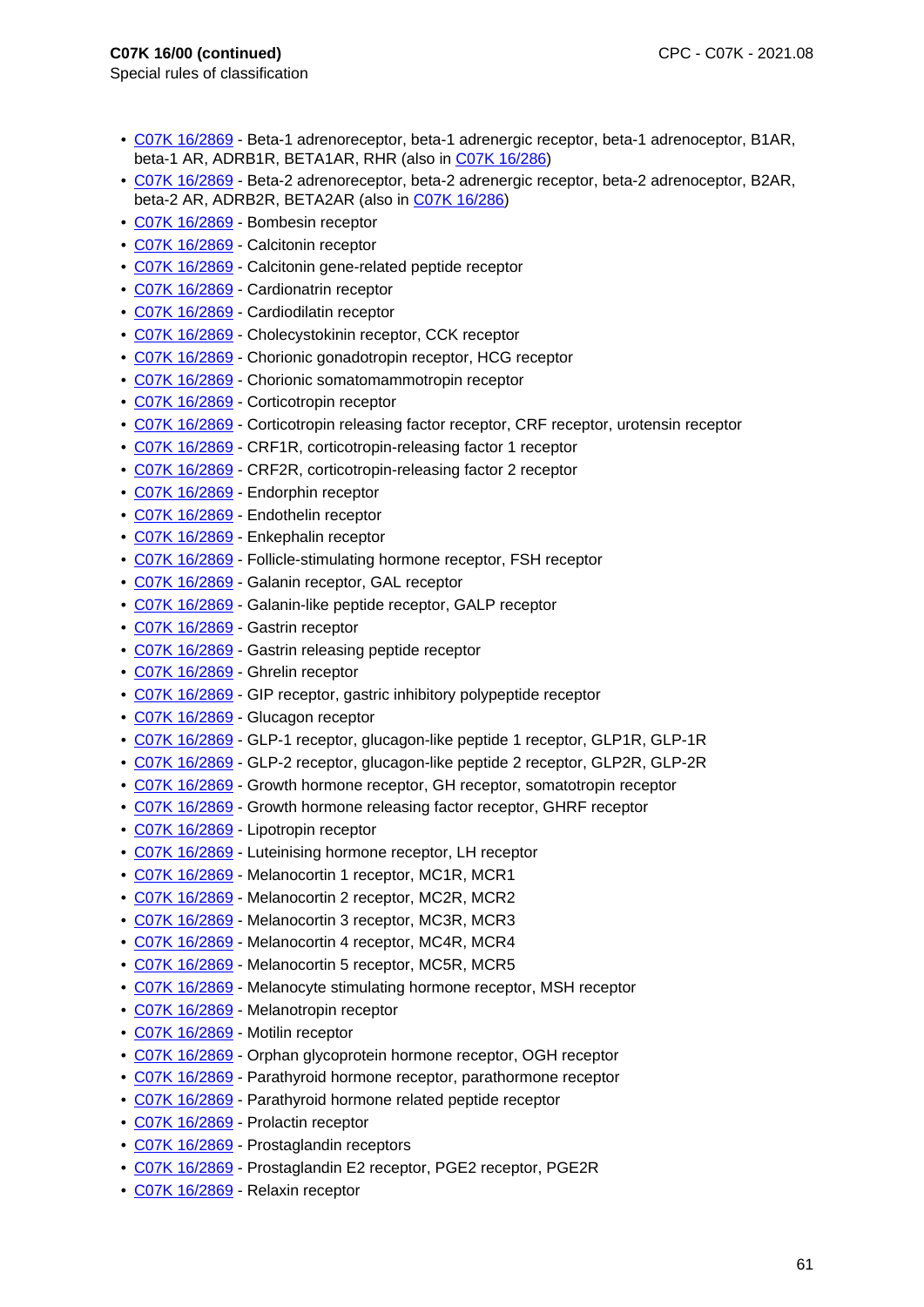**C07K 16/00 (continued)**
Special rules of classification

- C07K 16/2869 - Beta-1 adrenoreceptor, beta-1 adrenergic receptor, beta-1 adrenoceptor, B1AR, beta-1 AR, ADRB1R, BETA1AR, RHR (also in C07K 16/286)
- C07K 16/2869 - Beta-2 adrenoreceptor, beta-2 adrenergic receptor, beta-2 adrenoceptor, B2AR, beta-2 AR, ADRB2R, BETA2AR (also in C07K 16/286)
- C07K 16/2869 - Bombesin receptor
- C07K 16/2869 - Calcitonin receptor
- C07K 16/2869 - Calcitonin gene-related peptide receptor
- C07K 16/2869 - Cardionatrin receptor
- C07K 16/2869 - Cardiodilatin receptor
- C07K 16/2869 - Cholecystokinin receptor, CCK receptor
- C07K 16/2869 - Chorionic gonadotropin receptor, HCG receptor
- C07K 16/2869 - Chorionic somatomammotropin receptor
- C07K 16/2869 - Corticotropin receptor
- C07K 16/2869 - Corticotropin releasing factor receptor, CRF receptor, urotensin receptor
- C07K 16/2869 - CRF1R, corticotropin-releasing factor 1 receptor
- C07K 16/2869 - CRF2R, corticotropin-releasing factor 2 receptor
- C07K 16/2869 - Endorphin receptor
- C07K 16/2869 - Endothelin receptor
- C07K 16/2869 - Enkephalin receptor
- C07K 16/2869 - Follicle-stimulating hormone receptor, FSH receptor
- C07K 16/2869 - Galanin receptor, GAL receptor
- C07K 16/2869 - Galanin-like peptide receptor, GALP receptor
- C07K 16/2869 - Gastrin receptor
- C07K 16/2869 - Gastrin releasing peptide receptor
- C07K 16/2869 - Ghrelin receptor
- C07K 16/2869 - GIP receptor, gastric inhibitory polypeptide receptor
- C07K 16/2869 - Glucagon receptor
- C07K 16/2869 - GLP-1 receptor, glucagon-like peptide 1 receptor, GLP1R, GLP-1R
- C07K 16/2869 - GLP-2 receptor, glucagon-like peptide 2 receptor, GLP2R, GLP-2R
- C07K 16/2869 - Growth hormone receptor, GH receptor, somatotropin receptor
- C07K 16/2869 - Growth hormone releasing factor receptor, GHRF receptor
- C07K 16/2869 - Lipotropin receptor
- C07K 16/2869 - Luteinising hormone receptor, LH receptor
- C07K 16/2869 - Melanocortin 1 receptor, MC1R, MCR1
- C07K 16/2869 - Melanocortin 2 receptor, MC2R, MCR2
- C07K 16/2869 - Melanocortin 3 receptor, MC3R, MCR3
- C07K 16/2869 - Melanocortin 4 receptor, MC4R, MCR4
- C07K 16/2869 - Melanocortin 5 receptor, MC5R, MCR5
- C07K 16/2869 - Melanocyte stimulating hormone receptor, MSH receptor
- C07K 16/2869 - Melanotropin receptor
- C07K 16/2869 - Motilin receptor
- C07K 16/2869 - Orphan glycoprotein hormone receptor, OGH receptor
- C07K 16/2869 - Parathyroid hormone receptor, parathormone receptor
- C07K 16/2869 - Parathyroid hormone related peptide receptor
- C07K 16/2869 - Prolactin receptor
- C07K 16/2869 - Prostaglandin receptors
- C07K 16/2869 - Prostaglandin E2 receptor, PGE2 receptor, PGE2R
- C07K 16/2869 - Relaxin receptor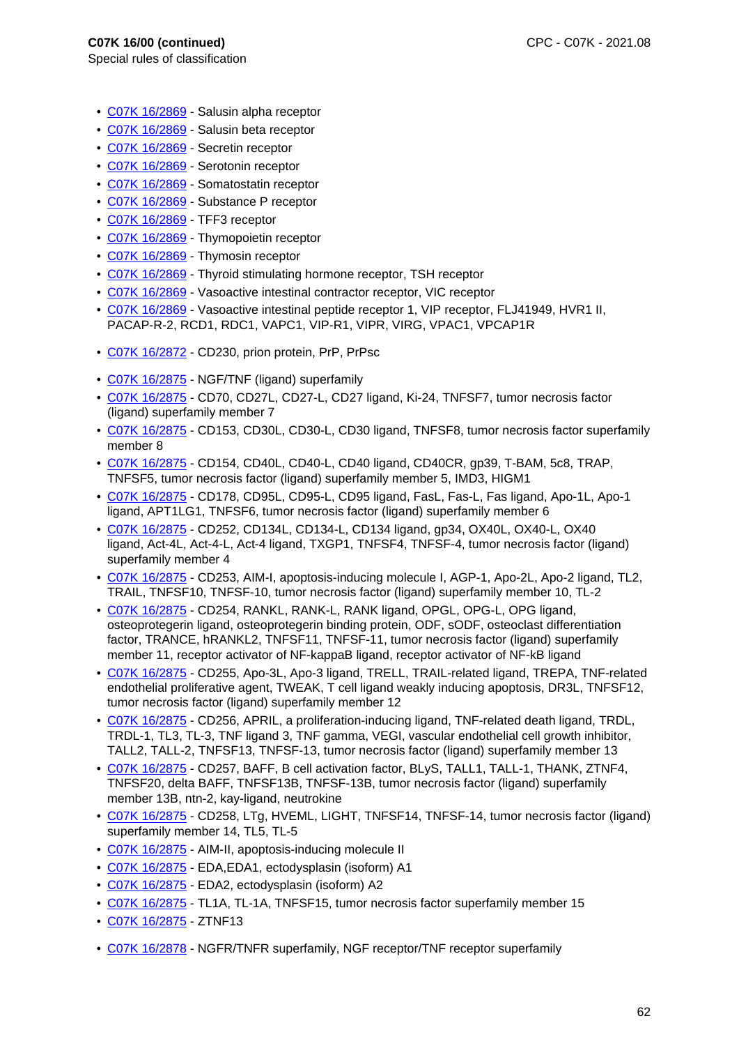**C07K 16/00 (continued)**
Special rules of classification

- C07K 16/2869 - Salusin alpha receptor
- C07K 16/2869 - Salusin beta receptor
- C07K 16/2869 - Secretin receptor
- C07K 16/2869 - Serotonin receptor
- C07K 16/2869 - Somatostatin receptor
- C07K 16/2869 - Substance P receptor
- C07K 16/2869 - TFF3 receptor
- C07K 16/2869 - Thymopoietin receptor
- C07K 16/2869 - Thymosin receptor
- C07K 16/2869 - Thyroid stimulating hormone receptor, TSH receptor
- C07K 16/2869 - Vasoactive intestinal contractor receptor, VIC receptor
- C07K 16/2869 - Vasoactive intestinal peptide receptor 1, VIP receptor, FLJ41949, HVR1 II, PACAP-R-2, RCD1, RDC1, VAPC1, VIP-R1, VIPR, VIRG, VPAC1, VPCAP1R

- C07K 16/2872 - CD230, prion protein, PrP, PrPsc

- C07K 16/2875 - NGF/TNF (ligand) superfamily
- C07K 16/2875 - CD70, CD27L, CD27-L, CD27 ligand, Ki-24, TNFSF7, tumor necrosis factor (ligand) superfamily member 7
- C07K 16/2875 - CD153, CD30L, CD30-L, CD30 ligand, TNFSF8, tumor necrosis factor superfamily member 8
- C07K 16/2875 - CD154, CD40L, CD40-L, CD40 ligand, CD40CR, gp39, T-BAM, 5c8, TRAP, TNFSF5, tumor necrosis factor (ligand) superfamily member 5, IMD3, HIGM1
- C07K 16/2875 - CD178, CD95L, CD95-L, CD95 ligand, FasL, Fas-L, Fas ligand, Apo-1L, Apo-1 ligand, APT1LG1, TNFSF6, tumor necrosis factor (ligand) superfamily member 6
- C07K 16/2875 - CD252, CD134L, CD134-L, CD134 ligand, gp34, OX40L, OX40-L, OX40 ligand, Act-4L, Act-4-L, Act-4 ligand, TXGP1, TNFSF4, TNFSF-4, tumor necrosis factor (ligand) superfamily member 4
- C07K 16/2875 - CD253, AIM-I, apoptosis-inducing molecule I, AGP-1, Apo-2L, Apo-2 ligand, TL2, TRAIL, TNFSF10, TNFSF-10, tumor necrosis factor (ligand) superfamily member 10, TL-2
- C07K 16/2875 - CD254, RANKL, RANK-L, RANK ligand, OPGL, OPG-L, OPG ligand, osteoprotegerin ligand, osteoprotegerin binding protein, ODF, sODF, osteoclast differentiation factor, TRANCE, hRANKL2, TNFSF11, TNFSF-11, tumor necrosis factor (ligand) superfamily member 11, receptor activator of NF-kappaB ligand, receptor activator of NF-kB ligand
- C07K 16/2875 - CD255, Apo-3L, Apo-3 ligand, TRELL, TRAIL-related ligand, TREPA, TNF-related endothelial proliferative agent, TWEAK, T cell ligand weakly inducing apoptosis, DR3L, TNFSF12, tumor necrosis factor (ligand) superfamily member 12
- C07K 16/2875 - CD256, APRIL, a proliferation-inducing ligand, TNF-related death ligand, TRDL, TRDL-1, TL3, TL-3, TNF ligand 3, TNF gamma, VEGI, vascular endothelial cell growth inhibitor, TALL2, TALL-2, TNFSF13, TNFSF-13, tumor necrosis factor (ligand) superfamily member 13
- C07K 16/2875 - CD257, BAFF, B cell activation factor, BLyS, TALL1, TALL-1, THANK, ZTNF4, TNFSF20, delta BAFF, TNFSF13B, TNFSF-13B, tumor necrosis factor (ligand) superfamily member 13B, ntn-2, kay-ligand, neutrokine
- C07K 16/2875 - CD258, LTg, HVEML, LIGHT, TNFSF14, TNFSF-14, tumor necrosis factor (ligand) superfamily member 14, TL5, TL-5
- C07K 16/2875 - AIM-II, apoptosis-inducing molecule II
- C07K 16/2875 - EDA,EDA1, ectodysplasin (isoform) A1
- C07K 16/2875 - EDA2, ectodysplasin (isoform) A2
- C07K 16/2875 - TL1A, TL-1A, TNFSF15, tumor necrosis factor superfamily member 15
- C07K 16/2875 - ZTNF13

- C07K 16/2878 - NGFR/TNFR superfamily, NGF receptor/TNF receptor superfamily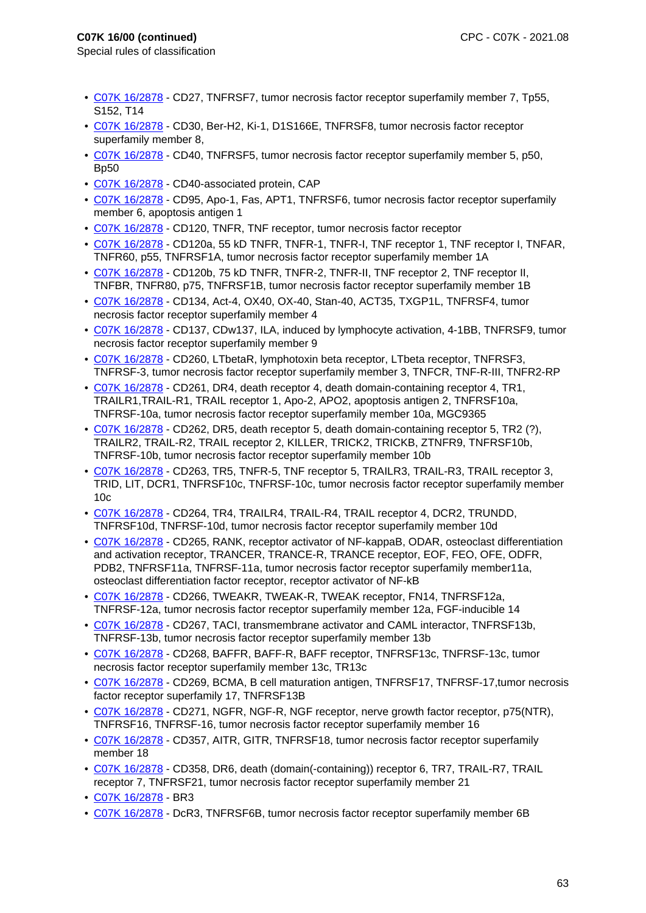**C07K 16/00 (continued)**

Special rules of classification

- C07K 16/2878 - CD27, TNFRSF7, tumor necrosis factor receptor superfamily member 7, Tp55, S152, T14
- C07K 16/2878 - CD30, Ber-H2, Ki-1, D1S166E, TNFRSF8, tumor necrosis factor receptor superfamily member 8,
- C07K 16/2878 - CD40, TNFRSF5, tumor necrosis factor receptor superfamily member 5, p50, Bp50
- C07K 16/2878 - CD40-associated protein, CAP
- C07K 16/2878 - CD95, Apo-1, Fas, APT1, TNFRSF6, tumor necrosis factor receptor superfamily member 6, apoptosis antigen 1
- C07K 16/2878 - CD120, TNFR, TNF receptor, tumor necrosis factor receptor
- C07K 16/2878 - CD120a, 55 kD TNFR, TNFR-1, TNFR-I, TNF receptor 1, TNF receptor I, TNFAR, TNFR60, p55, TNFRSF1A, tumor necrosis factor receptor superfamily member 1A
- C07K 16/2878 - CD120b, 75 kD TNFR, TNFR-2, TNFR-II, TNF receptor 2, TNF receptor II, TNFBR, TNFR80, p75, TNFRSF1B, tumor necrosis factor receptor superfamily member 1B
- C07K 16/2878 - CD134, Act-4, OX40, OX-40, Stan-40, ACT35, TXGP1L, TNFRSF4, tumor necrosis factor receptor superfamily member 4
- C07K 16/2878 - CD137, CDw137, ILA, induced by lymphocyte activation, 4-1BB, TNFRSF9, tumor necrosis factor receptor superfamily member 9
- C07K 16/2878 - CD260, LTbetaR, lymphotoxin beta receptor, LTbeta receptor, TNFRSF3, TNFRSF-3, tumor necrosis factor receptor superfamily member 3, TNFCR, TNF-R-III, TNFR2-RP
- C07K 16/2878 - CD261, DR4, death receptor 4, death domain-containing receptor 4, TR1, TRAILR1,TRAIL-R1, TRAIL receptor 1, Apo-2, APO2, apoptosis antigen 2, TNFRSF10a, TNFRSF-10a, tumor necrosis factor receptor superfamily member 10a, MGC9365
- C07K 16/2878 - CD262, DR5, death receptor 5, death domain-containing receptor 5, TR2 (?), TRAILR2, TRAIL-R2, TRAIL receptor 2, KILLER, TRICK2, TRICKB, ZTNFR9, TNFRSF10b, TNFRSF-10b, tumor necrosis factor receptor superfamily member 10b
- C07K 16/2878 - CD263, TR5, TNFR-5, TNF receptor 5, TRAILR3, TRAIL-R3, TRAIL receptor 3, TRID, LIT, DCR1, TNFRSF10c, TNFRSF-10c, tumor necrosis factor receptor superfamily member 10c
- C07K 16/2878 - CD264, TR4, TRAILR4, TRAIL-R4, TRAIL receptor 4, DCR2, TRUNDD, TNFRSF10d, TNFRSF-10d, tumor necrosis factor receptor superfamily member 10d
- C07K 16/2878 - CD265, RANK, receptor activator of NF-kappaB, ODAR, osteoclast differentiation and activation receptor, TRANCER, TRANCE-R, TRANCE receptor, EOF, FEO, OFE, ODFR, PDB2, TNFRSF11a, TNFRSF-11a, tumor necrosis factor receptor superfamily member11a, osteoclast differentiation factor receptor, receptor activator of NF-kB
- C07K 16/2878 - CD266, TWEAKR, TWEAK-R, TWEAK receptor, FN14, TNFRSF12a, TNFRSF-12a, tumor necrosis factor receptor superfamily member 12a, FGF-inducible 14
- C07K 16/2878 - CD267, TACI, transmembrane activator and CAML interactor, TNFRSF13b, TNFRSF-13b, tumor necrosis factor receptor superfamily member 13b
- C07K 16/2878 - CD268, BAFFR, BAFF-R, BAFF receptor, TNFRSF13c, TNFRSF-13c, tumor necrosis factor receptor superfamily member 13c, TR13c
- C07K 16/2878 - CD269, BCMA, B cell maturation antigen, TNFRSF17, TNFRSF-17,tumor necrosis factor receptor superfamily 17, TNFRSF13B
- C07K 16/2878 - CD271, NGFR, NGF-R, NGF receptor, nerve growth factor receptor, p75(NTR), TNFRSF16, TNFRSF-16, tumor necrosis factor receptor superfamily member 16
- C07K 16/2878 - CD357, AITR, GITR, TNFRSF18, tumor necrosis factor receptor superfamily member 18
- C07K 16/2878 - CD358, DR6, death (domain(-containing)) receptor 6, TR7, TRAIL-R7, TRAIL receptor 7, TNFRSF21, tumor necrosis factor receptor superfamily member 21
- C07K 16/2878 - BR3
- C07K 16/2878 - DcR3, TNFRSF6B, tumor necrosis factor receptor superfamily member 6B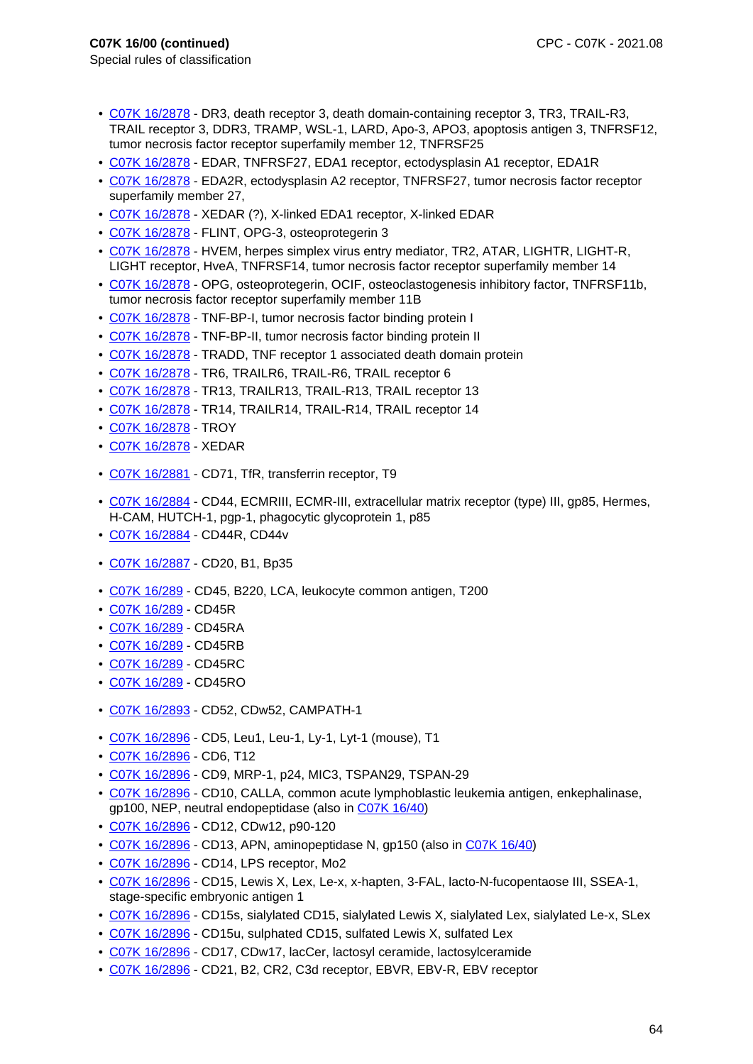**C07K 16/00 (continued)**
Special rules of classification

- C07K 16/2878 - DR3, death receptor 3, death domain-containing receptor 3, TR3, TRAIL-R3, TRAIL receptor 3, DDR3, TRAMP, WSL-1, LARD, Apo-3, APO3, apoptosis antigen 3, TNFRSF12, tumor necrosis factor receptor superfamily member 12, TNFRSF25
- C07K 16/2878 - EDAR, TNFRSF27, EDA1 receptor, ectodysplasin A1 receptor, EDA1R
- C07K 16/2878 - EDA2R, ectodysplasin A2 receptor, TNFRSF27, tumor necrosis factor receptor superfamily member 27,
- C07K 16/2878 - XEDAR (?), X-linked EDA1 receptor, X-linked EDAR
- C07K 16/2878 - FLINT, OPG-3, osteoprotegerin 3
- C07K 16/2878 - HVEM, herpes simplex virus entry mediator, TR2, ATAR, LIGHTR, LIGHT-R, LIGHT receptor, HveA, TNFRSF14, tumor necrosis factor receptor superfamily member 14
- C07K 16/2878 - OPG, osteoprotegerin, OCIF, osteoclastogenesis inhibitory factor, TNFRSF11b, tumor necrosis factor receptor superfamily member 11B
- C07K 16/2878 - TNF-BP-I, tumor necrosis factor binding protein I
- C07K 16/2878 - TNF-BP-II, tumor necrosis factor binding protein II
- C07K 16/2878 - TRADD, TNF receptor 1 associated death domain protein
- C07K 16/2878 - TR6, TRAILR6, TRAIL-R6, TRAIL receptor 6
- C07K 16/2878 - TR13, TRAILR13, TRAIL-R13, TRAIL receptor 13
- C07K 16/2878 - TR14, TRAILR14, TRAIL-R14, TRAIL receptor 14
- C07K 16/2878 - TROY
- C07K 16/2878 - XEDAR

- C07K 16/2881 - CD71, TfR, transferrin receptor, T9

- C07K 16/2884 - CD44, ECMRIII, ECMR-III, extracellular matrix receptor (type) III, gp85, Hermes, H-CAM, HUTCH-1, pgp-1, phagocytic glycoprotein 1, p85
- C07K 16/2884 - CD44R, CD44v

- C07K 16/2887 - CD20, B1, Bp35

- C07K 16/289 - CD45, B220, LCA, leukocyte common antigen, T200
- C07K 16/289 - CD45R
- C07K 16/289 - CD45RA
- C07K 16/289 - CD45RB
- C07K 16/289 - CD45RC
- C07K 16/289 - CD45RO

- C07K 16/2893 - CD52, CDw52, CAMPATH-1

- C07K 16/2896 - CD5, Leu1, Leu-1, Ly-1, Lyt-1 (mouse), T1
- C07K 16/2896 - CD6, T12
- C07K 16/2896 - CD9, MRP-1, p24, MIC3, TSPAN29, TSPAN-29
- C07K 16/2896 - CD10, CALLA, common acute lymphoblastic leukemia antigen, enkephalinase, gp100, NEP, neutral endopeptidase (also in C07K 16/40)
- C07K 16/2896 - CD12, CDw12, p90-120
- C07K 16/2896 - CD13, APN, aminopeptidase N, gp150 (also in C07K 16/40)
- C07K 16/2896 - CD14, LPS receptor, Mo2
- C07K 16/2896 - CD15, Lewis X, Lex, Le-x, x-hapten, 3-FAL, lacto-N-fucopentaose III, SSEA-1, stage-specific embryonic antigen 1
- C07K 16/2896 - CD15s, sialylated CD15, sialylated Lewis X, sialylated Lex, sialylated Le-x, SLex
- C07K 16/2896 - CD15u, sulphated CD15, sulfated Lewis X, sulfated Lex
- C07K 16/2896 - CD17, CDw17, lacCer, lactosyl ceramide, lactosylceramide
- C07K 16/2896 - CD21, B2, CR2, C3d receptor, EBVR, EBV-R, EBV receptor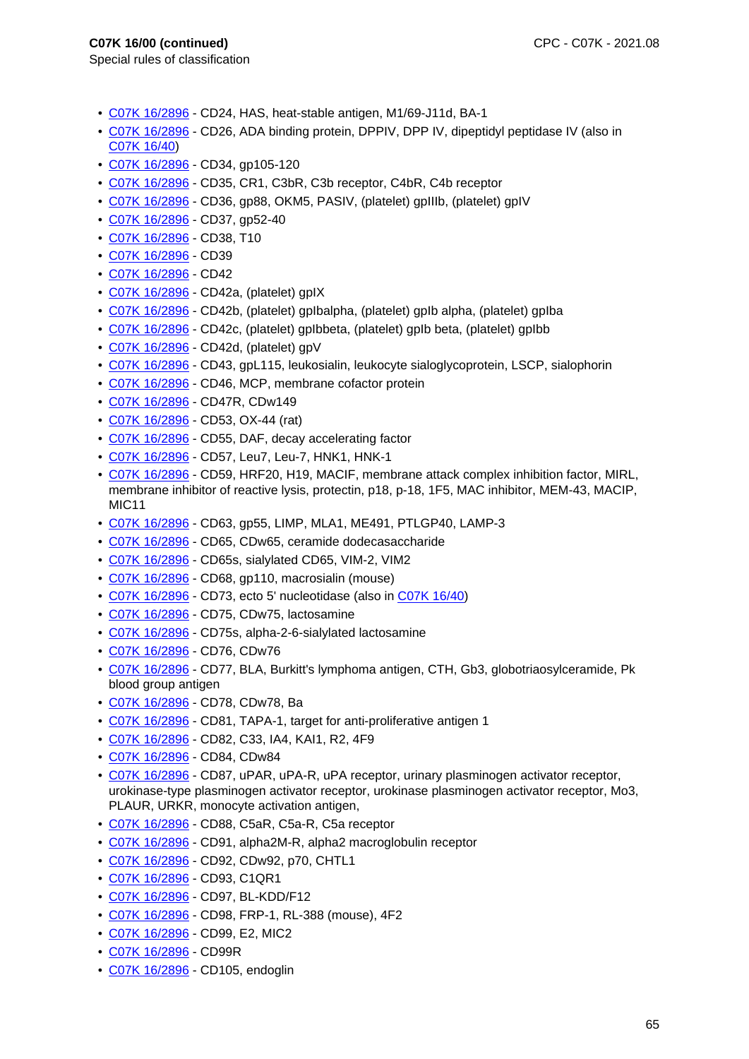**C07K 16/00 (continued)**

Special rules of classification

- C07K 16/2896 - CD24, HAS, heat-stable antigen, M1/69-J11d, BA-1
- C07K 16/2896 - CD26, ADA binding protein, DPPIV, DPP IV, dipeptidyl peptidase IV (also in C07K 16/40)
- C07K 16/2896 - CD34, gp105-120
- C07K 16/2896 - CD35, CR1, C3bR, C3b receptor, C4bR, C4b receptor
- C07K 16/2896 - CD36, gp88, OKM5, PASIV, (platelet) gpIIIb, (platelet) gpIV
- C07K 16/2896 - CD37, gp52-40
- C07K 16/2896 - CD38, T10
- C07K 16/2896 - CD39
- C07K 16/2896 - CD42
- C07K 16/2896 - CD42a, (platelet) gpIX
- C07K 16/2896 - CD42b, (platelet) gpIbalpha, (platelet) gpIb alpha, (platelet) gpIba
- C07K 16/2896 - CD42c, (platelet) gpIbbeta, (platelet) gpIb beta, (platelet) gpIbb
- C07K 16/2896 - CD42d, (platelet) gpV
- C07K 16/2896 - CD43, gpL115, leukosialin, leukocyte sialoglycoprotein, LSCP, sialophorin
- C07K 16/2896 - CD46, MCP, membrane cofactor protein
- C07K 16/2896 - CD47R, CDw149
- C07K 16/2896 - CD53, OX-44 (rat)
- C07K 16/2896 - CD55, DAF, decay accelerating factor
- C07K 16/2896 - CD57, Leu7, Leu-7, HNK1, HNK-1
- C07K 16/2896 - CD59, HRF20, H19, MACIF, membrane attack complex inhibition factor, MIRL, membrane inhibitor of reactive lysis, protectin, p18, p-18, 1F5, MAC inhibitor, MEM-43, MACIP, MIC11
- C07K 16/2896 - CD63, gp55, LIMP, MLA1, ME491, PTLGP40, LAMP-3
- C07K 16/2896 - CD65, CDw65, ceramide dodecasaccharide
- C07K 16/2896 - CD65s, sialylated CD65, VIM-2, VIM2
- C07K 16/2896 - CD68, gp110, macrosialin (mouse)
- C07K 16/2896 - CD73, ecto 5' nucleotidase (also in C07K 16/40)
- C07K 16/2896 - CD75, CDw75, lactosamine
- C07K 16/2896 - CD75s, alpha-2-6-sialylated lactosamine
- C07K 16/2896 - CD76, CDw76
- C07K 16/2896 - CD77, BLA, Burkitt's lymphoma antigen, CTH, Gb3, globotriaosylceramide, Pk blood group antigen
- C07K 16/2896 - CD78, CDw78, Ba
- C07K 16/2896 - CD81, TAPA-1, target for anti-proliferative antigen 1
- C07K 16/2896 - CD82, C33, IA4, KAI1, R2, 4F9
- C07K 16/2896 - CD84, CDw84
- C07K 16/2896 - CD87, uPAR, uPA-R, uPA receptor, urinary plasminogen activator receptor, urokinase-type plasminogen activator receptor, urokinase plasminogen activator receptor, Mo3, PLAUR, URKR, monocyte activation antigen,
- C07K 16/2896 - CD88, C5aR, C5a-R, C5a receptor
- C07K 16/2896 - CD91, alpha2M-R, alpha2 macroglobulin receptor
- C07K 16/2896 - CD92, CDw92, p70, CHTL1
- C07K 16/2896 - CD93, C1QR1
- C07K 16/2896 - CD97, BL-KDD/F12
- C07K 16/2896 - CD98, FRP-1, RL-388 (mouse), 4F2
- C07K 16/2896 - CD99, E2, MIC2
- C07K 16/2896 - CD99R
- C07K 16/2896 - CD105, endoglin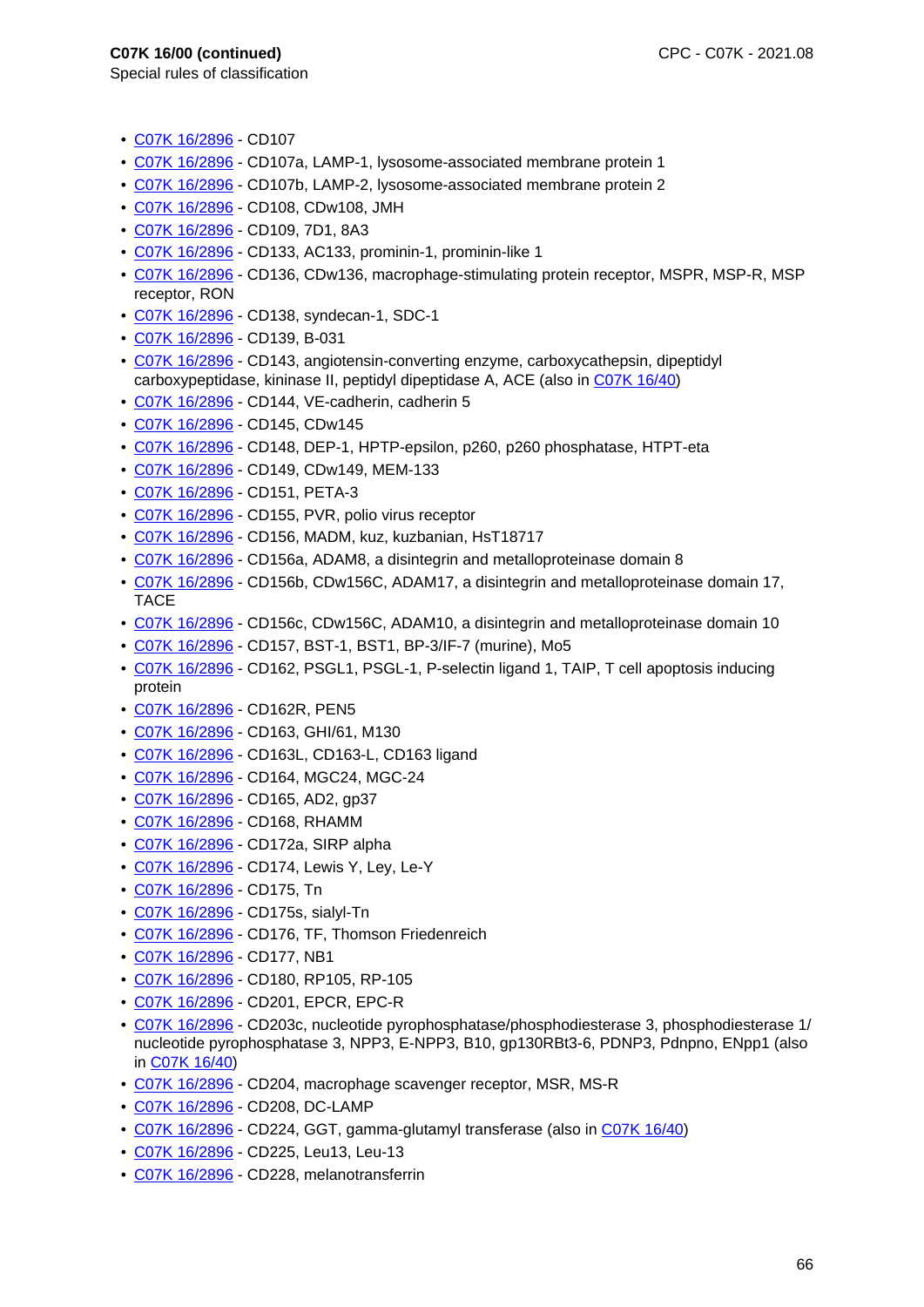**C07K 16/00 (continued)**

Special rules of classification

- C07K 16/2896 - CD107
- C07K 16/2896 - CD107a, LAMP-1, lysosome-associated membrane protein 1
- C07K 16/2896 - CD107b, LAMP-2, lysosome-associated membrane protein 2
- C07K 16/2896 - CD108, CDw108, JMH
- C07K 16/2896 - CD109, 7D1, 8A3
- C07K 16/2896 - CD133, AC133, prominin-1, prominin-like 1
- C07K 16/2896 - CD136, CDw136, macrophage-stimulating protein receptor, MSPR, MSP-R, MSP receptor, RON
- C07K 16/2896 - CD138, syndecan-1, SDC-1
- C07K 16/2896 - CD139, B-031
- C07K 16/2896 - CD143, angiotensin-converting enzyme, carboxycathepsin, dipeptidyl carboxypeptidase, kininase II, peptidyl dipeptidase A, ACE (also in C07K 16/40)
- C07K 16/2896 - CD144, VE-cadherin, cadherin 5
- C07K 16/2896 - CD145, CDw145
- C07K 16/2896 - CD148, DEP-1, HPTP-epsilon, p260, p260 phosphatase, HTPT-eta
- C07K 16/2896 - CD149, CDw149, MEM-133
- C07K 16/2896 - CD151, PETA-3
- C07K 16/2896 - CD155, PVR, polio virus receptor
- C07K 16/2896 - CD156, MADM, kuz, kuzbanian, HsT18717
- C07K 16/2896 - CD156a, ADAM8, a disintegrin and metalloproteinase domain 8
- C07K 16/2896 - CD156b, CDw156C, ADAM17, a disintegrin and metalloproteinase domain 17, TACE
- C07K 16/2896 - CD156c, CDw156C, ADAM10, a disintegrin and metalloproteinase domain 10
- C07K 16/2896 - CD157, BST-1, BST1, BP-3/IF-7 (murine), Mo5
- C07K 16/2896 - CD162, PSGL1, PSGL-1, P-selectin ligand 1, TAIP, T cell apoptosis inducing protein
- C07K 16/2896 - CD162R, PEN5
- C07K 16/2896 - CD163, GHI/61, M130
- C07K 16/2896 - CD163L, CD163-L, CD163 ligand
- C07K 16/2896 - CD164, MGC24, MGC-24
- C07K 16/2896 - CD165, AD2, gp37
- C07K 16/2896 - CD168, RHAMM
- C07K 16/2896 - CD172a, SIRP alpha
- C07K 16/2896 - CD174, Lewis Y, Ley, Le-Y
- C07K 16/2896 - CD175, Tn
- C07K 16/2896 - CD175s, sialyl-Tn
- C07K 16/2896 - CD176, TF, Thomson Friedenreich
- C07K 16/2896 - CD177, NB1
- C07K 16/2896 - CD180, RP105, RP-105
- C07K 16/2896 - CD201, EPCR, EPC-R
- C07K 16/2896 - CD203c, nucleotide pyrophosphatase/phosphodiesterase 3, phosphodiesterase 1/ nucleotide pyrophosphatase 3, NPP3, E-NPP3, B10, gp130RBt3-6, PDNP3, Pdnpno, ENpp1 (also in C07K 16/40)
- C07K 16/2896 - CD204, macrophage scavenger receptor, MSR, MS-R
- C07K 16/2896 - CD208, DC-LAMP
- C07K 16/2896 - CD224, GGT, gamma-glutamyl transferase (also in C07K 16/40)
- C07K 16/2896 - CD225, Leu13, Leu-13
- C07K 16/2896 - CD228, melanotransferrin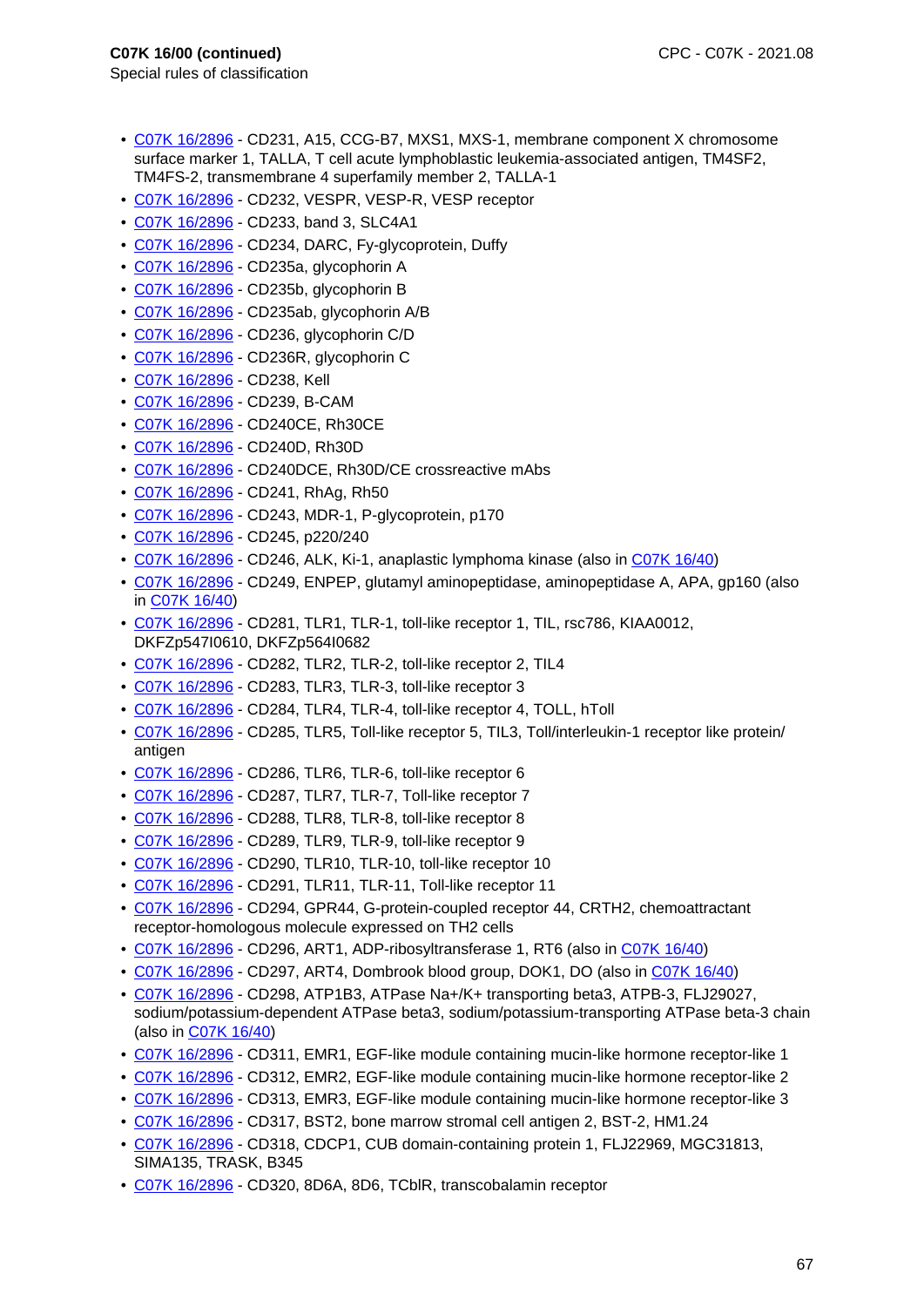**C07K 16/00 (continued)**
Special rules of classification

- C07K 16/2896 - CD231, A15, CCG-B7, MXS1, MXS-1, membrane component X chromosome surface marker 1, TALLA, T cell acute lymphoblastic leukemia-associated antigen, TM4SF2, TM4FS-2, transmembrane 4 superfamily member 2, TALLA-1
- C07K 16/2896 - CD232, VESPR, VESP-R, VESP receptor
- C07K 16/2896 - CD233, band 3, SLC4A1
- C07K 16/2896 - CD234, DARC, Fy-glycoprotein, Duffy
- C07K 16/2896 - CD235a, glycophorin A
- C07K 16/2896 - CD235b, glycophorin B
- C07K 16/2896 - CD235ab, glycophorin A/B
- C07K 16/2896 - CD236, glycophorin C/D
- C07K 16/2896 - CD236R, glycophorin C
- C07K 16/2896 - CD238, Kell
- C07K 16/2896 - CD239, B-CAM
- C07K 16/2896 - CD240CE, Rh30CE
- C07K 16/2896 - CD240D, Rh30D
- C07K 16/2896 - CD240DCE, Rh30D/CE crossreactive mAbs
- C07K 16/2896 - CD241, RhAg, Rh50
- C07K 16/2896 - CD243, MDR-1, P-glycoprotein, p170
- C07K 16/2896 - CD245, p220/240
- C07K 16/2896 - CD246, ALK, Ki-1, anaplastic lymphoma kinase (also in C07K 16/40)
- C07K 16/2896 - CD249, ENPEP, glutamyl aminopeptidase, aminopeptidase A, APA, gp160 (also in C07K 16/40)
- C07K 16/2896 - CD281, TLR1, TLR-1, toll-like receptor 1, TIL, rsc786, KIAA0012, DKFZp547I0610, DKFZp564I0682
- C07K 16/2896 - CD282, TLR2, TLR-2, toll-like receptor 2, TIL4
- C07K 16/2896 - CD283, TLR3, TLR-3, toll-like receptor 3
- C07K 16/2896 - CD284, TLR4, TLR-4, toll-like receptor 4, TOLL, hToll
- C07K 16/2896 - CD285, TLR5, Toll-like receptor 5, TIL3, Toll/interleukin-1 receptor like protein/antigen
- C07K 16/2896 - CD286, TLR6, TLR-6, toll-like receptor 6
- C07K 16/2896 - CD287, TLR7, TLR-7, Toll-like receptor 7
- C07K 16/2896 - CD288, TLR8, TLR-8, toll-like receptor 8
- C07K 16/2896 - CD289, TLR9, TLR-9, toll-like receptor 9
- C07K 16/2896 - CD290, TLR10, TLR-10, toll-like receptor 10
- C07K 16/2896 - CD291, TLR11, TLR-11, Toll-like receptor 11
- C07K 16/2896 - CD294, GPR44, G-protein-coupled receptor 44, CRTH2, chemoattractant receptor-homologous molecule expressed on TH2 cells
- C07K 16/2896 - CD296, ART1, ADP-ribosyltransferase 1, RT6 (also in C07K 16/40)
- C07K 16/2896 - CD297, ART4, Dombrook blood group, DOK1, DO (also in C07K 16/40)
- C07K 16/2896 - CD298, ATP1B3, ATPase Na+/K+ transporting beta3, ATPB-3, FLJ29027, sodium/potassium-dependent ATPase beta3, sodium/potassium-transporting ATPase beta-3 chain (also in C07K 16/40)
- C07K 16/2896 - CD311, EMR1, EGF-like module containing mucin-like hormone receptor-like 1
- C07K 16/2896 - CD312, EMR2, EGF-like module containing mucin-like hormone receptor-like 2
- C07K 16/2896 - CD313, EMR3, EGF-like module containing mucin-like hormone receptor-like 3
- C07K 16/2896 - CD317, BST2, bone marrow stromal cell antigen 2, BST-2, HM1.24
- C07K 16/2896 - CD318, CDCP1, CUB domain-containing protein 1, FLJ22969, MGC31813, SIMA135, TRASK, B345
- C07K 16/2896 - CD320, 8D6A, 8D6, TCblR, transcobalamin receptor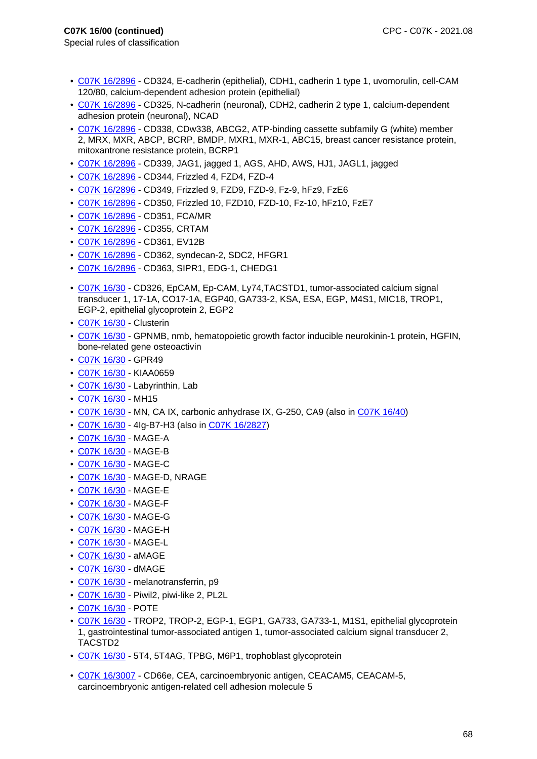**C07K 16/00 (continued)**
Special rules of classification

- C07K 16/2896 - CD324, E-cadherin (epithelial), CDH1, cadherin 1 type 1, uvomorulin, cell-CAM 120/80, calcium-dependent adhesion protein (epithelial)
- C07K 16/2896 - CD325, N-cadherin (neuronal), CDH2, cadherin 2 type 1, calcium-dependent adhesion protein (neuronal), NCAD
- C07K 16/2896 - CD338, CDw338, ABCG2, ATP-binding cassette subfamily G (white) member 2, MRX, MXR, ABCP, BCRP, BMDP, MXR1, MXR-1, ABC15, breast cancer resistance protein, mitoxantrone resistance protein, BCRP1
- C07K 16/2896 - CD339, JAG1, jagged 1, AGS, AHD, AWS, HJ1, JAGL1, jagged
- C07K 16/2896 - CD344, Frizzled 4, FZD4, FZD-4
- C07K 16/2896 - CD349, Frizzled 9, FZD9, FZD-9, Fz-9, hFz9, FzE6
- C07K 16/2896 - CD350, Frizzled 10, FZD10, FZD-10, Fz-10, hFz10, FzE7
- C07K 16/2896 - CD351, FCA/MR
- C07K 16/2896 - CD355, CRTAM
- C07K 16/2896 - CD361, EV12B
- C07K 16/2896 - CD362, syndecan-2, SDC2, HFGR1
- C07K 16/2896 - CD363, SIPR1, EDG-1, CHEDG1

- C07K 16/30 - CD326, EpCAM, Ep-CAM, Ly74,TACSTD1, tumor-associated calcium signal transducer 1, 17-1A, CO17-1A, EGP40, GA733-2, KSA, ESA, EGP, M4S1, MIC18, TROP1, EGP-2, epithelial glycoprotein 2, EGP2
- C07K 16/30 - Clusterin
- C07K 16/30 - GPNMB, nmb, hematopoietic growth factor inducible neurokinin-1 protein, HGFIN, bone-related gene osteoactivin
- C07K 16/30 - GPR49
- C07K 16/30 - KIAA0659
- C07K 16/30 - Labyrinthin, Lab
- C07K 16/30 - MH15
- C07K 16/30 - MN, CA IX, carbonic anhydrase IX, G-250, CA9 (also in C07K 16/40)
- C07K 16/30 - 4Ig-B7-H3 (also in C07K 16/2827)
- C07K 16/30 - MAGE-A
- C07K 16/30 - MAGE-B
- C07K 16/30 - MAGE-C
- C07K 16/30 - MAGE-D, NRAGE
- C07K 16/30 - MAGE-E
- C07K 16/30 - MAGE-F
- C07K 16/30 - MAGE-G
- C07K 16/30 - MAGE-H
- C07K 16/30 - MAGE-L
- C07K 16/30 - aMAGE
- C07K 16/30 - dMAGE
- C07K 16/30 - melanotransferrin, p9
- C07K 16/30 - Piwil2, piwi-like 2, PL2L
- C07K 16/30 - POTE
- C07K 16/30 - TROP2, TROP-2, EGP-1, EGP1, GA733, GA733-1, M1S1, epithelial glycoprotein 1, gastrointestinal tumor-associated antigen 1, tumor-associated calcium signal transducer 2, TACSTD2
- C07K 16/30 - 5T4, 5T4AG, TPBG, M6P1, trophoblast glycoprotein

- C07K 16/3007 - CD66e, CEA, carcinoembryonic antigen, CEACAM5, CEACAM-5, carcinoembryonic antigen-related cell adhesion molecule 5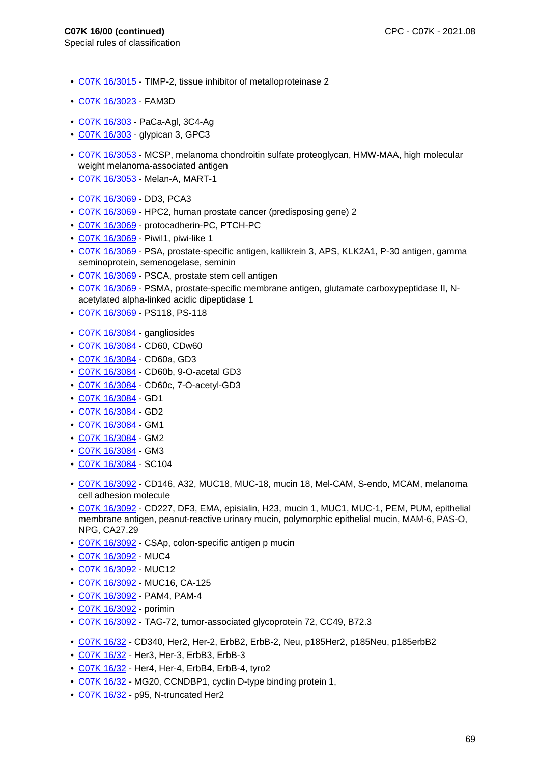**C07K 16/00 (continued)**
Special rules of classification

- C07K 16/3015 - TIMP-2, tissue inhibitor of metalloproteinase 2

- C07K 16/3023 - FAM3D

- C07K 16/303 - PaCa-Agl, 3C4-Ag
- C07K 16/303 - glypican 3, GPC3

- C07K 16/3053 - MCSP, melanoma chondroitin sulfate proteoglycan, HMW-MAA, high molecular weight melanoma-associated antigen
- C07K 16/3053 - Melan-A, MART-1

- C07K 16/3069 - DD3, PCA3
- C07K 16/3069 - HPC2, human prostate cancer (predisposing gene) 2
- C07K 16/3069 - protocadherin-PC, PTCH-PC
- C07K 16/3069 - Piwil1, piwi-like 1
- C07K 16/3069 - PSA, prostate-specific antigen, kallikrein 3, APS, KLK2A1, P-30 antigen, gamma seminoprotein, semenogelase, seminin
- C07K 16/3069 - PSCA, prostate stem cell antigen
- C07K 16/3069 - PSMA, prostate-specific membrane antigen, glutamate carboxypeptidase II, N-acetylated alpha-linked acidic dipeptidase 1
- C07K 16/3069 - PS118, PS-118

- C07K 16/3084 - gangliosides
- C07K 16/3084 - CD60, CDw60
- C07K 16/3084 - CD60a, GD3
- C07K 16/3084 - CD60b, 9-O-acetal GD3
- C07K 16/3084 - CD60c, 7-O-acetyl-GD3
- C07K 16/3084 - GD1
- C07K 16/3084 - GD2
- C07K 16/3084 - GM1
- C07K 16/3084 - GM2
- C07K 16/3084 - GM3
- C07K 16/3084 - SC104

- C07K 16/3092 - CD146, A32, MUC18, MUC-18, mucin 18, Mel-CAM, S-endo, MCAM, melanoma cell adhesion molecule
- C07K 16/3092 - CD227, DF3, EMA, episialin, H23, mucin 1, MUC1, MUC-1, PEM, PUM, epithelial membrane antigen, peanut-reactive urinary mucin, polymorphic epithelial mucin, MAM-6, PAS-O, NPG, CA27.29
- C07K 16/3092 - CSAp, colon-specific antigen p mucin
- C07K 16/3092 - MUC4
- C07K 16/3092 - MUC12
- C07K 16/3092 - MUC16, CA-125
- C07K 16/3092 - PAM4, PAM-4
- C07K 16/3092 - porimin
- C07K 16/3092 - TAG-72, tumor-associated glycoprotein 72, CC49, B72.3

- C07K 16/32 - CD340, Her2, Her-2, ErbB2, ErbB-2, Neu, p185Her2, p185Neu, p185erbB2
- C07K 16/32 - Her3, Her-3, ErbB3, ErbB-3
- C07K 16/32 - Her4, Her-4, ErbB4, ErbB-4, tyro2
- C07K 16/32 - MG20, CCNDBP1, cyclin D-type binding protein 1,
- C07K 16/32 - p95, N-truncated Her2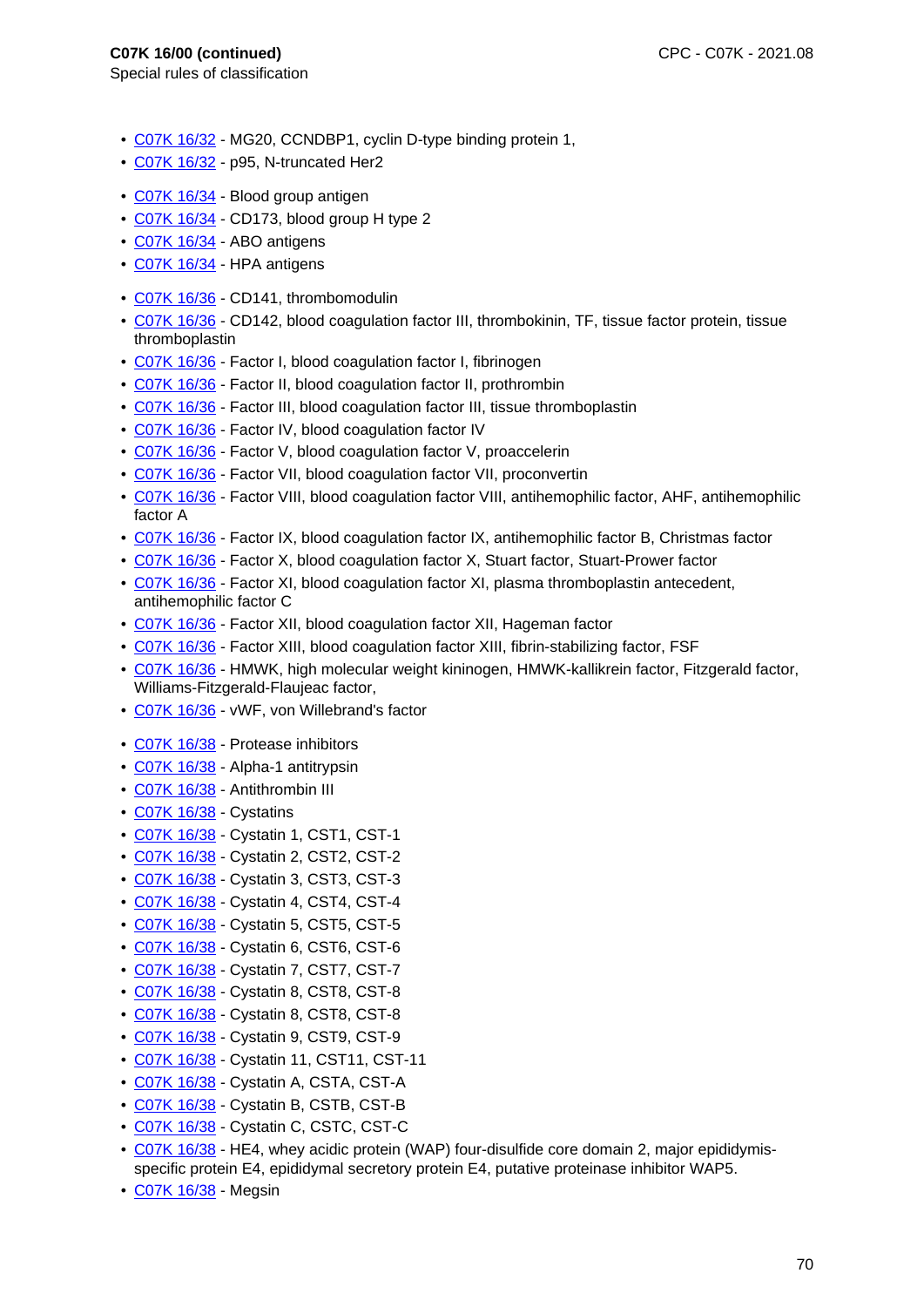**C07K 16/00 (continued)**
Special rules of classification

- C07K 16/32 - MG20, CCNDBP1, cyclin D-type binding protein 1,
- C07K 16/32 - p95, N-truncated Her2

- C07K 16/34 - Blood group antigen
- C07K 16/34 - CD173, blood group H type 2
- C07K 16/34 - ABO antigens
- C07K 16/34 - HPA antigens

- C07K 16/36 - CD141, thrombomodulin
- C07K 16/36 - CD142, blood coagulation factor III, thrombokinin, TF, tissue factor protein, tissue thromboplastin
- C07K 16/36 - Factor I, blood coagulation factor I, fibrinogen
- C07K 16/36 - Factor II, blood coagulation factor II, prothrombin
- C07K 16/36 - Factor III, blood coagulation factor III, tissue thromboplastin
- C07K 16/36 - Factor IV, blood coagulation factor IV
- C07K 16/36 - Factor V, blood coagulation factor V, proaccelerin
- C07K 16/36 - Factor VII, blood coagulation factor VII, proconvertin
- C07K 16/36 - Factor VIII, blood coagulation factor VIII, antihemophilic factor, AHF, antihemophilic factor A
- C07K 16/36 - Factor IX, blood coagulation factor IX, antihemophilic factor B, Christmas factor
- C07K 16/36 - Factor X, blood coagulation factor X, Stuart factor, Stuart-Prower factor
- C07K 16/36 - Factor XI, blood coagulation factor XI, plasma thromboplastin antecedent, antihemophilic factor C
- C07K 16/36 - Factor XII, blood coagulation factor XII, Hageman factor
- C07K 16/36 - Factor XIII, blood coagulation factor XIII, fibrin-stabilizing factor, FSF
- C07K 16/36 - HMWK, high molecular weight kininogen, HMWK-kallikrein factor, Fitzgerald factor, Williams-Fitzgerald-Flaujeac factor,
- C07K 16/36 - vWF, von Willebrand's factor

- C07K 16/38 - Protease inhibitors
- C07K 16/38 - Alpha-1 antitrypsin
- C07K 16/38 - Antithrombin III
- C07K 16/38 - Cystatins
- C07K 16/38 - Cystatin 1, CST1, CST-1
- C07K 16/38 - Cystatin 2, CST2, CST-2
- C07K 16/38 - Cystatin 3, CST3, CST-3
- C07K 16/38 - Cystatin 4, CST4, CST-4
- C07K 16/38 - Cystatin 5, CST5, CST-5
- C07K 16/38 - Cystatin 6, CST6, CST-6
- C07K 16/38 - Cystatin 7, CST7, CST-7
- C07K 16/38 - Cystatin 8, CST8, CST-8
- C07K 16/38 - Cystatin 8, CST8, CST-8
- C07K 16/38 - Cystatin 9, CST9, CST-9
- C07K 16/38 - Cystatin 11, CST11, CST-11
- C07K 16/38 - Cystatin A, CSTA, CST-A
- C07K 16/38 - Cystatin B, CSTB, CST-B
- C07K 16/38 - Cystatin C, CSTC, CST-C
- C07K 16/38 - HE4, whey acidic protein (WAP) four-disulfide core domain 2, major epididymis-specific protein E4, epididymal secretory protein E4, putative proteinase inhibitor WAP5.
- C07K 16/38 - Megsin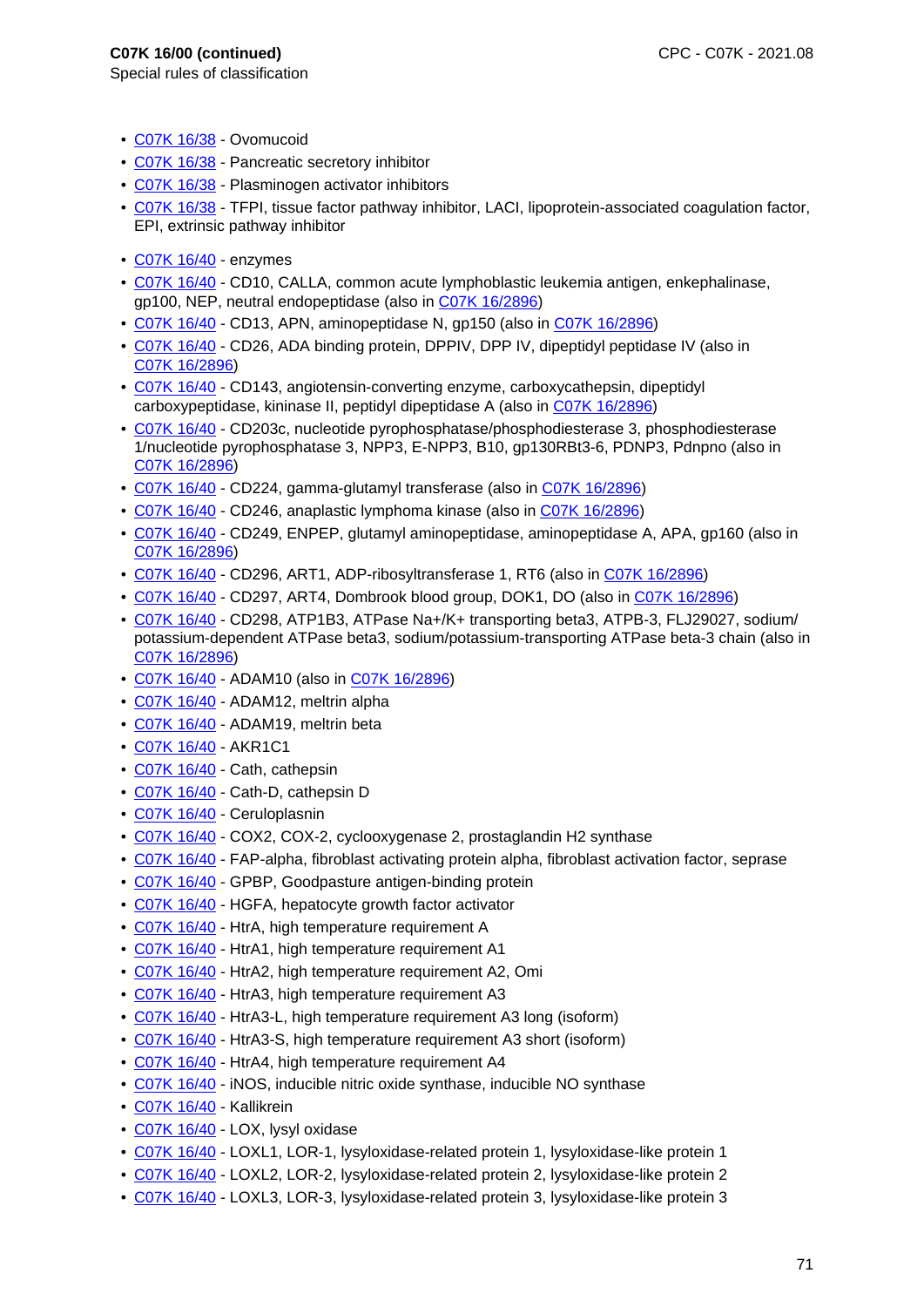- C07K 16/38 - Ovomucoid
- C07K 16/38 - Pancreatic secretory inhibitor
- C07K 16/38 - Plasminogen activator inhibitors
- C07K 16/38 - TFPI, tissue factor pathway inhibitor, LACI, lipoprotein-associated coagulation factor, EPI, extrinsic pathway inhibitor

- C07K 16/40 - enzymes
- C07K 16/40 - CD10, CALLA, common acute lymphoblastic leukemia antigen, enkephalinase, gp100, NEP, neutral endopeptidase (also in C07K 16/2896)
- C07K 16/40 - CD13, APN, aminopeptidase N, gp150 (also in C07K 16/2896)
- C07K 16/40 - CD26, ADA binding protein, DPPIV, DPP IV, dipeptidyl peptidase IV (also in C07K 16/2896)
- C07K 16/40 - CD143, angiotensin-converting enzyme, carboxycathepsin, dipeptidyl carboxypeptidase, kininase II, peptidyl dipeptidase A (also in C07K 16/2896)
- C07K 16/40 - CD203c, nucleotide pyrophosphatase/phosphodiesterase 3, phosphodiesterase 1/nucleotide pyrophosphatase 3, NPP3, E-NPP3, B10, gp130RBt3-6, PDNP3, Pdnpno (also in C07K 16/2896)
- C07K 16/40 - CD224, gamma-glutamyl transferase (also in C07K 16/2896)
- C07K 16/40 - CD246, anaplastic lymphoma kinase (also in C07K 16/2896)
- C07K 16/40 - CD249, ENPEP, glutamyl aminopeptidase, aminopeptidase A, APA, gp160 (also in C07K 16/2896)
- C07K 16/40 - CD296, ART1, ADP-ribosyltransferase 1, RT6 (also in C07K 16/2896)
- C07K 16/40 - CD297, ART4, Dombrook blood group, DOK1, DO (also in C07K 16/2896)
- C07K 16/40 - CD298, ATP1B3, ATPase Na+/K+ transporting beta3, ATPB-3, FLJ29027, sodium/potassium-dependent ATPase beta3, sodium/potassium-transporting ATPase beta-3 chain (also in C07K 16/2896)
- C07K 16/40 - ADAM10 (also in C07K 16/2896)
- C07K 16/40 - ADAM12, meltrin alpha
- C07K 16/40 - ADAM19, meltrin beta
- C07K 16/40 - AKR1C1
- C07K 16/40 - Cath, cathepsin
- C07K 16/40 - Cath-D, cathepsin D
- C07K 16/40 - Ceruloplasnin
- C07K 16/40 - COX2, COX-2, cyclooxygenase 2, prostaglandin H2 synthase
- C07K 16/40 - FAP-alpha, fibroblast activating protein alpha, fibroblast activation factor, seprase
- C07K 16/40 - GPBP, Goodpasture antigen-binding protein
- C07K 16/40 - HGFA, hepatocyte growth factor activator
- C07K 16/40 - HtrA, high temperature requirement A
- C07K 16/40 - HtrA1, high temperature requirement A1
- C07K 16/40 - HtrA2, high temperature requirement A2, Omi
- C07K 16/40 - HtrA3, high temperature requirement A3
- C07K 16/40 - HtrA3-L, high temperature requirement A3 long (isoform)
- C07K 16/40 - HtrA3-S, high temperature requirement A3 short (isoform)
- C07K 16/40 - HtrA4, high temperature requirement A4
- C07K 16/40 - iNOS, inducible nitric oxide synthase, inducible NO synthase
- C07K 16/40 - Kallikrein
- C07K 16/40 - LOX, lysyl oxidase
- C07K 16/40 - LOXL1, LOR-1, lysyloxidase-related protein 1, lysyloxidase-like protein 1
- C07K 16/40 - LOXL2, LOR-2, lysyloxidase-related protein 2, lysyloxidase-like protein 2
- C07K 16/40 - LOXL3, LOR-3, lysyloxidase-related protein 3, lysyloxidase-like protein 3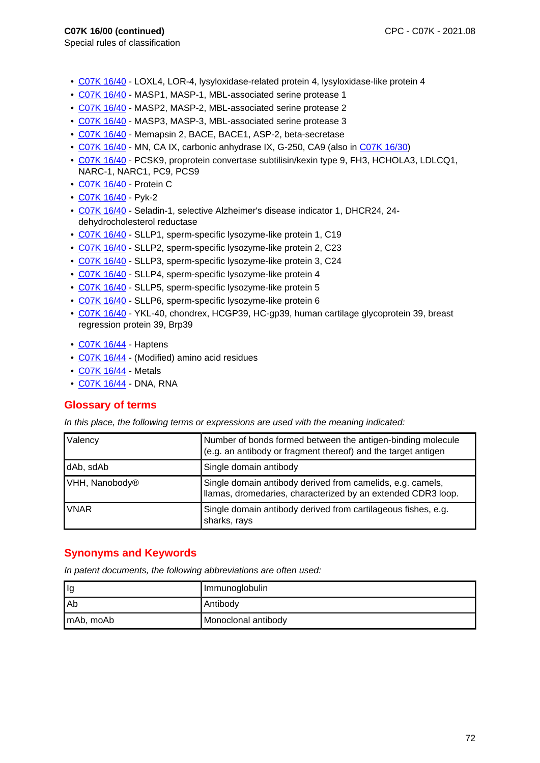**C07K 16/00 (continued)**
Special rules of classification

- C07K 16/40 - LOXL4, LOR-4, lysyloxidase-related protein 4, lysyloxidase-like protein 4
- C07K 16/40 - MASP1, MASP-1, MBL-associated serine protease 1
- C07K 16/40 - MASP2, MASP-2, MBL-associated serine protease 2
- C07K 16/40 - MASP3, MASP-3, MBL-associated serine protease 3
- C07K 16/40 - Memapsin 2, BACE, BACE1, ASP-2, beta-secretase
- C07K 16/40 - MN, CA IX, carbonic anhydrase IX, G-250, CA9 (also in C07K 16/30)
- C07K 16/40 - PCSK9, proprotein convertase subtilisin/kexin type 9, FH3, HCHOLA3, LDLCQ1, NARC-1, NARC1, PC9, PCS9
- C07K 16/40 - Protein C
- C07K 16/40 - Pyk-2
- C07K 16/40 - Seladin-1, selective Alzheimer's disease indicator 1, DHCR24, 24-dehydrocholesterol reductase
- C07K 16/40 - SLLP1, sperm-specific lysozyme-like protein 1, C19
- C07K 16/40 - SLLP2, sperm-specific lysozyme-like protein 2, C23
- C07K 16/40 - SLLP3, sperm-specific lysozyme-like protein 3, C24
- C07K 16/40 - SLLP4, sperm-specific lysozyme-like protein 4
- C07K 16/40 - SLLP5, sperm-specific lysozyme-like protein 5
- C07K 16/40 - SLLP6, sperm-specific lysozyme-like protein 6
- C07K 16/40 - YKL-40, chondrex, HCGP39, HC-gp39, human cartilage glycoprotein 39, breast regression protein 39, Brp39

- C07K 16/44 - Haptens
- C07K 16/44 - (Modified) amino acid residues
- C07K 16/44 - Metals
- C07K 16/44 - DNA, RNA

## Glossary of terms

*In this place, the following terms or expressions are used with the meaning indicated:*

| | |
|---|---|
| Valency | Number of bonds formed between the antigen-binding molecule (e.g. an antibody or fragment thereof) and the target antigen |
| dAb, sdAb | Single domain antibody |
| VHH, Nanobody® | Single domain antibody derived from camelids, e.g. camels, llamas, dromedaries, characterized by an extended CDR3 loop. |
| VNAR | Single domain antibody derived from cartilageous fishes, e.g. sharks, rays |

## Synonyms and Keywords

*In patent documents, the following abbreviations are often used:*

| | |
|---|---|
| Ig | Immunoglobulin |
| Ab | Antibody |
| mAb, moAb | Monoclonal antibody |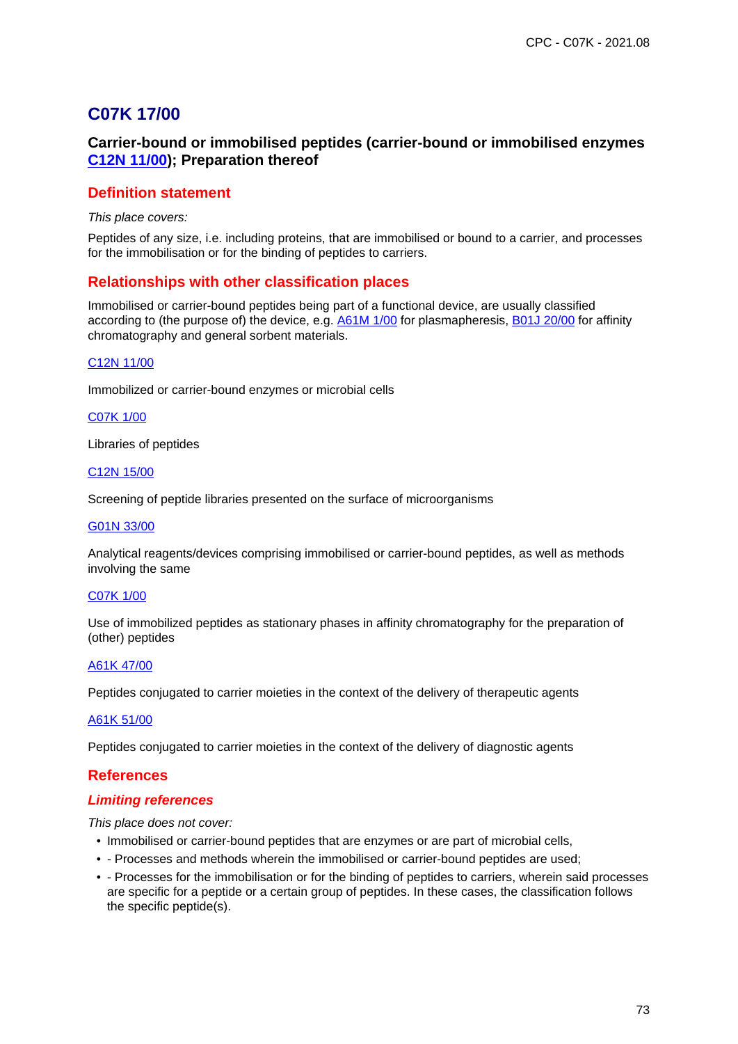# C07K 17/00

## Carrier-bound or immobilised peptides (carrier-bound or immobilised enzymes C12N 11/00); Preparation thereof

### Definition statement

*This place covers:*

Peptides of any size, i.e. including proteins, that are immobilised or bound to a carrier, and processes for the immobilisation or for the binding of peptides to carriers.

### Relationships with other classification places

Immobilised or carrier-bound peptides being part of a functional device, are usually classified according to (the purpose of) the device, e.g. A61M 1/00 for plasmapheresis, B01J 20/00 for affinity chromatography and general sorbent materials.

C12N 11/00

Immobilized or carrier-bound enzymes or microbial cells

C07K 1/00

Libraries of peptides

C12N 15/00

Screening of peptide libraries presented on the surface of microorganisms

G01N 33/00

Analytical reagents/devices comprising immobilised or carrier-bound peptides, as well as methods involving the same

C07K 1/00

Use of immobilized peptides as stationary phases in affinity chromatography for the preparation of (other) peptides

A61K 47/00

Peptides conjugated to carrier moieties in the context of the delivery of therapeutic agents

A61K 51/00

Peptides conjugated to carrier moieties in the context of the delivery of diagnostic agents

### References

#### *Limiting references*

*This place does not cover:*

- Immobilised or carrier-bound peptides that are enzymes or are part of microbial cells,
- - Processes and methods wherein the immobilised or carrier-bound peptides are used;
- - Processes for the immobilisation or for the binding of peptides to carriers, wherein said processes are specific for a peptide or a certain group of peptides. In these cases, the classification follows the specific peptide(s).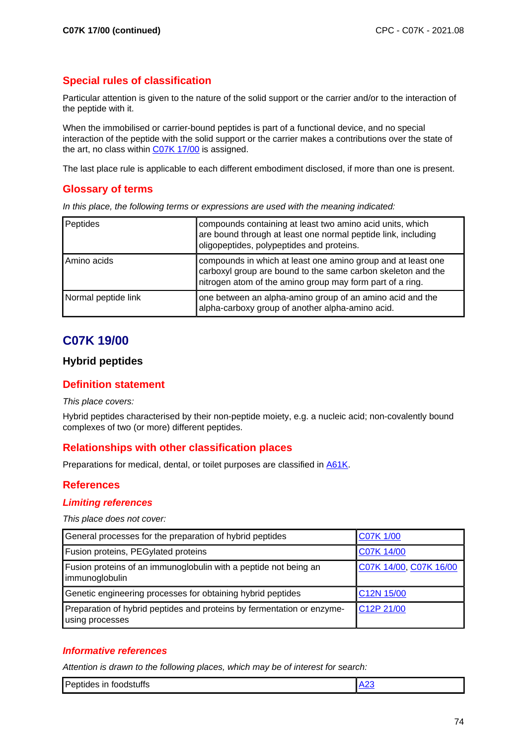## Special rules of classification

Particular attention is given to the nature of the solid support or the carrier and/or to the interaction of the peptide with it.

When the immobilised or carrier-bound peptides is part of a functional device, and no special interaction of the peptide with the solid support or the carrier makes a contributions over the state of the art, no class within C07K 17/00 is assigned.

The last place rule is applicable to each different embodiment disclosed, if more than one is present.

## Glossary of terms

*In this place, the following terms or expressions are used with the meaning indicated:*

| Peptides | compounds containing at least two amino acid units, which are bound through at least one normal peptide link, including oligopeptides, polypeptides and proteins. |
|---|---|
| Amino acids | compounds in which at least one amino group and at least one carboxyl group are bound to the same carbon skeleton and the nitrogen atom of the amino group may form part of a ring. |
| Normal peptide link | one between an alpha-amino group of an amino acid and the alpha-carboxy group of another alpha-amino acid. |

# C07K 19/00

### Hybrid peptides

## Definition statement

*This place covers:*

Hybrid peptides characterised by their non-peptide moiety, e.g. a nucleic acid; non-covalently bound complexes of two (or more) different peptides.

## Relationships with other classification places

Preparations for medical, dental, or toilet purposes are classified in A61K.

## References

### *Limiting references*

*This place does not cover:*

| General processes for the preparation of hybrid peptides | C07K 1/00 |
|---|---|
| Fusion proteins, PEGylated proteins | C07K 14/00 |
| Fusion proteins of an immunoglobulin with a peptide not being an immunoglobulin | C07K 14/00, C07K 16/00 |
| Genetic engineering processes for obtaining hybrid peptides | C12N 15/00 |
| Preparation of hybrid peptides and proteins by fermentation or enzyme-using processes | C12P 21/00 |

### *Informative references*

*Attention is drawn to the following places, which may be of interest for search:*

| Peptides in foodstuffs | A23 |
|---|---|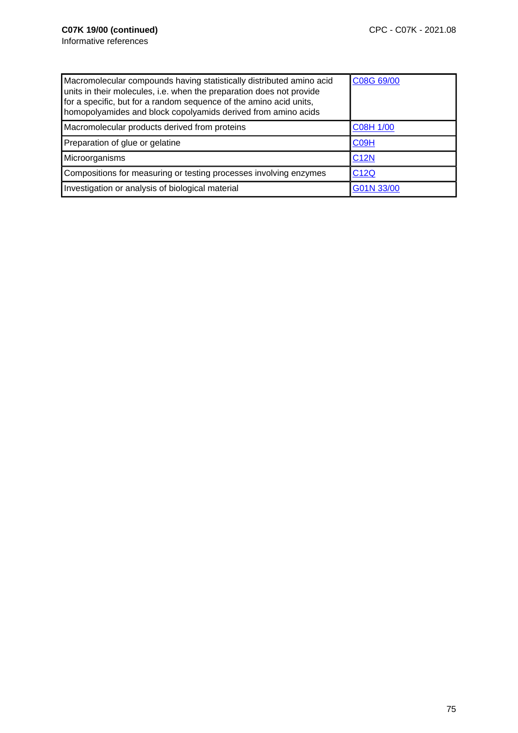**C07K 19/00 (continued)**

Informative references

| | |
|---|---|
| Macromolecular compounds having statistically distributed amino acid units in their molecules, i.e. when the preparation does not provide for a specific, but for a random sequence of the amino acid units, homopolyamides and block copolyamids derived from amino acids | C08G 69/00 |
| Macromolecular products derived from proteins | C08H 1/00 |
| Preparation of glue or gelatine | C09H |
| Microorganisms | C12N |
| Compositions for measuring or testing processes involving enzymes | C12Q |
| Investigation or analysis of biological material | G01N 33/00 |